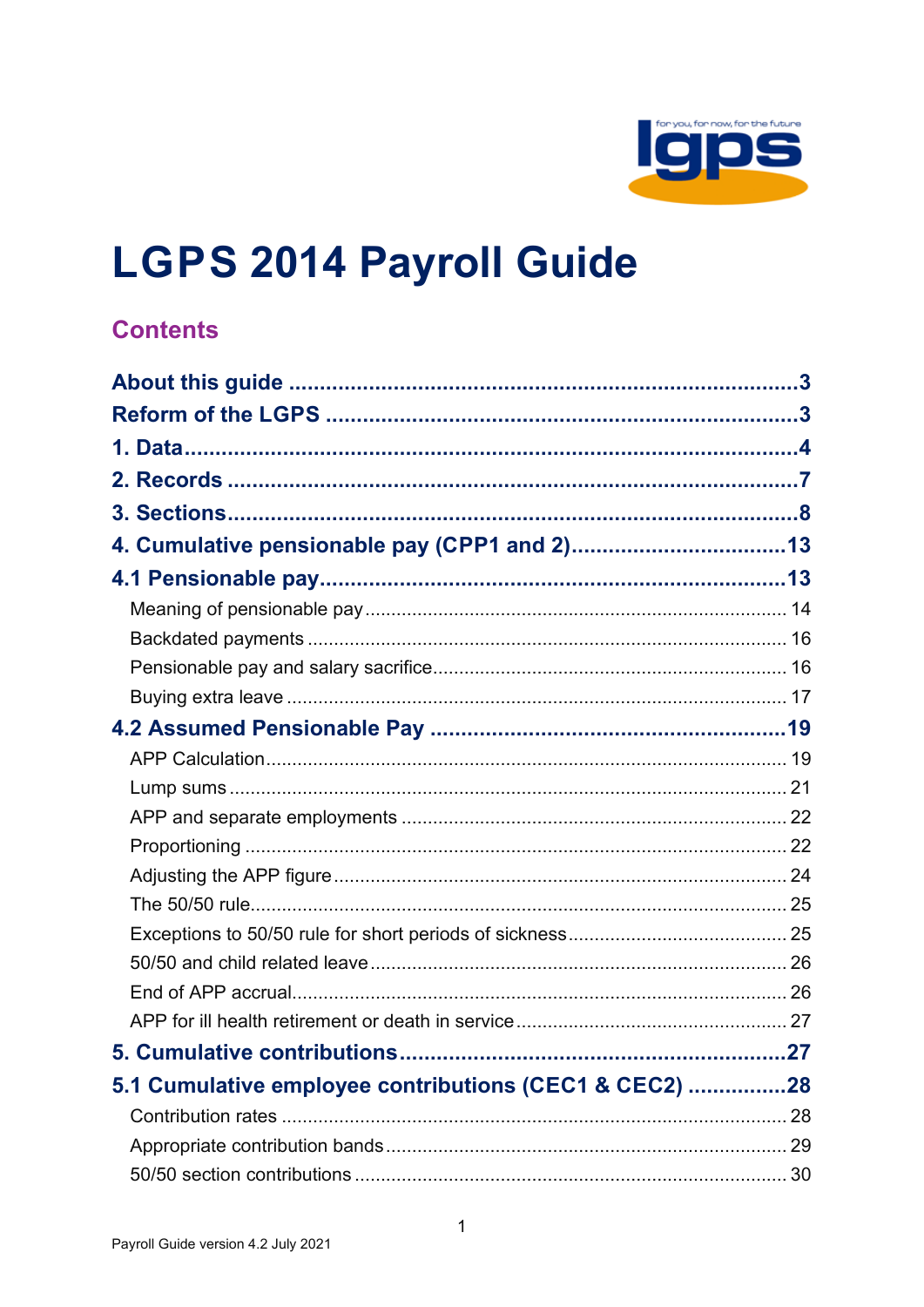# LGPS 2014 Payroll Guide

## Contents

**About this guide** ..... **3**

**Reform of the LGPS** ..... **3**

**1. Data** ..... **4**

**2. Records** ..... **7**

**3. Sections** ..... **8**

**4. Cumulative pensionable pay (CPP1 and 2)** ..... **13**

**4.1 Pensionable pay** ..... **13**

- Meaning of pensionable pay ..... 14
- Backdated payments ..... 16
- Pensionable pay and salary sacrifice ..... 16
- Buying extra leave ..... 17

**4.2 Assumed Pensionable Pay** ..... **19**

- APP Calculation ..... 19
- Lump sums ..... 21
- APP and separate employments ..... 22
- Proportioning ..... 22
- Adjusting the APP figure ..... 24
- The 50/50 rule ..... 25
- Exceptions to 50/50 rule for short periods of sickness ..... 25
- 50/50 and child related leave ..... 26
- End of APP accrual ..... 26
- APP for ill health retirement or death in service ..... 27

**5. Cumulative contributions** ..... **27**

**5.1 Cumulative employee contributions (CEC1 & CEC2)** ..... **28**

- Contribution rates ..... 28
- Appropriate contribution bands ..... 29
- 50/50 section contributions ..... 30

Payroll Guide version 4.2 July 2021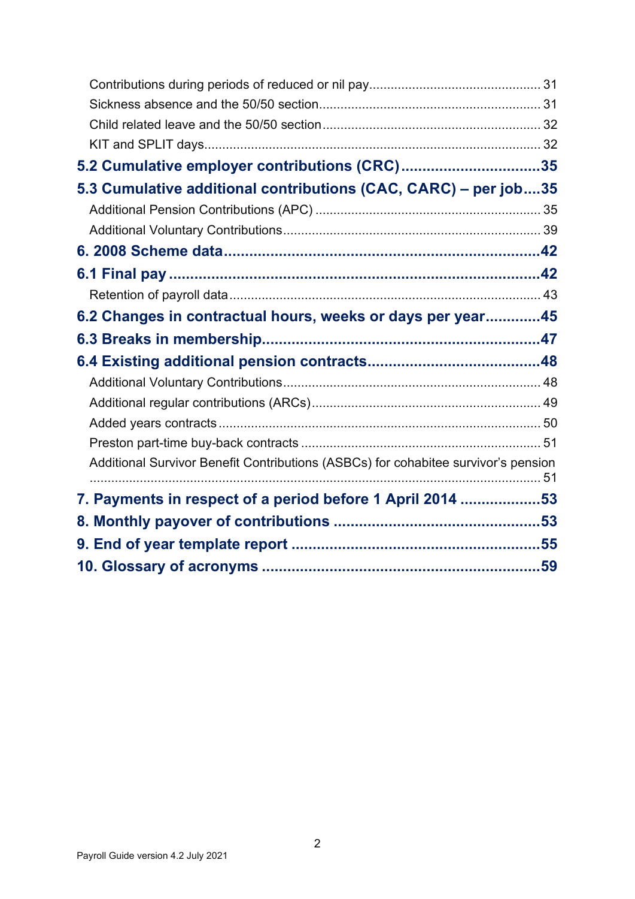Contributions during periods of reduced or nil pay ... 31
Sickness absence and the 50/50 section ... 31
Child related leave and the 50/50 section ... 32
KIT and SPLIT days ... 32

**5.2 Cumulative employer contributions (CRC) ... 35**

**5.3 Cumulative additional contributions (CAC, CARC) – per job ... 35**

Additional Pension Contributions (APC) ... 35
Additional Voluntary Contributions ... 39

**6. 2008 Scheme data ... 42**

**6.1 Final pay ... 42**

Retention of payroll data ... 43

**6.2 Changes in contractual hours, weeks or days per year ... 45**

**6.3 Breaks in membership ... 47**

**6.4 Existing additional pension contracts ... 48**

Additional Voluntary Contributions ... 48
Additional regular contributions (ARCs) ... 49
Added years contracts ... 50
Preston part-time buy-back contracts ... 51
Additional Survivor Benefit Contributions (ASBCs) for cohabitee survivor's pension ... 51

**7. Payments in respect of a period before 1 April 2014 ... 53**

**8. Monthly payover of contributions ... 53**

**9. End of year template report ... 55**

**10. Glossary of acronyms ... 59**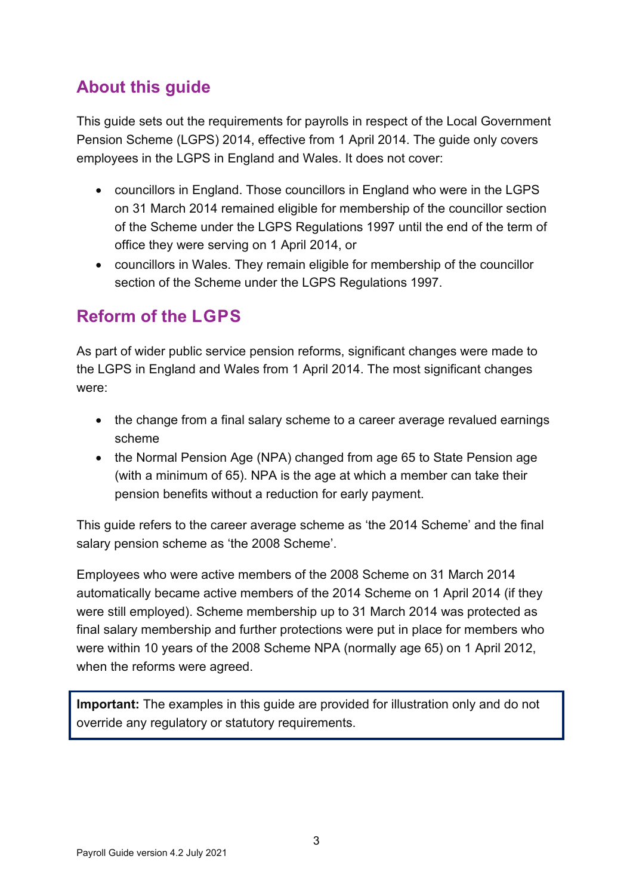## About this guide

This guide sets out the requirements for payrolls in respect of the Local Government Pension Scheme (LGPS) 2014, effective from 1 April 2014. The guide only covers employees in the LGPS in England and Wales. It does not cover:

- councillors in England. Those councillors in England who were in the LGPS on 31 March 2014 remained eligible for membership of the councillor section of the Scheme under the LGPS Regulations 1997 until the end of the term of office they were serving on 1 April 2014, or
- councillors in Wales. They remain eligible for membership of the councillor section of the Scheme under the LGPS Regulations 1997.

## Reform of the LGPS

As part of wider public service pension reforms, significant changes were made to the LGPS in England and Wales from 1 April 2014. The most significant changes were:

- the change from a final salary scheme to a career average revalued earnings scheme
- the Normal Pension Age (NPA) changed from age 65 to State Pension age (with a minimum of 65). NPA is the age at which a member can take their pension benefits without a reduction for early payment.

This guide refers to the career average scheme as 'the 2014 Scheme' and the final salary pension scheme as 'the 2008 Scheme'.

Employees who were active members of the 2008 Scheme on 31 March 2014 automatically became active members of the 2014 Scheme on 1 April 2014 (if they were still employed). Scheme membership up to 31 March 2014 was protected as final salary membership and further protections were put in place for members who were within 10 years of the 2008 Scheme NPA (normally age 65) on 1 April 2012, when the reforms were agreed.

**Important:** The examples in this guide are provided for illustration only and do not override any regulatory or statutory requirements.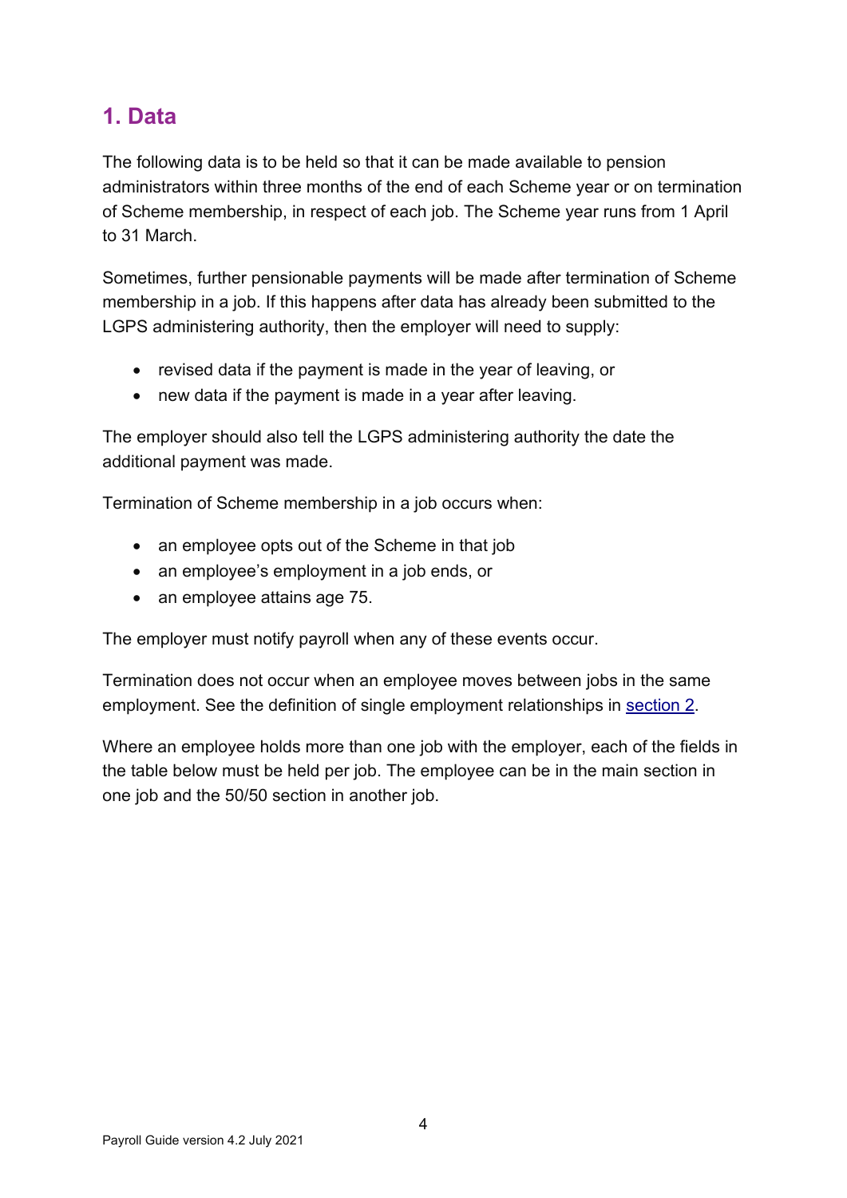## 1. Data

The following data is to be held so that it can be made available to pension administrators within three months of the end of each Scheme year or on termination of Scheme membership, in respect of each job. The Scheme year runs from 1 April to 31 March.

Sometimes, further pensionable payments will be made after termination of Scheme membership in a job. If this happens after data has already been submitted to the LGPS administering authority, then the employer will need to supply:

- revised data if the payment is made in the year of leaving, or
- new data if the payment is made in a year after leaving.

The employer should also tell the LGPS administering authority the date the additional payment was made.

Termination of Scheme membership in a job occurs when:

- an employee opts out of the Scheme in that job
- an employee's employment in a job ends, or
- an employee attains age 75.

The employer must notify payroll when any of these events occur.

Termination does not occur when an employee moves between jobs in the same employment. See the definition of single employment relationships in section 2.

Where an employee holds more than one job with the employer, each of the fields in the table below must be held per job. The employee can be in the main section in one job and the 50/50 section in another job.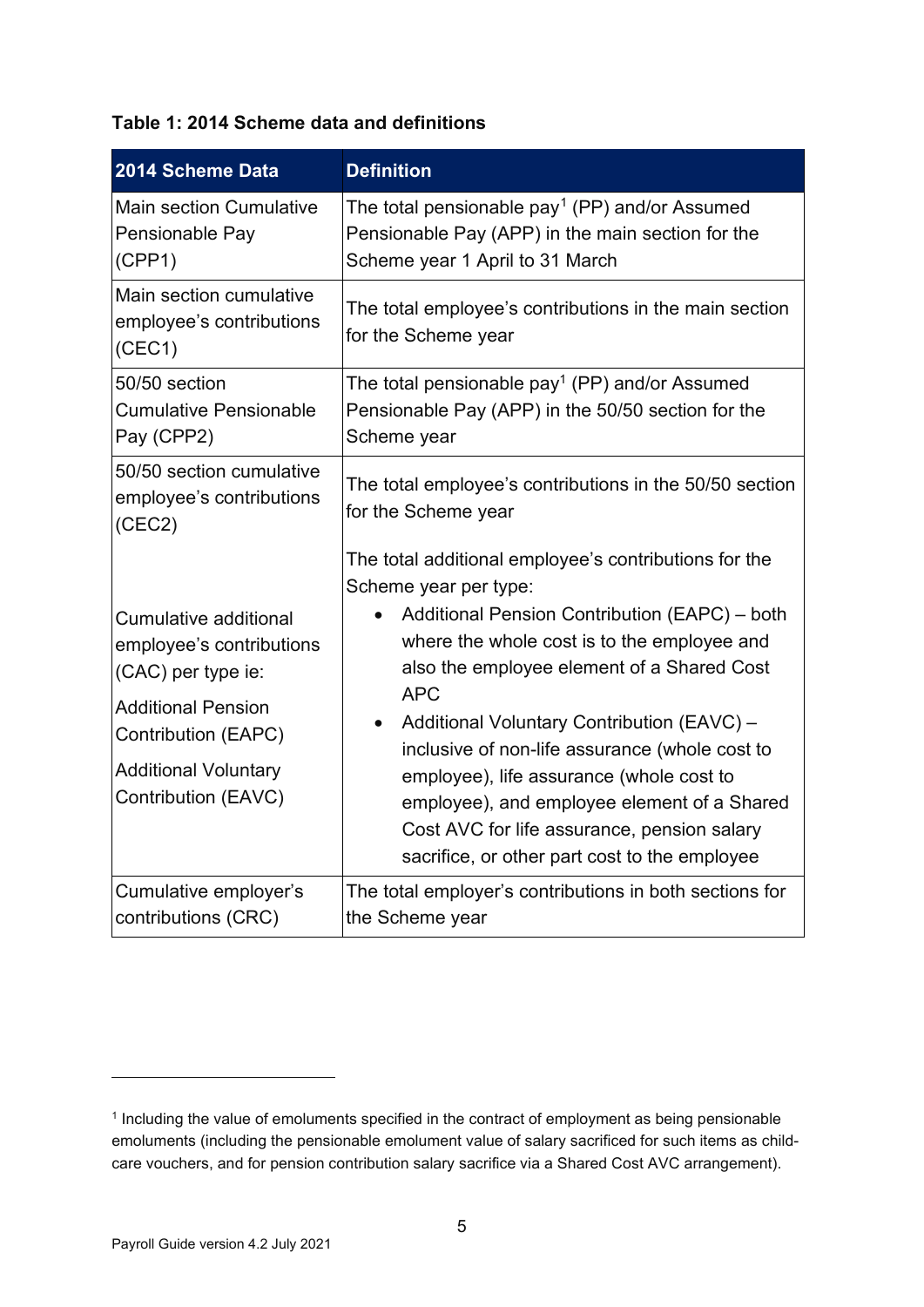**Table 1: 2014 Scheme data and definitions**

| 2014 Scheme Data | Definition |
|---|---|
| Main section Cumulative Pensionable Pay (CPP1) | The total pensionable pay[1] (PP) and/or Assumed Pensionable Pay (APP) in the main section for the Scheme year 1 April to 31 March |
| Main section cumulative employee's contributions (CEC1) | The total employee's contributions in the main section for the Scheme year |
| 50/50 section Cumulative Pensionable Pay (CPP2) | The total pensionable pay[1] (PP) and/or Assumed Pensionable Pay (APP) in the 50/50 section for the Scheme year |
| 50/50 section cumulative employee's contributions (CEC2) | The total employee's contributions in the 50/50 section for the Scheme year |
| Cumulative additional employee's contributions (CAC) per type ie: Additional Pension Contribution (EAPC) Additional Voluntary Contribution (EAVC) | The total additional employee's contributions for the Scheme year per type: <br> • Additional Pension Contribution (EAPC) – both where the whole cost is to the employee and also the employee element of a Shared Cost APC <br> • Additional Voluntary Contribution (EAVC) – inclusive of non-life assurance (whole cost to employee), life assurance (whole cost to employee), and employee element of a Shared Cost AVC for life assurance, pension salary sacrifice, or other part cost to the employee |
| Cumulative employer's contributions (CRC) | The total employer's contributions in both sections for the Scheme year |

[1] Including the value of emoluments specified in the contract of employment as being pensionable emoluments (including the pensionable emolument value of salary sacrificed for such items as child-care vouchers, and for pension contribution salary sacrifice via a Shared Cost AVC arrangement).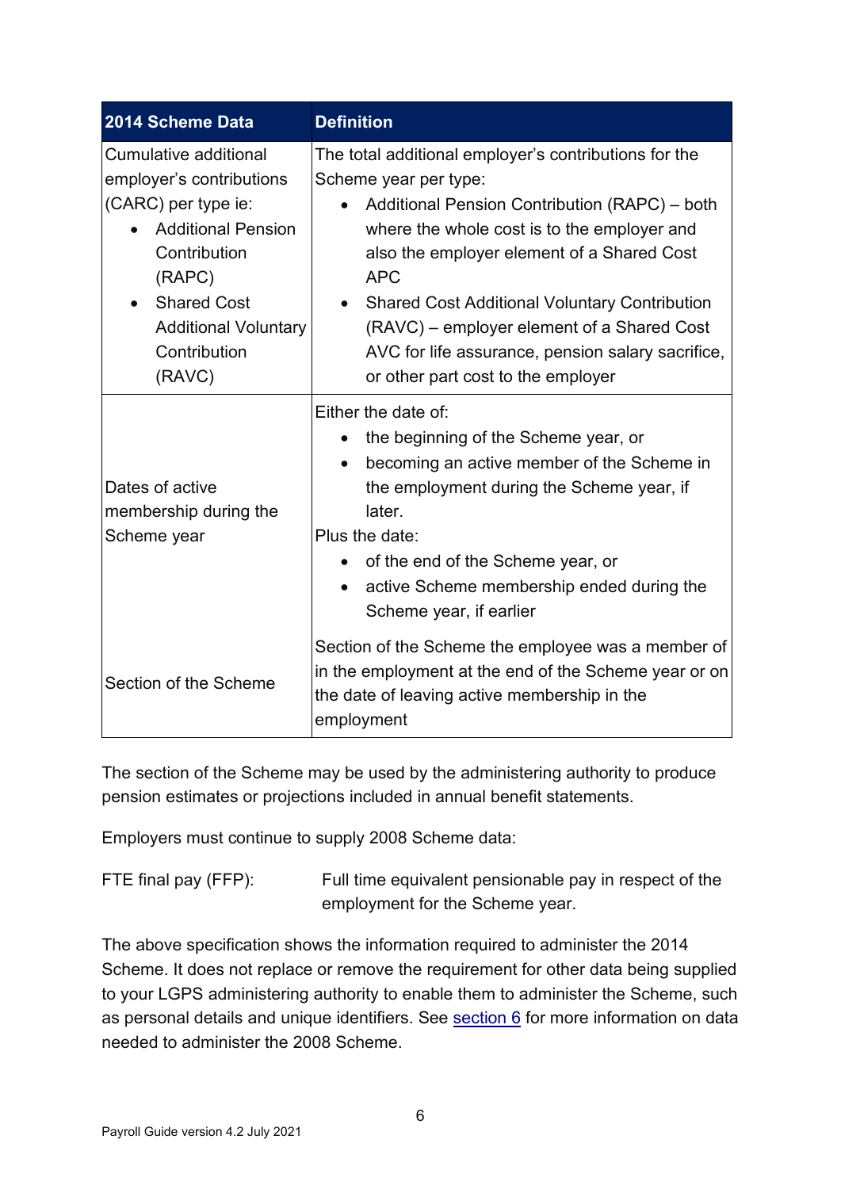| 2014 Scheme Data | Definition |
|---|---|
| Cumulative additional employer's contributions (CARC) per type ie:<br>• Additional Pension Contribution (RAPC)<br>• Shared Cost Additional Voluntary Contribution (RAVC) | The total additional employer's contributions for the Scheme year per type:<br>• Additional Pension Contribution (RAPC) – both where the whole cost is to the employer and also the employer element of a Shared Cost APC<br>• Shared Cost Additional Voluntary Contribution (RAVC) – employer element of a Shared Cost AVC for life assurance, pension salary sacrifice, or other part cost to the employer |
| Dates of active membership during the Scheme year | Either the date of:<br>• the beginning of the Scheme year, or<br>• becoming an active member of the Scheme in the employment during the Scheme year, if later.<br>Plus the date:<br>• of the end of the Scheme year, or<br>• active Scheme membership ended during the Scheme year, if earlier |
| Section of the Scheme | Section of the Scheme the employee was a member of in the employment at the end of the Scheme year or on the date of leaving active membership in the employment |

The section of the Scheme may be used by the administering authority to produce pension estimates or projections included in annual benefit statements.

Employers must continue to supply 2008 Scheme data:

FTE final pay (FFP): Full time equivalent pensionable pay in respect of the employment for the Scheme year.

The above specification shows the information required to administer the 2014 Scheme. It does not replace or remove the requirement for other data being supplied to your LGPS administering authority to enable them to administer the Scheme, such as personal details and unique identifiers. See section 6 for more information on data needed to administer the 2008 Scheme.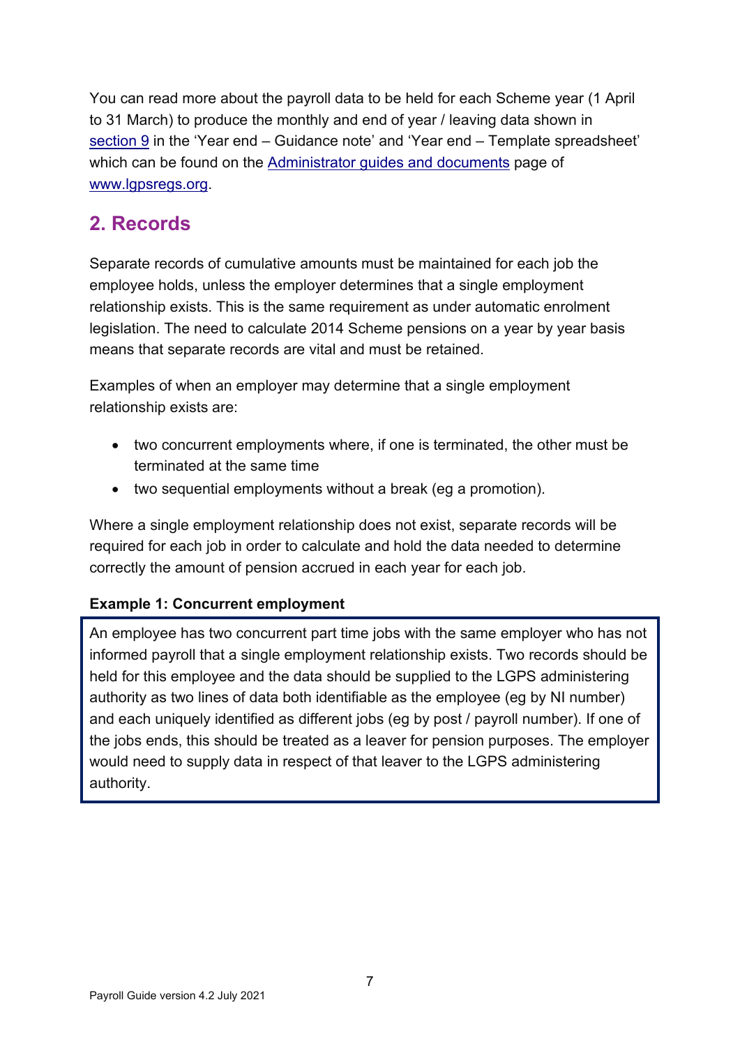You can read more about the payroll data to be held for each Scheme year (1 April to 31 March) to produce the monthly and end of year / leaving data shown in [section 9](#) in the 'Year end – Guidance note' and 'Year end – Template spreadsheet' which can be found on the [Administrator guides and documents](#) page of [www.lgpsregs.org](http://www.lgpsregs.org).

## 2. Records

Separate records of cumulative amounts must be maintained for each job the employee holds, unless the employer determines that a single employment relationship exists. This is the same requirement as under automatic enrolment legislation. The need to calculate 2014 Scheme pensions on a year by year basis means that separate records are vital and must be retained.

Examples of when an employer may determine that a single employment relationship exists are:

- two concurrent employments where, if one is terminated, the other must be terminated at the same time
- two sequential employments without a break (eg a promotion).

Where a single employment relationship does not exist, separate records will be required for each job in order to calculate and hold the data needed to determine correctly the amount of pension accrued in each year for each job.

**Example 1: Concurrent employment**

An employee has two concurrent part time jobs with the same employer who has not informed payroll that a single employment relationship exists. Two records should be held for this employee and the data should be supplied to the LGPS administering authority as two lines of data both identifiable as the employee (eg by NI number) and each uniquely identified as different jobs (eg by post / payroll number). If one of the jobs ends, this should be treated as a leaver for pension purposes. The employer would need to supply data in respect of that leaver to the LGPS administering authority.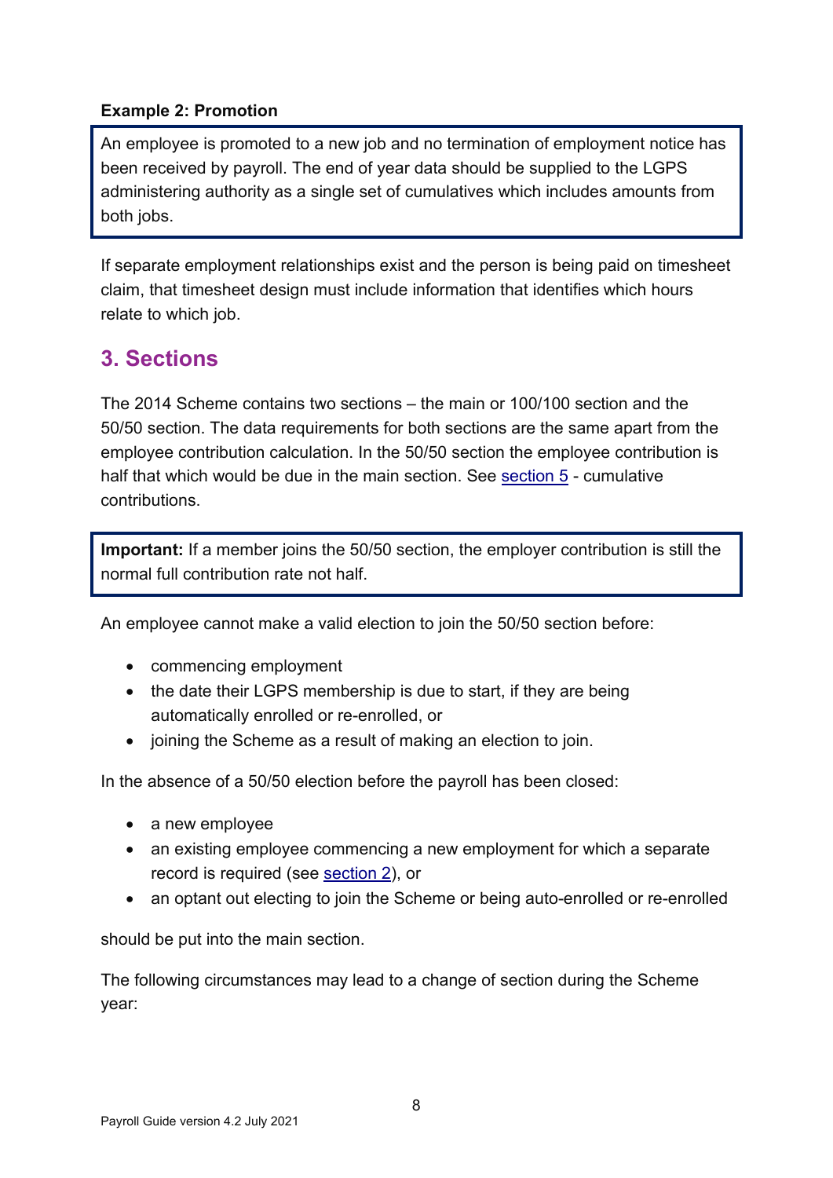**Example 2: Promotion**

An employee is promoted to a new job and no termination of employment notice has been received by payroll. The end of year data should be supplied to the LGPS administering authority as a single set of cumulatives which includes amounts from both jobs.

If separate employment relationships exist and the person is being paid on timesheet claim, that timesheet design must include information that identifies which hours relate to which job.

## 3. Sections

The 2014 Scheme contains two sections – the main or 100/100 section and the 50/50 section. The data requirements for both sections are the same apart from the employee contribution calculation. In the 50/50 section the employee contribution is half that which would be due in the main section. See section 5 - cumulative contributions.

**Important:** If a member joins the 50/50 section, the employer contribution is still the normal full contribution rate not half.

An employee cannot make a valid election to join the 50/50 section before:

- commencing employment
- the date their LGPS membership is due to start, if they are being automatically enrolled or re-enrolled, or
- joining the Scheme as a result of making an election to join.

In the absence of a 50/50 election before the payroll has been closed:

- a new employee
- an existing employee commencing a new employment for which a separate record is required (see section 2), or
- an optant out electing to join the Scheme or being auto-enrolled or re-enrolled

should be put into the main section.

The following circumstances may lead to a change of section during the Scheme year: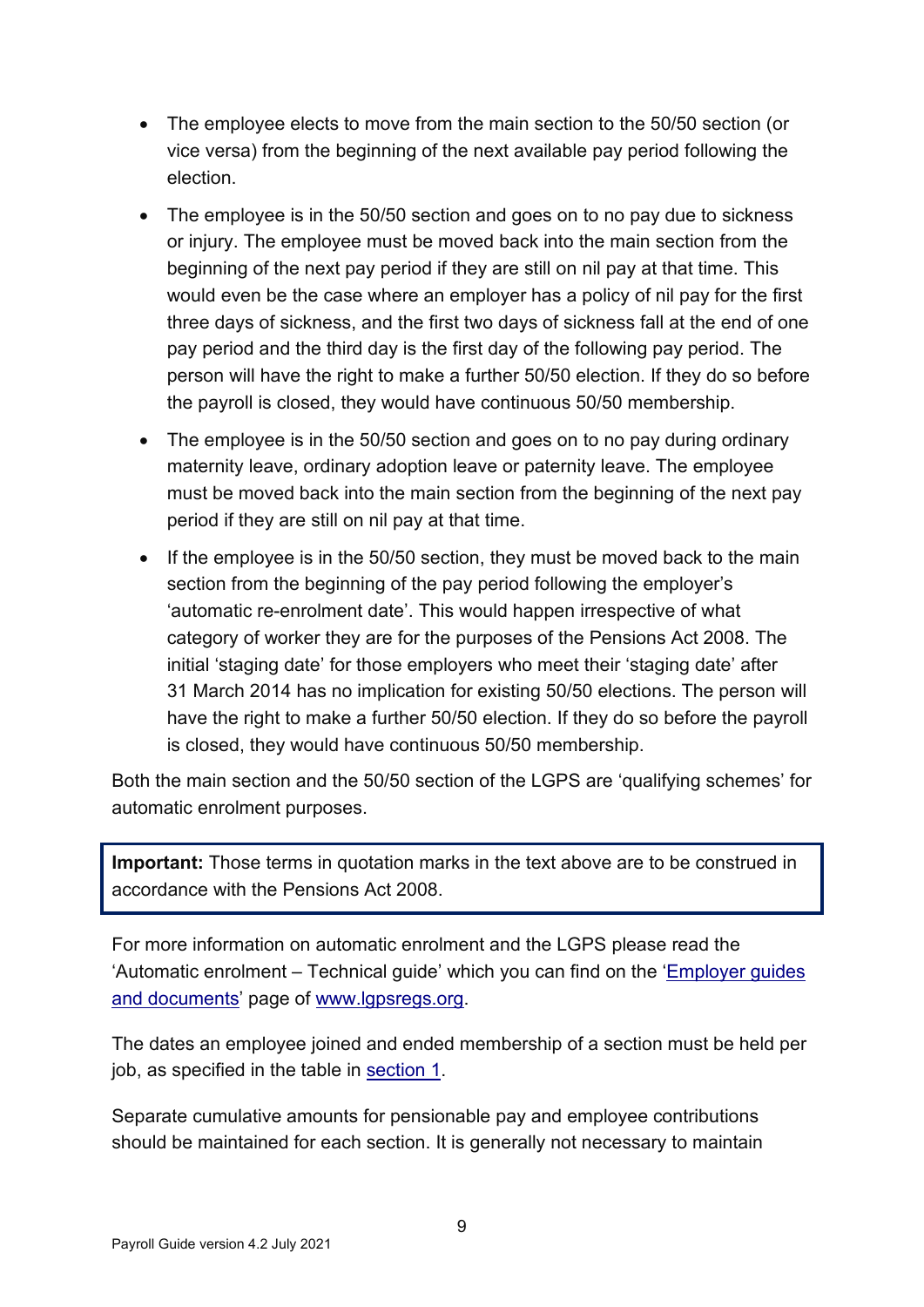- The employee elects to move from the main section to the 50/50 section (or vice versa) from the beginning of the next available pay period following the election.
- The employee is in the 50/50 section and goes on to no pay due to sickness or injury. The employee must be moved back into the main section from the beginning of the next pay period if they are still on nil pay at that time. This would even be the case where an employer has a policy of nil pay for the first three days of sickness, and the first two days of sickness fall at the end of one pay period and the third day is the first day of the following pay period. The person will have the right to make a further 50/50 election. If they do so before the payroll is closed, they would have continuous 50/50 membership.
- The employee is in the 50/50 section and goes on to no pay during ordinary maternity leave, ordinary adoption leave or paternity leave. The employee must be moved back into the main section from the beginning of the next pay period if they are still on nil pay at that time.
- If the employee is in the 50/50 section, they must be moved back to the main section from the beginning of the pay period following the employer's 'automatic re-enrolment date'. This would happen irrespective of what category of worker they are for the purposes of the Pensions Act 2008. The initial 'staging date' for those employers who meet their 'staging date' after 31 March 2014 has no implication for existing 50/50 elections. The person will have the right to make a further 50/50 election. If they do so before the payroll is closed, they would have continuous 50/50 membership.

Both the main section and the 50/50 section of the LGPS are 'qualifying schemes' for automatic enrolment purposes.

> **Important:** Those terms in quotation marks in the text above are to be construed in accordance with the Pensions Act 2008.

For more information on automatic enrolment and the LGPS please read the 'Automatic enrolment – Technical guide' which you can find on the '[Employer guides and documents](#)' page of [www.lgpsregs.org](http://www.lgpsregs.org).

The dates an employee joined and ended membership of a section must be held per job, as specified in the table in [section 1](#).

Separate cumulative amounts for pensionable pay and employee contributions should be maintained for each section. It is generally not necessary to maintain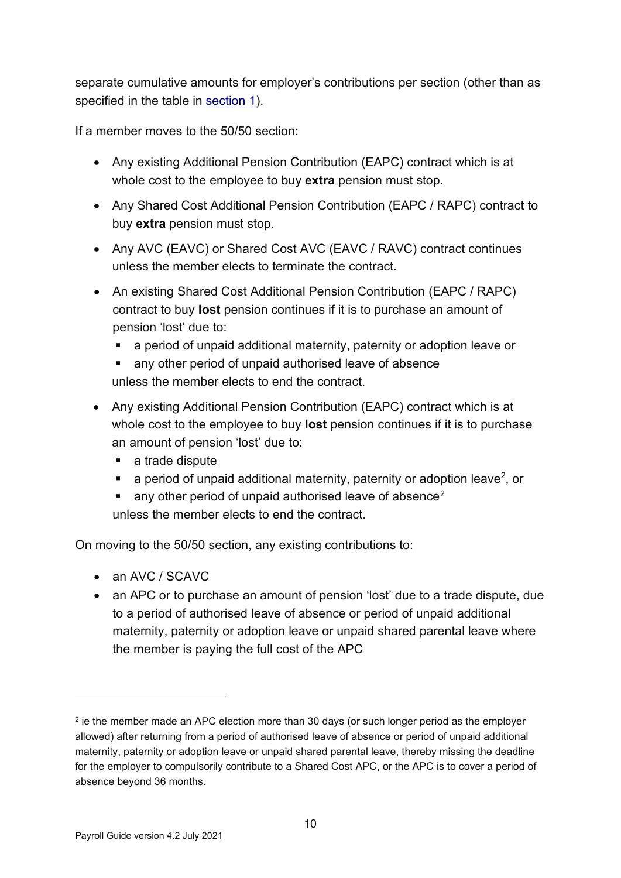separate cumulative amounts for employer's contributions per section (other than as specified in the table in section 1).

If a member moves to the 50/50 section:

- Any existing Additional Pension Contribution (EAPC) contract which is at whole cost to the employee to buy **extra** pension must stop.
- Any Shared Cost Additional Pension Contribution (EAPC / RAPC) contract to buy **extra** pension must stop.
- Any AVC (EAVC) or Shared Cost AVC (EAVC / RAVC) contract continues unless the member elects to terminate the contract.
- An existing Shared Cost Additional Pension Contribution (EAPC / RAPC) contract to buy **lost** pension continues if it is to purchase an amount of pension 'lost' due to:
  - a period of unpaid additional maternity, paternity or adoption leave or
  - any other period of unpaid authorised leave of absence

  unless the member elects to end the contract.
- Any existing Additional Pension Contribution (EAPC) contract which is at whole cost to the employee to buy **lost** pension continues if it is to purchase an amount of pension 'lost' due to:
  - a trade dispute
  - a period of unpaid additional maternity, paternity or adoption leave[2], or
  - any other period of unpaid authorised leave of absence[2]

  unless the member elects to end the contract.

On moving to the 50/50 section, any existing contributions to:

- an AVC / SCAVC
- an APC or to purchase an amount of pension 'lost' due to a trade dispute, due to a period of authorised leave of absence or period of unpaid additional maternity, paternity or adoption leave or unpaid shared parental leave where the member is paying the full cost of the APC

---

[2] ie the member made an APC election more than 30 days (or such longer period as the employer allowed) after returning from a period of authorised leave of absence or period of unpaid additional maternity, paternity or adoption leave or unpaid shared parental leave, thereby missing the deadline for the employer to compulsorily contribute to a Shared Cost APC, or the APC is to cover a period of absence beyond 36 months.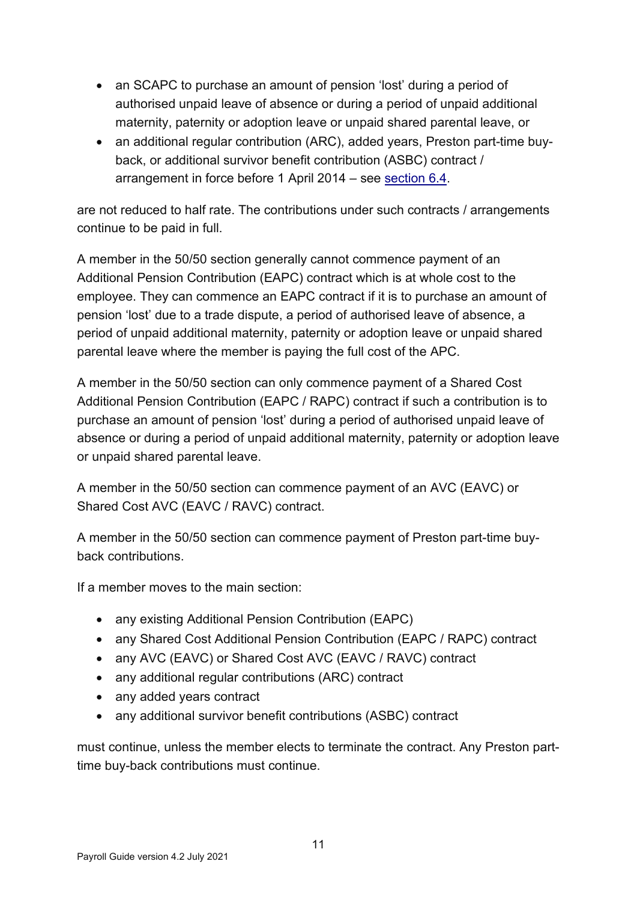- an SCAPC to purchase an amount of pension 'lost' during a period of authorised unpaid leave of absence or during a period of unpaid additional maternity, paternity or adoption leave or unpaid shared parental leave, or
- an additional regular contribution (ARC), added years, Preston part-time buy-back, or additional survivor benefit contribution (ASBC) contract / arrangement in force before 1 April 2014 – see section 6.4.

are not reduced to half rate. The contributions under such contracts / arrangements continue to be paid in full.

A member in the 50/50 section generally cannot commence payment of an Additional Pension Contribution (EAPC) contract which is at whole cost to the employee. They can commence an EAPC contract if it is to purchase an amount of pension 'lost' due to a trade dispute, a period of authorised leave of absence, a period of unpaid additional maternity, paternity or adoption leave or unpaid shared parental leave where the member is paying the full cost of the APC.

A member in the 50/50 section can only commence payment of a Shared Cost Additional Pension Contribution (EAPC / RAPC) contract if such a contribution is to purchase an amount of pension 'lost' during a period of authorised unpaid leave of absence or during a period of unpaid additional maternity, paternity or adoption leave or unpaid shared parental leave.

A member in the 50/50 section can commence payment of an AVC (EAVC) or Shared Cost AVC (EAVC / RAVC) contract.

A member in the 50/50 section can commence payment of Preston part-time buy-back contributions.

If a member moves to the main section:

- any existing Additional Pension Contribution (EAPC)
- any Shared Cost Additional Pension Contribution (EAPC / RAPC) contract
- any AVC (EAVC) or Shared Cost AVC (EAVC / RAVC) contract
- any additional regular contributions (ARC) contract
- any added years contract
- any additional survivor benefit contributions (ASBC) contract

must continue, unless the member elects to terminate the contract. Any Preston part-time buy-back contributions must continue.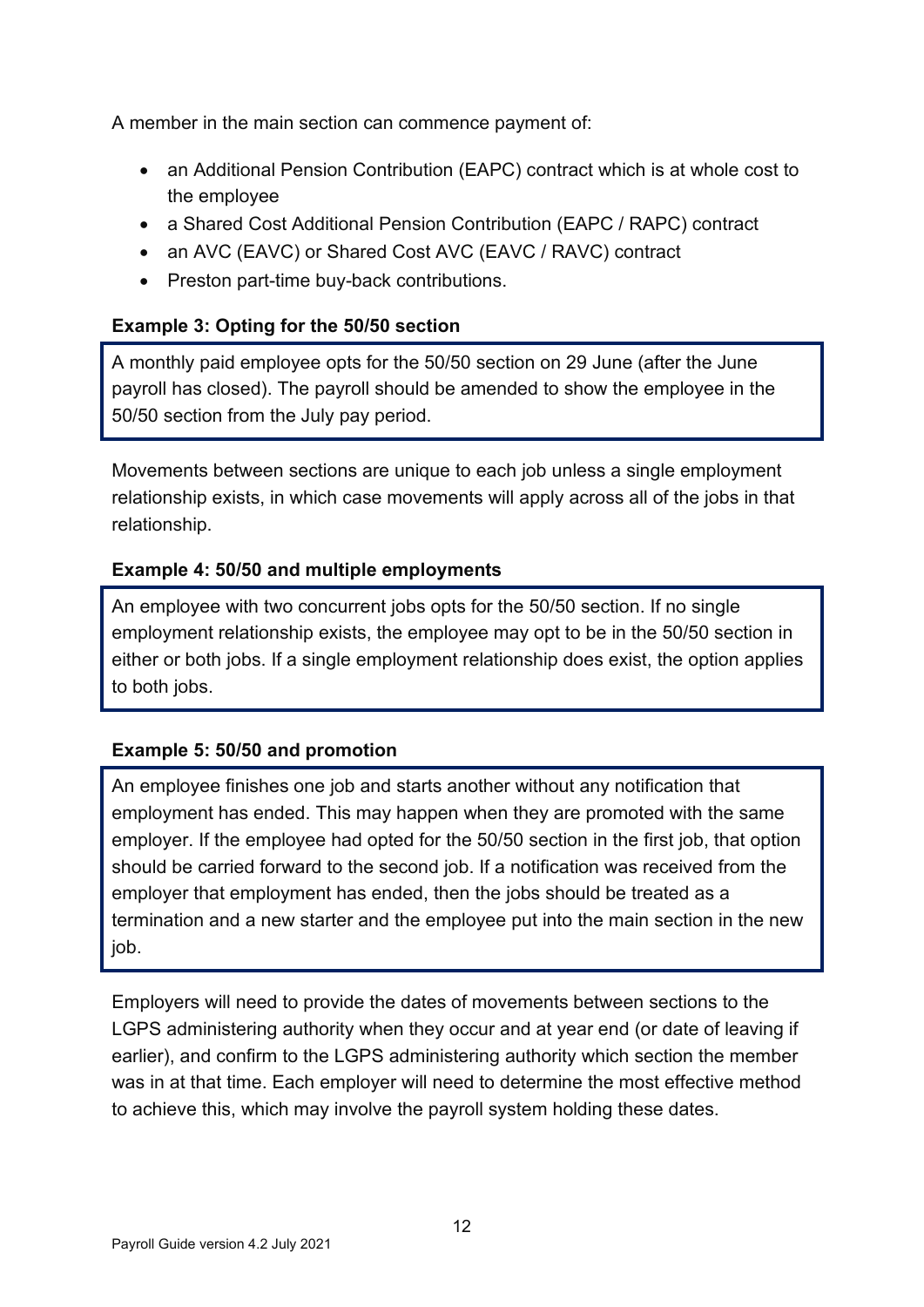A member in the main section can commence payment of:

- an Additional Pension Contribution (EAPC) contract which is at whole cost to the employee
- a Shared Cost Additional Pension Contribution (EAPC / RAPC) contract
- an AVC (EAVC) or Shared Cost AVC (EAVC / RAVC) contract
- Preston part-time buy-back contributions.

**Example 3: Opting for the 50/50 section**

A monthly paid employee opts for the 50/50 section on 29 June (after the June payroll has closed). The payroll should be amended to show the employee in the 50/50 section from the July pay period.

Movements between sections are unique to each job unless a single employment relationship exists, in which case movements will apply across all of the jobs in that relationship.

**Example 4: 50/50 and multiple employments**

An employee with two concurrent jobs opts for the 50/50 section. If no single employment relationship exists, the employee may opt to be in the 50/50 section in either or both jobs. If a single employment relationship does exist, the option applies to both jobs.

**Example 5: 50/50 and promotion**

An employee finishes one job and starts another without any notification that employment has ended. This may happen when they are promoted with the same employer. If the employee had opted for the 50/50 section in the first job, that option should be carried forward to the second job. If a notification was received from the employer that employment has ended, then the jobs should be treated as a termination and a new starter and the employee put into the main section in the new job.

Employers will need to provide the dates of movements between sections to the LGPS administering authority when they occur and at year end (or date of leaving if earlier), and confirm to the LGPS administering authority which section the member was in at that time. Each employer will need to determine the most effective method to achieve this, which may involve the payroll system holding these dates.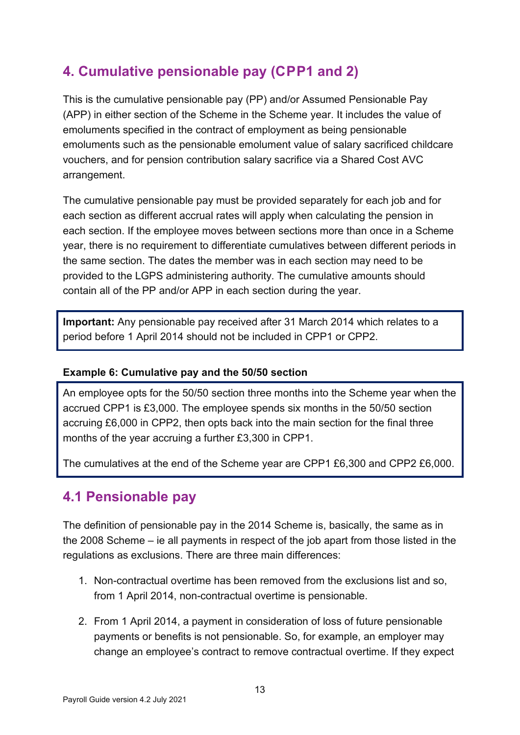## 4. Cumulative pensionable pay (CPP1 and 2)

This is the cumulative pensionable pay (PP) and/or Assumed Pensionable Pay (APP) in either section of the Scheme in the Scheme year. It includes the value of emoluments specified in the contract of employment as being pensionable emoluments such as the pensionable emolument value of salary sacrificed childcare vouchers, and for pension contribution salary sacrifice via a Shared Cost AVC arrangement.

The cumulative pensionable pay must be provided separately for each job and for each section as different accrual rates will apply when calculating the pension in each section. If the employee moves between sections more than once in a Scheme year, there is no requirement to differentiate cumulatives between different periods in the same section. The dates the member was in each section may need to be provided to the LGPS administering authority. The cumulative amounts should contain all of the PP and/or APP in each section during the year.

**Important:** Any pensionable pay received after 31 March 2014 which relates to a period before 1 April 2014 should not be included in CPP1 or CPP2.

**Example 6: Cumulative pay and the 50/50 section**

An employee opts for the 50/50 section three months into the Scheme year when the accrued CPP1 is £3,000. The employee spends six months in the 50/50 section accruing £6,000 in CPP2, then opts back into the main section for the final three months of the year accruing a further £3,300 in CPP1.

The cumulatives at the end of the Scheme year are CPP1 £6,300 and CPP2 £6,000.

### 4.1 Pensionable pay

The definition of pensionable pay in the 2014 Scheme is, basically, the same as in the 2008 Scheme – ie all payments in respect of the job apart from those listed in the regulations as exclusions. There are three main differences:

1. Non-contractual overtime has been removed from the exclusions list and so, from 1 April 2014, non-contractual overtime is pensionable.
2. From 1 April 2014, a payment in consideration of loss of future pensionable payments or benefits is not pensionable. So, for example, an employer may change an employee's contract to remove contractual overtime. If they expect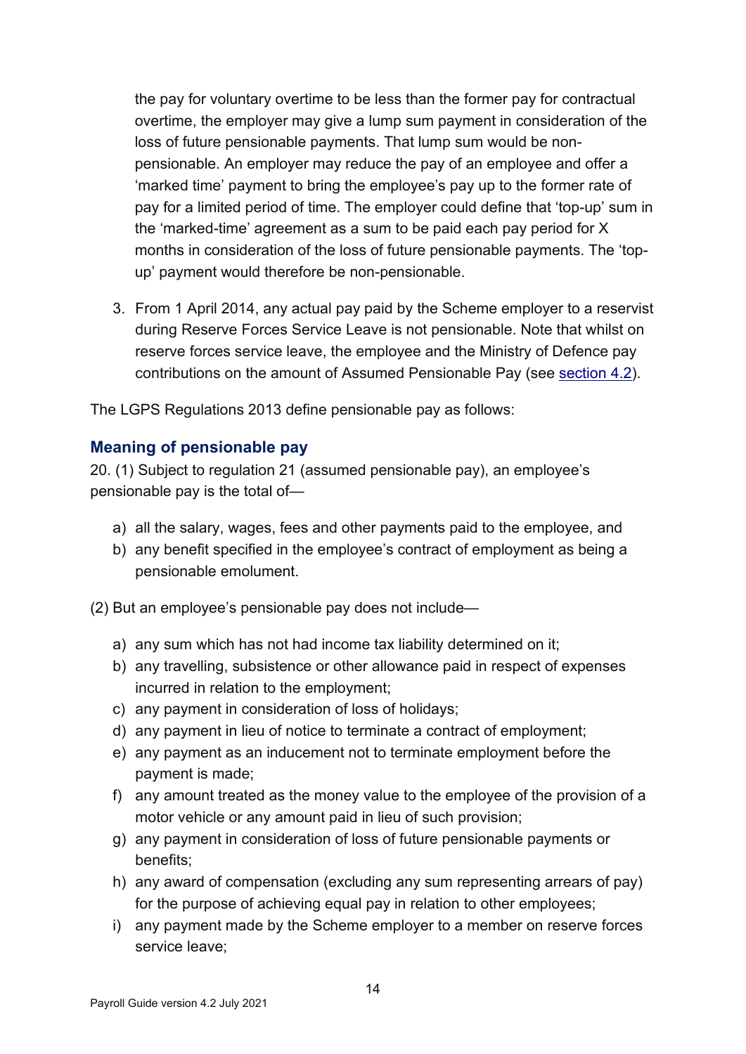the pay for voluntary overtime to be less than the former pay for contractual overtime, the employer may give a lump sum payment in consideration of the loss of future pensionable payments. That lump sum would be non-pensionable. An employer may reduce the pay of an employee and offer a 'marked time' payment to bring the employee's pay up to the former rate of pay for a limited period of time. The employer could define that 'top-up' sum in the 'marked-time' agreement as a sum to be paid each pay period for X months in consideration of the loss of future pensionable payments. The 'top-up' payment would therefore be non-pensionable.

3. From 1 April 2014, any actual pay paid by the Scheme employer to a reservist during Reserve Forces Service Leave is not pensionable. Note that whilst on reserve forces service leave, the employee and the Ministry of Defence pay contributions on the amount of Assumed Pensionable Pay (see section 4.2).

The LGPS Regulations 2013 define pensionable pay as follows:

### Meaning of pensionable pay

20. (1) Subject to regulation 21 (assumed pensionable pay), an employee's pensionable pay is the total of—

a) all the salary, wages, fees and other payments paid to the employee, and
b) any benefit specified in the employee's contract of employment as being a pensionable emolument.

(2) But an employee's pensionable pay does not include—

a) any sum which has not had income tax liability determined on it;
b) any travelling, subsistence or other allowance paid in respect of expenses incurred in relation to the employment;
c) any payment in consideration of loss of holidays;
d) any payment in lieu of notice to terminate a contract of employment;
e) any payment as an inducement not to terminate employment before the payment is made;
f) any amount treated as the money value to the employee of the provision of a motor vehicle or any amount paid in lieu of such provision;
g) any payment in consideration of loss of future pensionable payments or benefits;
h) any award of compensation (excluding any sum representing arrears of pay) for the purpose of achieving equal pay in relation to other employees;
i) any payment made by the Scheme employer to a member on reserve forces service leave;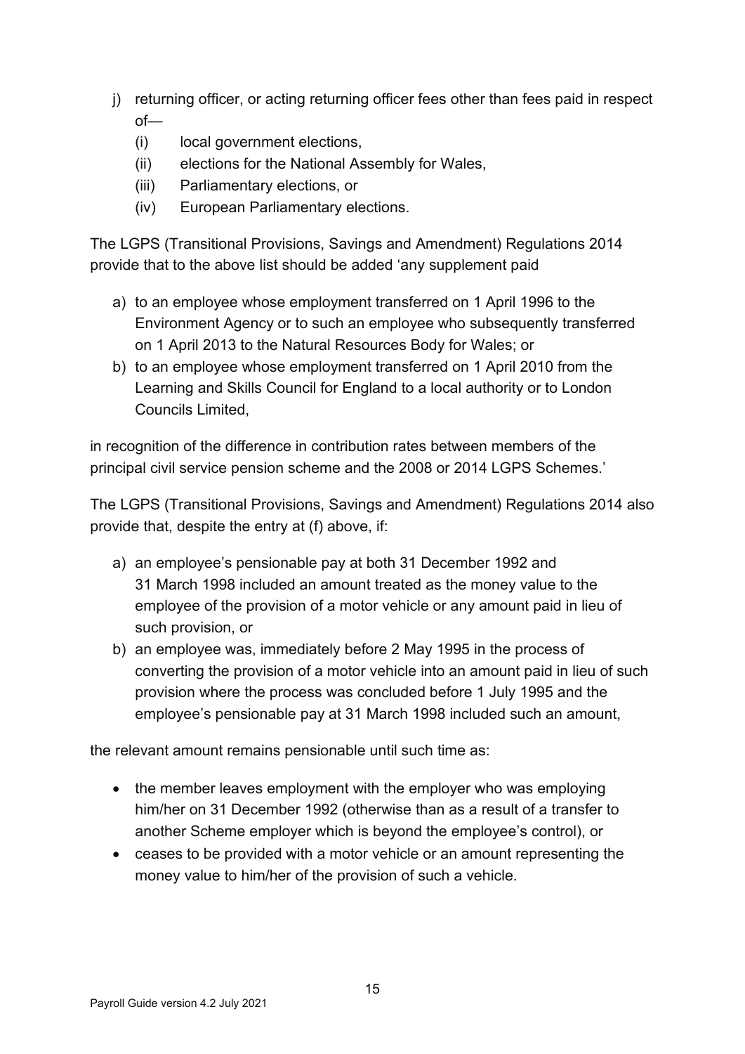j) returning officer, or acting returning officer fees other than fees paid in respect of—
   (i) local government elections,
   (ii) elections for the National Assembly for Wales,
   (iii) Parliamentary elections, or
   (iv) European Parliamentary elections.

The LGPS (Transitional Provisions, Savings and Amendment) Regulations 2014 provide that to the above list should be added 'any supplement paid

a) to an employee whose employment transferred on 1 April 1996 to the Environment Agency or to such an employee who subsequently transferred on 1 April 2013 to the Natural Resources Body for Wales; or
b) to an employee whose employment transferred on 1 April 2010 from the Learning and Skills Council for England to a local authority or to London Councils Limited,

in recognition of the difference in contribution rates between members of the principal civil service pension scheme and the 2008 or 2014 LGPS Schemes.'

The LGPS (Transitional Provisions, Savings and Amendment) Regulations 2014 also provide that, despite the entry at (f) above, if:

a) an employee's pensionable pay at both 31 December 1992 and 31 March 1998 included an amount treated as the money value to the employee of the provision of a motor vehicle or any amount paid in lieu of such provision, or
b) an employee was, immediately before 2 May 1995 in the process of converting the provision of a motor vehicle into an amount paid in lieu of such provision where the process was concluded before 1 July 1995 and the employee's pensionable pay at 31 March 1998 included such an amount,

the relevant amount remains pensionable until such time as:

- the member leaves employment with the employer who was employing him/her on 31 December 1992 (otherwise than as a result of a transfer to another Scheme employer which is beyond the employee's control), or
- ceases to be provided with a motor vehicle or an amount representing the money value to him/her of the provision of such a vehicle.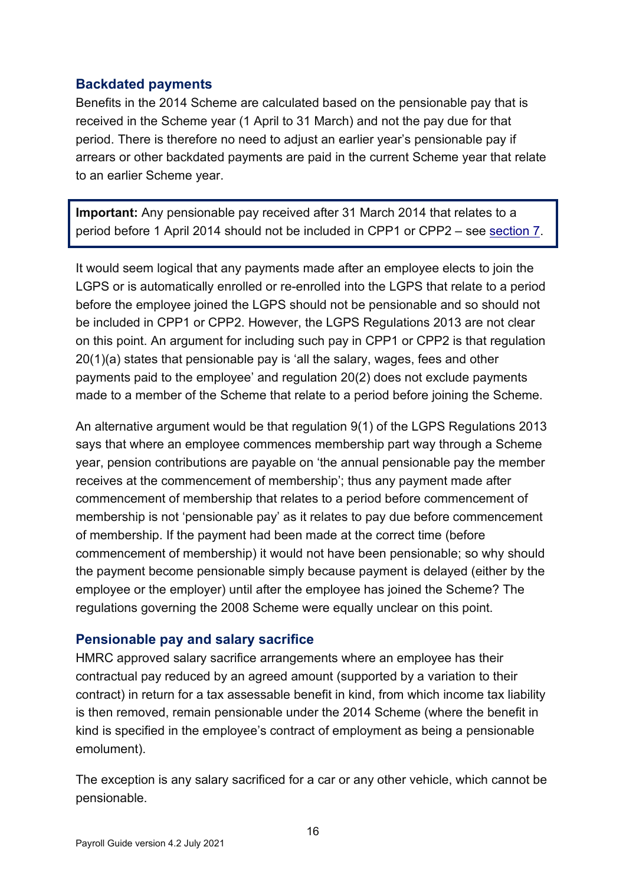### Backdated payments

Benefits in the 2014 Scheme are calculated based on the pensionable pay that is received in the Scheme year (1 April to 31 March) and not the pay due for that period. There is therefore no need to adjust an earlier year's pensionable pay if arrears or other backdated payments are paid in the current Scheme year that relate to an earlier Scheme year.

> **Important:** Any pensionable pay received after 31 March 2014 that relates to a period before 1 April 2014 should not be included in CPP1 or CPP2 – see section 7.

It would seem logical that any payments made after an employee elects to join the LGPS or is automatically enrolled or re-enrolled into the LGPS that relate to a period before the employee joined the LGPS should not be pensionable and so should not be included in CPP1 or CPP2. However, the LGPS Regulations 2013 are not clear on this point. An argument for including such pay in CPP1 or CPP2 is that regulation 20(1)(a) states that pensionable pay is 'all the salary, wages, fees and other payments paid to the employee' and regulation 20(2) does not exclude payments made to a member of the Scheme that relate to a period before joining the Scheme.

An alternative argument would be that regulation 9(1) of the LGPS Regulations 2013 says that where an employee commences membership part way through a Scheme year, pension contributions are payable on 'the annual pensionable pay the member receives at the commencement of membership'; thus any payment made after commencement of membership that relates to a period before commencement of membership is not 'pensionable pay' as it relates to pay due before commencement of membership. If the payment had been made at the correct time (before commencement of membership) it would not have been pensionable; so why should the payment become pensionable simply because payment is delayed (either by the employee or the employer) until after the employee has joined the Scheme? The regulations governing the 2008 Scheme were equally unclear on this point.

### Pensionable pay and salary sacrifice

HMRC approved salary sacrifice arrangements where an employee has their contractual pay reduced by an agreed amount (supported by a variation to their contract) in return for a tax assessable benefit in kind, from which income tax liability is then removed, remain pensionable under the 2014 Scheme (where the benefit in kind is specified in the employee's contract of employment as being a pensionable emolument).

The exception is any salary sacrificed for a car or any other vehicle, which cannot be pensionable.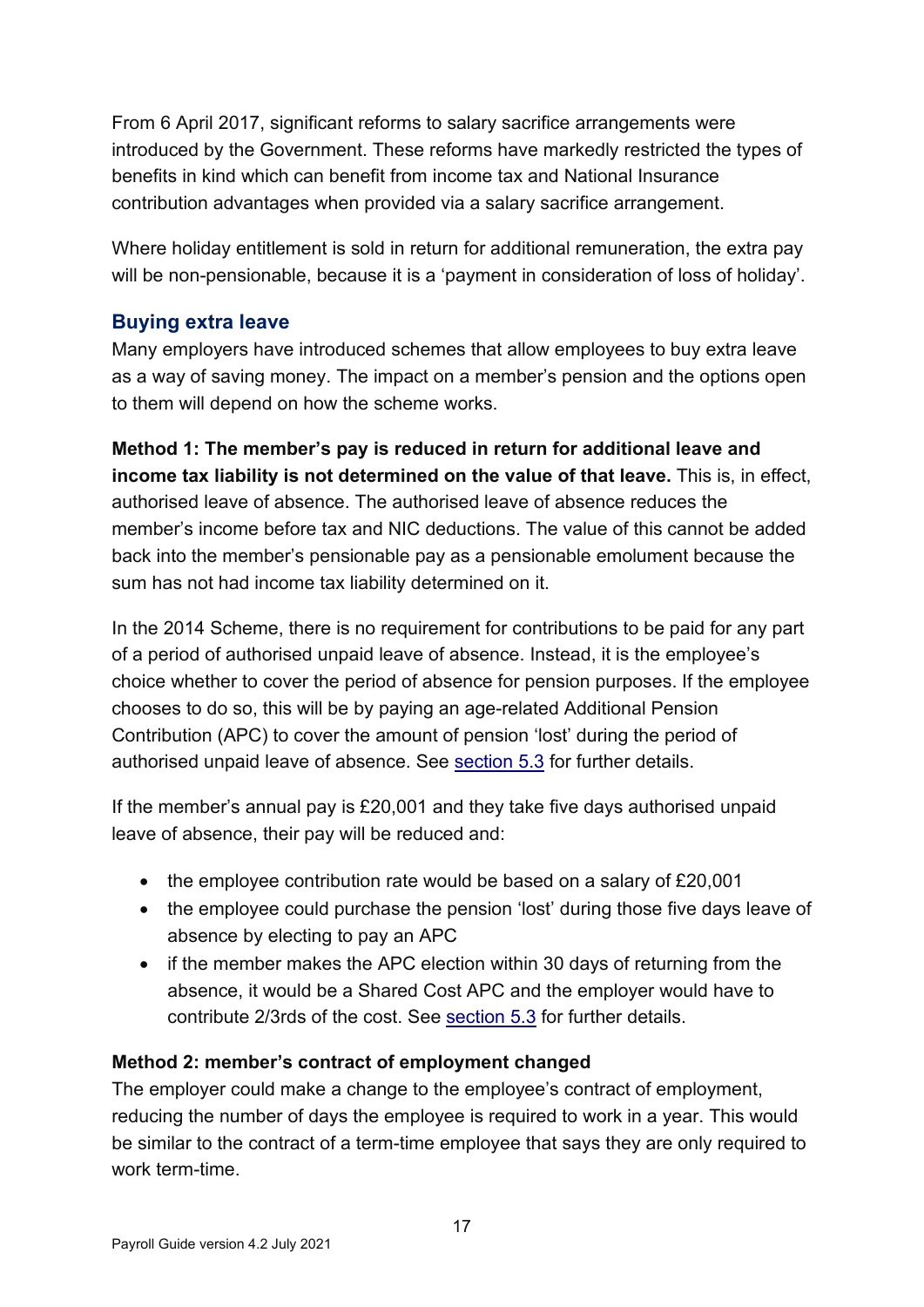From 6 April 2017, significant reforms to salary sacrifice arrangements were introduced by the Government. These reforms have markedly restricted the types of benefits in kind which can benefit from income tax and National Insurance contribution advantages when provided via a salary sacrifice arrangement.

Where holiday entitlement is sold in return for additional remuneration, the extra pay will be non-pensionable, because it is a 'payment in consideration of loss of holiday'.

### Buying extra leave

Many employers have introduced schemes that allow employees to buy extra leave as a way of saving money. The impact on a member's pension and the options open to them will depend on how the scheme works.

**Method 1: The member's pay is reduced in return for additional leave and income tax liability is not determined on the value of that leave.** This is, in effect, authorised leave of absence. The authorised leave of absence reduces the member's income before tax and NIC deductions. The value of this cannot be added back into the member's pensionable pay as a pensionable emolument because the sum has not had income tax liability determined on it.

In the 2014 Scheme, there is no requirement for contributions to be paid for any part of a period of authorised unpaid leave of absence. Instead, it is the employee's choice whether to cover the period of absence for pension purposes. If the employee chooses to do so, this will be by paying an age-related Additional Pension Contribution (APC) to cover the amount of pension 'lost' during the period of authorised unpaid leave of absence. See section 5.3 for further details.

If the member's annual pay is £20,001 and they take five days authorised unpaid leave of absence, their pay will be reduced and:

- the employee contribution rate would be based on a salary of £20,001
- the employee could purchase the pension 'lost' during those five days leave of absence by electing to pay an APC
- if the member makes the APC election within 30 days of returning from the absence, it would be a Shared Cost APC and the employer would have to contribute 2/3rds of the cost. See section 5.3 for further details.

**Method 2: member's contract of employment changed**

The employer could make a change to the employee's contract of employment, reducing the number of days the employee is required to work in a year. This would be similar to the contract of a term-time employee that says they are only required to work term-time.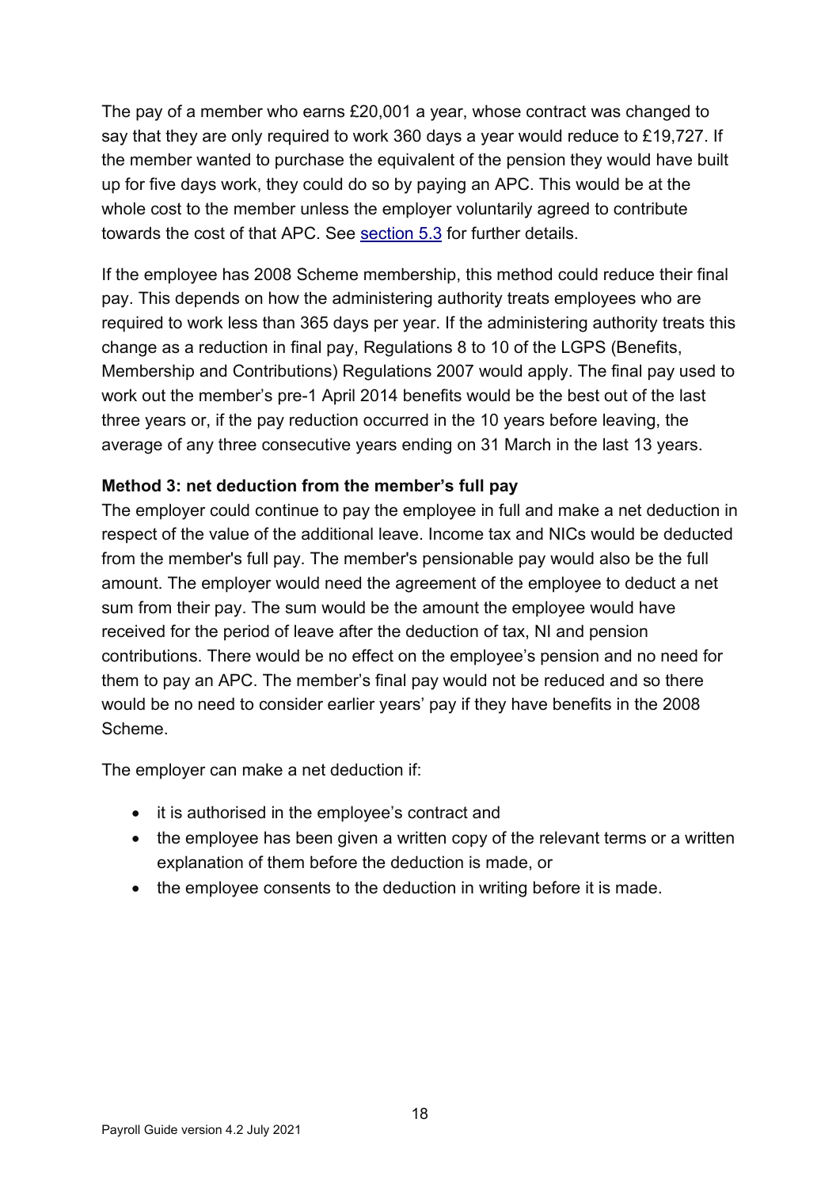The pay of a member who earns £20,001 a year, whose contract was changed to say that they are only required to work 360 days a year would reduce to £19,727. If the member wanted to purchase the equivalent of the pension they would have built up for five days work, they could do so by paying an APC. This would be at the whole cost to the member unless the employer voluntarily agreed to contribute towards the cost of that APC. See section 5.3 for further details.

If the employee has 2008 Scheme membership, this method could reduce their final pay. This depends on how the administering authority treats employees who are required to work less than 365 days per year. If the administering authority treats this change as a reduction in final pay, Regulations 8 to 10 of the LGPS (Benefits, Membership and Contributions) Regulations 2007 would apply. The final pay used to work out the member's pre-1 April 2014 benefits would be the best out of the last three years or, if the pay reduction occurred in the 10 years before leaving, the average of any three consecutive years ending on 31 March in the last 13 years.

**Method 3: net deduction from the member's full pay**

The employer could continue to pay the employee in full and make a net deduction in respect of the value of the additional leave. Income tax and NICs would be deducted from the member's full pay. The member's pensionable pay would also be the full amount. The employer would need the agreement of the employee to deduct a net sum from their pay. The sum would be the amount the employee would have received for the period of leave after the deduction of tax, NI and pension contributions. There would be no effect on the employee's pension and no need for them to pay an APC. The member's final pay would not be reduced and so there would be no need to consider earlier years' pay if they have benefits in the 2008 Scheme.

The employer can make a net deduction if:

- it is authorised in the employee's contract and
- the employee has been given a written copy of the relevant terms or a written explanation of them before the deduction is made, or
- the employee consents to the deduction in writing before it is made.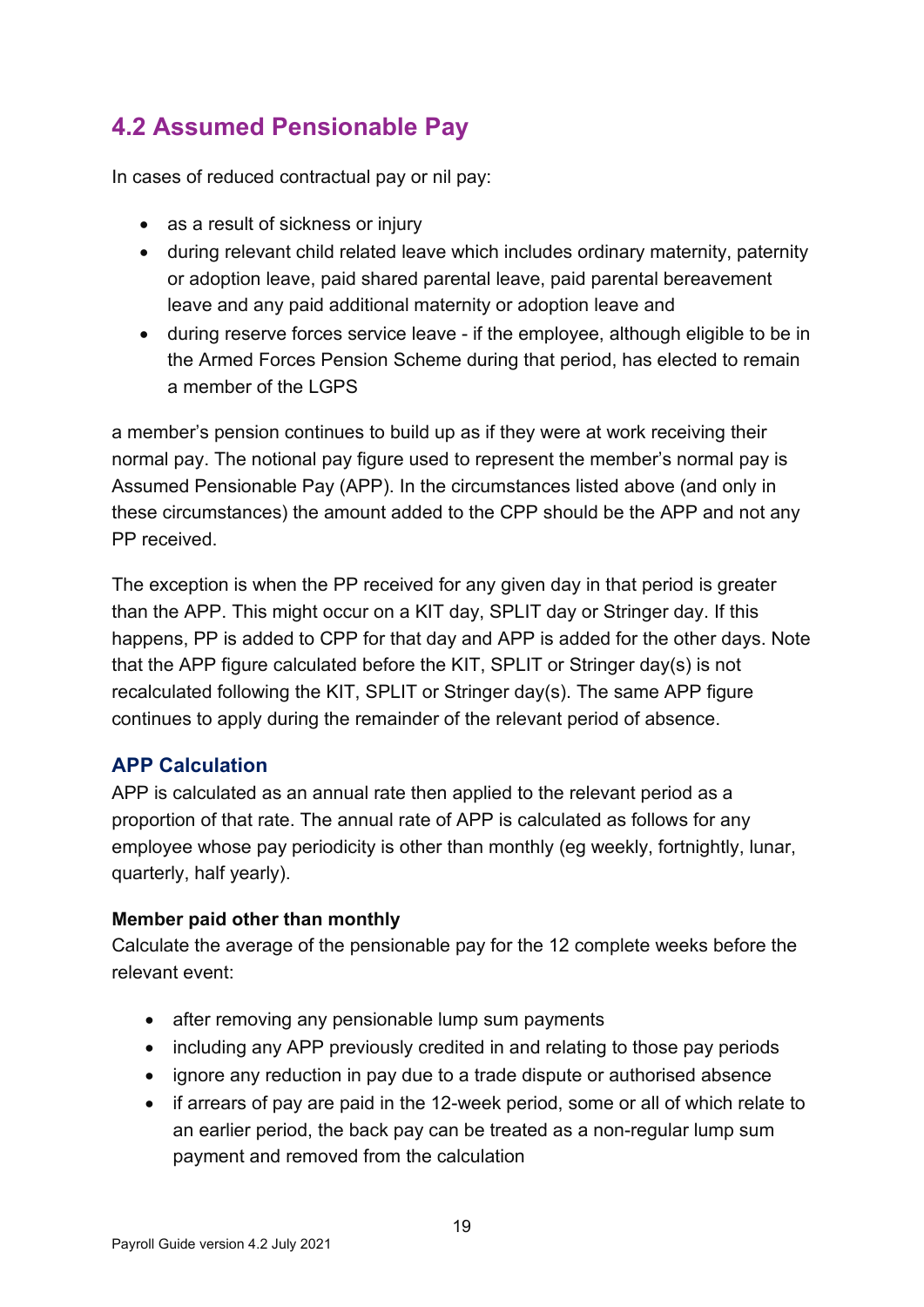## 4.2 Assumed Pensionable Pay

In cases of reduced contractual pay or nil pay:

- as a result of sickness or injury
- during relevant child related leave which includes ordinary maternity, paternity or adoption leave, paid shared parental leave, paid parental bereavement leave and any paid additional maternity or adoption leave and
- during reserve forces service leave - if the employee, although eligible to be in the Armed Forces Pension Scheme during that period, has elected to remain a member of the LGPS

a member's pension continues to build up as if they were at work receiving their normal pay. The notional pay figure used to represent the member's normal pay is Assumed Pensionable Pay (APP). In the circumstances listed above (and only in these circumstances) the amount added to the CPP should be the APP and not any PP received.

The exception is when the PP received for any given day in that period is greater than the APP. This might occur on a KIT day, SPLIT day or Stringer day. If this happens, PP is added to CPP for that day and APP is added for the other days. Note that the APP figure calculated before the KIT, SPLIT or Stringer day(s) is not recalculated following the KIT, SPLIT or Stringer day(s). The same APP figure continues to apply during the remainder of the relevant period of absence.

### APP Calculation

APP is calculated as an annual rate then applied to the relevant period as a proportion of that rate. The annual rate of APP is calculated as follows for any employee whose pay periodicity is other than monthly (eg weekly, fortnightly, lunar, quarterly, half yearly).

**Member paid other than monthly**

Calculate the average of the pensionable pay for the 12 complete weeks before the relevant event:

- after removing any pensionable lump sum payments
- including any APP previously credited in and relating to those pay periods
- ignore any reduction in pay due to a trade dispute or authorised absence
- if arrears of pay are paid in the 12-week period, some or all of which relate to an earlier period, the back pay can be treated as a non-regular lump sum payment and removed from the calculation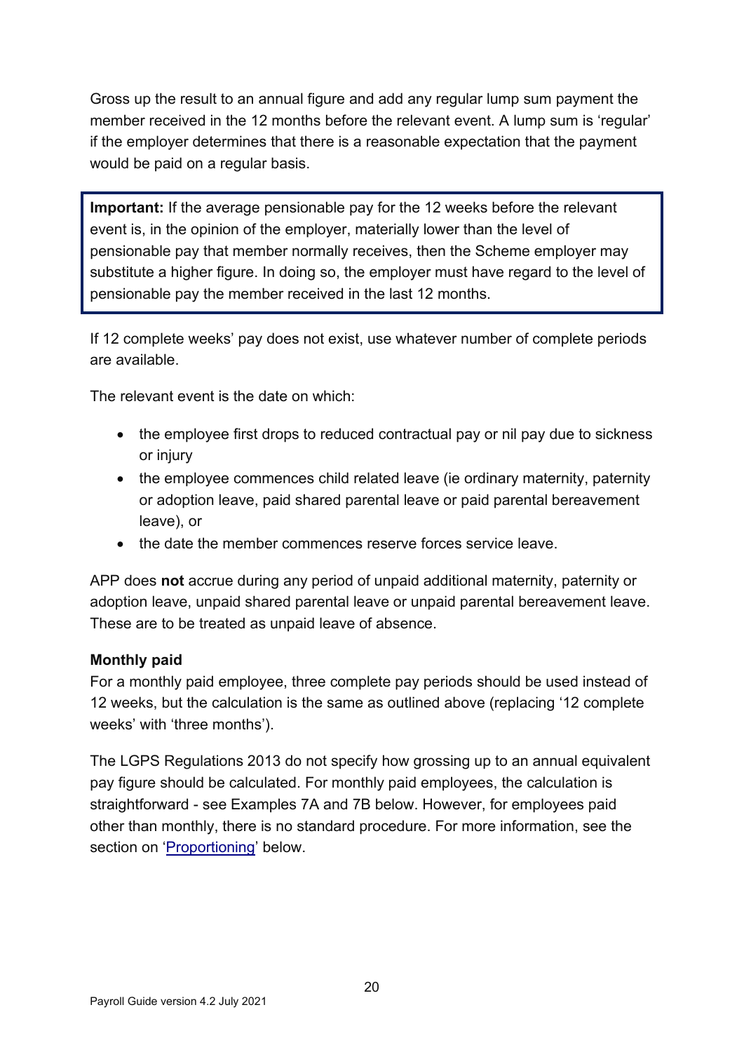Gross up the result to an annual figure and add any regular lump sum payment the member received in the 12 months before the relevant event. A lump sum is 'regular' if the employer determines that there is a reasonable expectation that the payment would be paid on a regular basis.

> **Important:** If the average pensionable pay for the 12 weeks before the relevant event is, in the opinion of the employer, materially lower than the level of pensionable pay that member normally receives, then the Scheme employer may substitute a higher figure. In doing so, the employer must have regard to the level of pensionable pay the member received in the last 12 months.

If 12 complete weeks' pay does not exist, use whatever number of complete periods are available.

The relevant event is the date on which:

- the employee first drops to reduced contractual pay or nil pay due to sickness or injury
- the employee commences child related leave (ie ordinary maternity, paternity or adoption leave, paid shared parental leave or paid parental bereavement leave), or
- the date the member commences reserve forces service leave.

APP does **not** accrue during any period of unpaid additional maternity, paternity or adoption leave, unpaid shared parental leave or unpaid parental bereavement leave. These are to be treated as unpaid leave of absence.

**Monthly paid**
For a monthly paid employee, three complete pay periods should be used instead of 12 weeks, but the calculation is the same as outlined above (replacing '12 complete weeks' with 'three months').

The LGPS Regulations 2013 do not specify how grossing up to an annual equivalent pay figure should be calculated. For monthly paid employees, the calculation is straightforward - see Examples 7A and 7B below. However, for employees paid other than monthly, there is no standard procedure. For more information, see the section on 'Proportioning' below.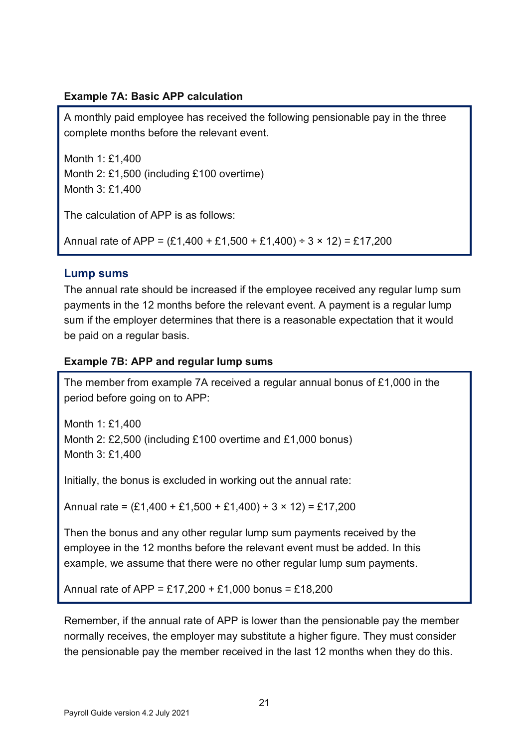**Example 7A: Basic APP calculation**

A monthly paid employee has received the following pensionable pay in the three complete months before the relevant event.

Month 1: £1,400
Month 2: £1,500 (including £100 overtime)
Month 3: £1,400

The calculation of APP is as follows:

Annual rate of APP = (£1,400 + £1,500 + £1,400) ÷ 3 × 12) = £17,200

### Lump sums

The annual rate should be increased if the employee received any regular lump sum payments in the 12 months before the relevant event. A payment is a regular lump sum if the employer determines that there is a reasonable expectation that it would be paid on a regular basis.

**Example 7B: APP and regular lump sums**

The member from example 7A received a regular annual bonus of £1,000 in the period before going on to APP:

Month 1: £1,400
Month 2: £2,500 (including £100 overtime and £1,000 bonus)
Month 3: £1,400

Initially, the bonus is excluded in working out the annual rate:

Annual rate = (£1,400 + £1,500 + £1,400) ÷ 3 × 12) = £17,200

Then the bonus and any other regular lump sum payments received by the employee in the 12 months before the relevant event must be added. In this example, we assume that there were no other regular lump sum payments.

Annual rate of APP = £17,200 + £1,000 bonus = £18,200

Remember, if the annual rate of APP is lower than the pensionable pay the member normally receives, the employer may substitute a higher figure. They must consider the pensionable pay the member received in the last 12 months when they do this.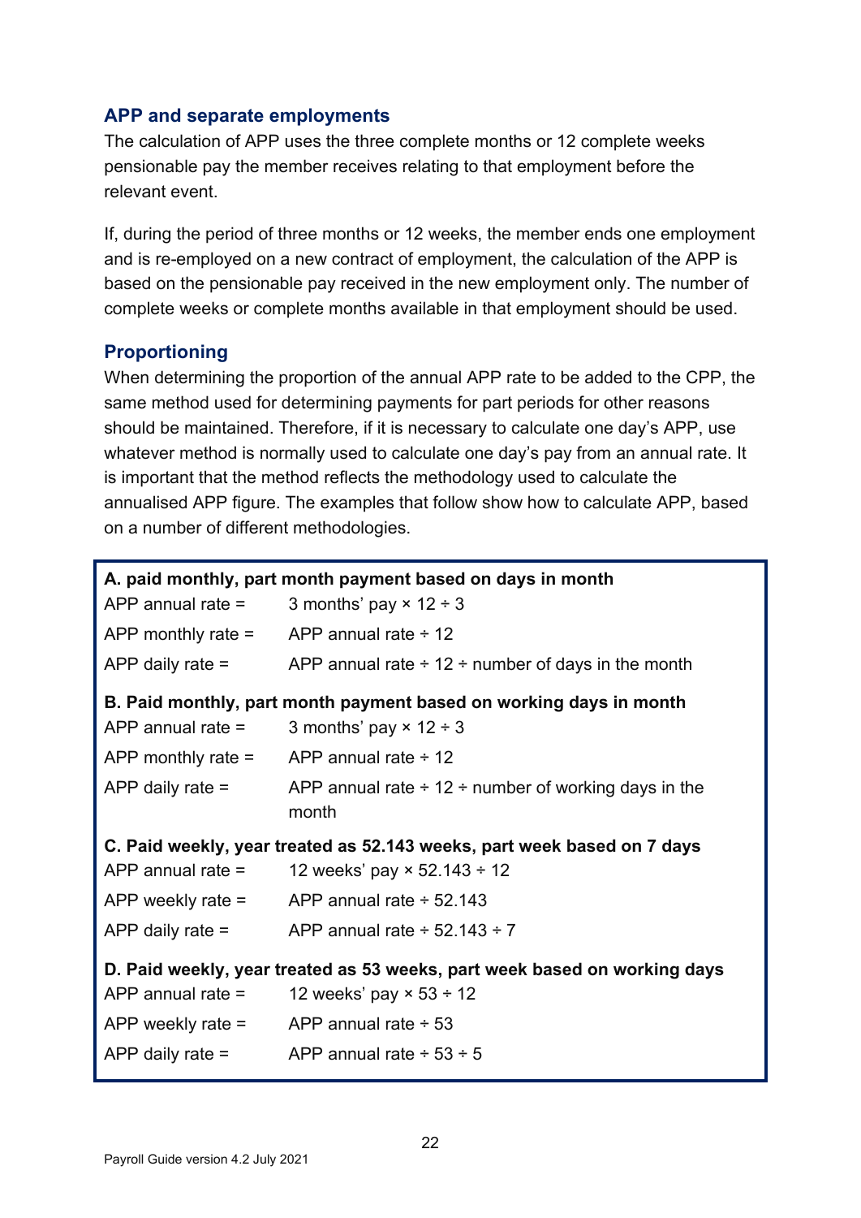### APP and separate employments

The calculation of APP uses the three complete months or 12 complete weeks pensionable pay the member receives relating to that employment before the relevant event.

If, during the period of three months or 12 weeks, the member ends one employment and is re-employed on a new contract of employment, the calculation of the APP is based on the pensionable pay received in the new employment only. The number of complete weeks or complete months available in that employment should be used.

### Proportioning

When determining the proportion of the annual APP rate to be added to the CPP, the same method used for determining payments for part periods for other reasons should be maintained. Therefore, if it is necessary to calculate one day's APP, use whatever method is normally used to calculate one day's pay from an annual rate. It is important that the method reflects the methodology used to calculate the annualised APP figure. The examples that follow show how to calculate APP, based on a number of different methodologies.

**A. paid monthly, part month payment based on days in month**

| | |
|---|---|
| APP annual rate = | 3 months' pay × 12 ÷ 3 |
| APP monthly rate = | APP annual rate ÷ 12 |
| APP daily rate = | APP annual rate ÷ 12 ÷ number of days in the month |

**B. Paid monthly, part month payment based on working days in month**

| | |
|---|---|
| APP annual rate = | 3 months' pay × 12 ÷ 3 |
| APP monthly rate = | APP annual rate ÷ 12 |
| APP daily rate = | APP annual rate ÷ 12 ÷ number of working days in the month |

**C. Paid weekly, year treated as 52.143 weeks, part week based on 7 days**

| | |
|---|---|
| APP annual rate = | 12 weeks' pay × 52.143 ÷ 12 |
| APP weekly rate = | APP annual rate ÷ 52.143 |
| APP daily rate = | APP annual rate ÷ 52.143 ÷ 7 |

**D. Paid weekly, year treated as 53 weeks, part week based on working days**

| | |
|---|---|
| APP annual rate = | 12 weeks' pay × 53 ÷ 12 |
| APP weekly rate = | APP annual rate ÷ 53 |
| APP daily rate = | APP annual rate ÷ 53 ÷ 5 |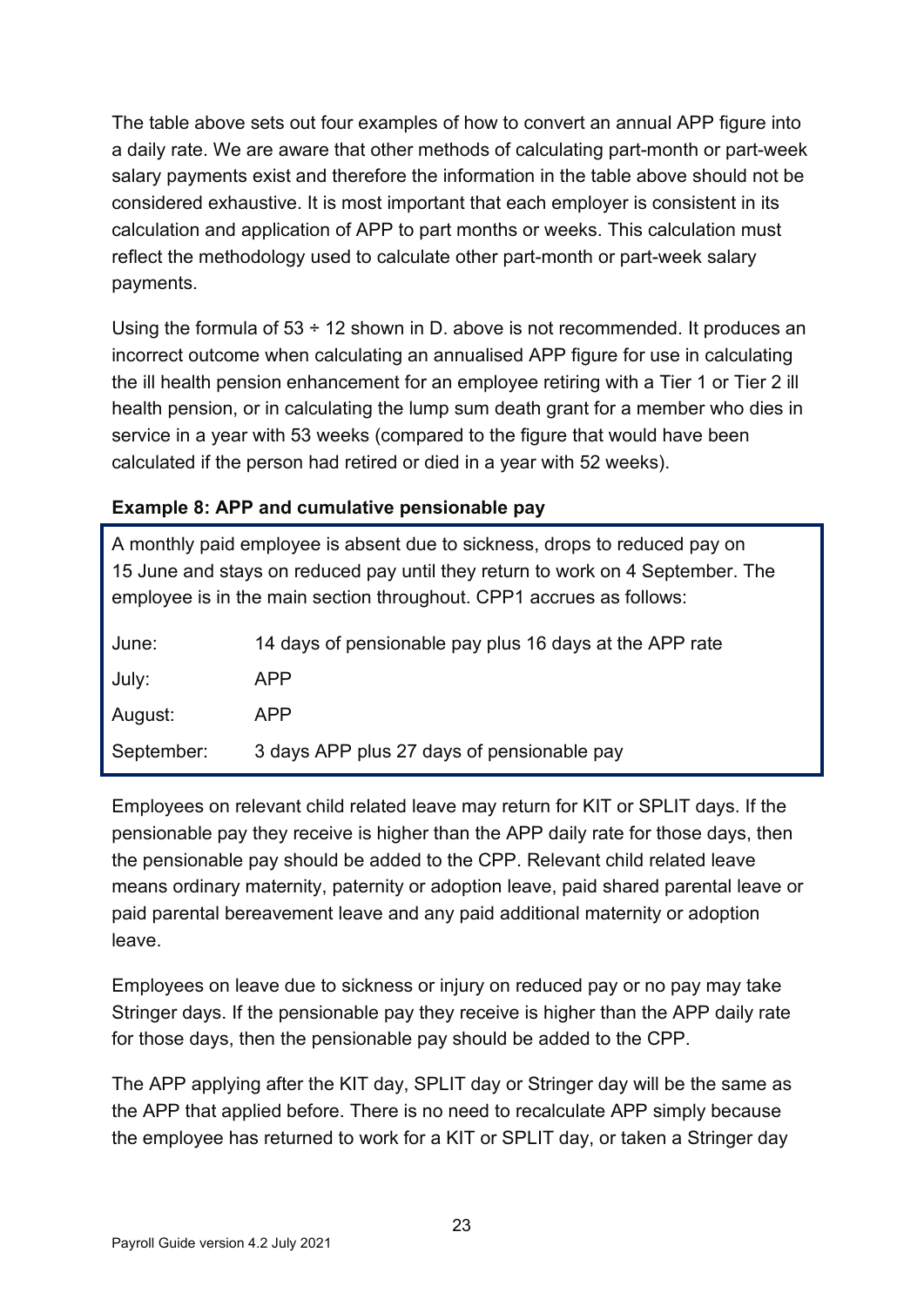The table above sets out four examples of how to convert an annual APP figure into a daily rate. We are aware that other methods of calculating part-month or part-week salary payments exist and therefore the information in the table above should not be considered exhaustive. It is most important that each employer is consistent in its calculation and application of APP to part months or weeks. This calculation must reflect the methodology used to calculate other part-month or part-week salary payments.

Using the formula of 53 ÷ 12 shown in D. above is not recommended. It produces an incorrect outcome when calculating an annualised APP figure for use in calculating the ill health pension enhancement for an employee retiring with a Tier 1 or Tier 2 ill health pension, or in calculating the lump sum death grant for a member who dies in service in a year with 53 weeks (compared to the figure that would have been calculated if the person had retired or died in a year with 52 weeks).

**Example 8: APP and cumulative pensionable pay**

A monthly paid employee is absent due to sickness, drops to reduced pay on 15 June and stays on reduced pay until they return to work on 4 September. The employee is in the main section throughout. CPP1 accrues as follows:

| | |
|---|---|
| June: | 14 days of pensionable pay plus 16 days at the APP rate |
| July: | APP |
| August: | APP |
| September: | 3 days APP plus 27 days of pensionable pay |

Employees on relevant child related leave may return for KIT or SPLIT days. If the pensionable pay they receive is higher than the APP daily rate for those days, then the pensionable pay should be added to the CPP. Relevant child related leave means ordinary maternity, paternity or adoption leave, paid shared parental leave or paid parental bereavement leave and any paid additional maternity or adoption leave.

Employees on leave due to sickness or injury on reduced pay or no pay may take Stringer days. If the pensionable pay they receive is higher than the APP daily rate for those days, then the pensionable pay should be added to the CPP.

The APP applying after the KIT day, SPLIT day or Stringer day will be the same as the APP that applied before. There is no need to recalculate APP simply because the employee has returned to work for a KIT or SPLIT day, or taken a Stringer day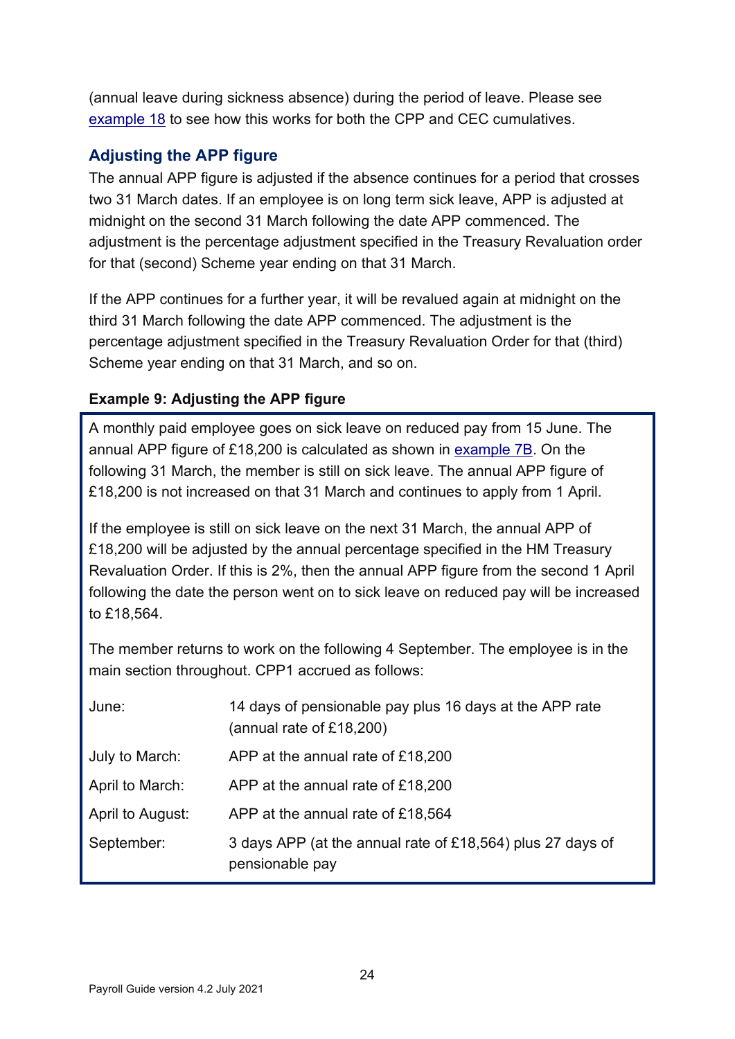(annual leave during sickness absence) during the period of leave. Please see example 18 to see how this works for both the CPP and CEC cumulatives.

## Adjusting the APP figure

The annual APP figure is adjusted if the absence continues for a period that crosses two 31 March dates. If an employee is on long term sick leave, APP is adjusted at midnight on the second 31 March following the date APP commenced. The adjustment is the percentage adjustment specified in the Treasury Revaluation order for that (second) Scheme year ending on that 31 March.

If the APP continues for a further year, it will be revalued again at midnight on the third 31 March following the date APP commenced. The adjustment is the percentage adjustment specified in the Treasury Revaluation Order for that (third) Scheme year ending on that 31 March, and so on.

**Example 9: Adjusting the APP figure**

A monthly paid employee goes on sick leave on reduced pay from 15 June. The annual APP figure of £18,200 is calculated as shown in example 7B. On the following 31 March, the member is still on sick leave. The annual APP figure of £18,200 is not increased on that 31 March and continues to apply from 1 April.

If the employee is still on sick leave on the next 31 March, the annual APP of £18,200 will be adjusted by the annual percentage specified in the HM Treasury Revaluation Order. If this is 2%, then the annual APP figure from the second 1 April following the date the person went on to sick leave on reduced pay will be increased to £18,564.

The member returns to work on the following 4 September. The employee is in the main section throughout. CPP1 accrued as follows:

| | |
|---|---|
| June: | 14 days of pensionable pay plus 16 days at the APP rate (annual rate of £18,200) |
| July to March: | APP at the annual rate of £18,200 |
| April to March: | APP at the annual rate of £18,200 |
| April to August: | APP at the annual rate of £18,564 |
| September: | 3 days APP (at the annual rate of £18,564) plus 27 days of pensionable pay |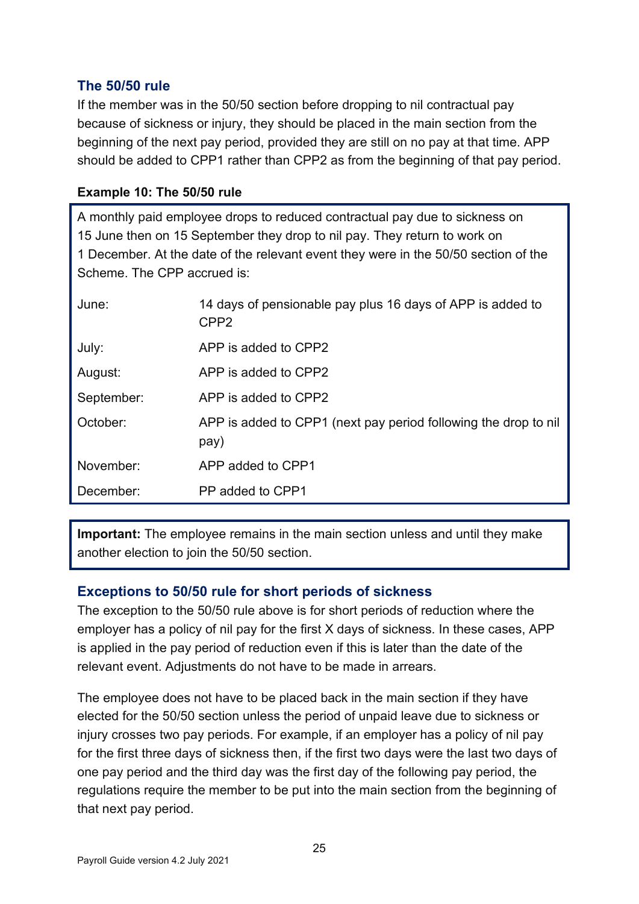### The 50/50 rule

If the member was in the 50/50 section before dropping to nil contractual pay because of sickness or injury, they should be placed in the main section from the beginning of the next pay period, provided they are still on no pay at that time. APP should be added to CPP1 rather than CPP2 as from the beginning of that pay period.

**Example 10: The 50/50 rule**

A monthly paid employee drops to reduced contractual pay due to sickness on 15 June then on 15 September they drop to nil pay. They return to work on 1 December. At the date of the relevant event they were in the 50/50 section of the Scheme. The CPP accrued is:

| | |
|---|---|
| June: | 14 days of pensionable pay plus 16 days of APP is added to CPP2 |
| July: | APP is added to CPP2 |
| August: | APP is added to CPP2 |
| September: | APP is added to CPP2 |
| October: | APP is added to CPP1 (next pay period following the drop to nil pay) |
| November: | APP added to CPP1 |
| December: | PP added to CPP1 |

**Important:** The employee remains in the main section unless and until they make another election to join the 50/50 section.

### Exceptions to 50/50 rule for short periods of sickness

The exception to the 50/50 rule above is for short periods of reduction where the employer has a policy of nil pay for the first X days of sickness. In these cases, APP is applied in the pay period of reduction even if this is later than the date of the relevant event. Adjustments do not have to be made in arrears.

The employee does not have to be placed back in the main section if they have elected for the 50/50 section unless the period of unpaid leave due to sickness or injury crosses two pay periods. For example, if an employer has a policy of nil pay for the first three days of sickness then, if the first two days were the last two days of one pay period and the third day was the first day of the following pay period, the regulations require the member to be put into the main section from the beginning of that next pay period.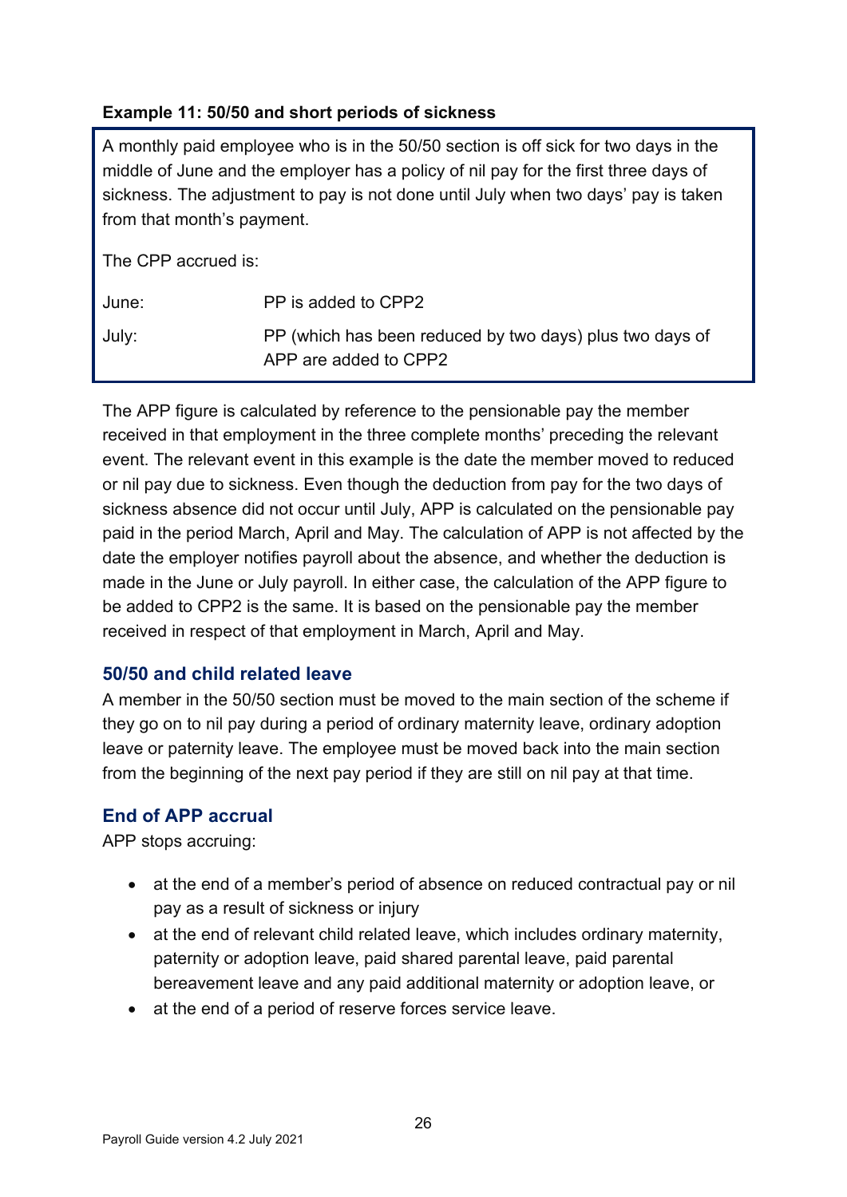**Example 11: 50/50 and short periods of sickness**

A monthly paid employee who is in the 50/50 section is off sick for two days in the middle of June and the employer has a policy of nil pay for the first three days of sickness. The adjustment to pay is not done until July when two days' pay is taken from that month's payment.

The CPP accrued is:

| | |
|---|---|
| June: | PP is added to CPP2 |
| July: | PP (which has been reduced by two days) plus two days of APP are added to CPP2 |

The APP figure is calculated by reference to the pensionable pay the member received in that employment in the three complete months' preceding the relevant event. The relevant event in this example is the date the member moved to reduced or nil pay due to sickness. Even though the deduction from pay for the two days of sickness absence did not occur until July, APP is calculated on the pensionable pay paid in the period March, April and May. The calculation of APP is not affected by the date the employer notifies payroll about the absence, and whether the deduction is made in the June or July payroll. In either case, the calculation of the APP figure to be added to CPP2 is the same. It is based on the pensionable pay the member received in respect of that employment in March, April and May.

### 50/50 and child related leave

A member in the 50/50 section must be moved to the main section of the scheme if they go on to nil pay during a period of ordinary maternity leave, ordinary adoption leave or paternity leave. The employee must be moved back into the main section from the beginning of the next pay period if they are still on nil pay at that time.

### End of APP accrual

APP stops accruing:

- at the end of a member's period of absence on reduced contractual pay or nil pay as a result of sickness or injury
- at the end of relevant child related leave, which includes ordinary maternity, paternity or adoption leave, paid shared parental leave, paid parental bereavement leave and any paid additional maternity or adoption leave, or
- at the end of a period of reserve forces service leave.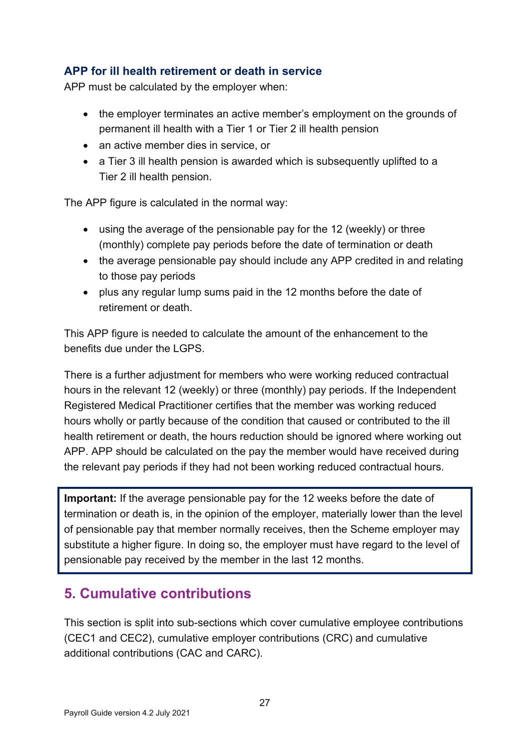### APP for ill health retirement or death in service

APP must be calculated by the employer when:

- the employer terminates an active member's employment on the grounds of permanent ill health with a Tier 1 or Tier 2 ill health pension
- an active member dies in service, or
- a Tier 3 ill health pension is awarded which is subsequently uplifted to a Tier 2 ill health pension.

The APP figure is calculated in the normal way:

- using the average of the pensionable pay for the 12 (weekly) or three (monthly) complete pay periods before the date of termination or death
- the average pensionable pay should include any APP credited in and relating to those pay periods
- plus any regular lump sums paid in the 12 months before the date of retirement or death.

This APP figure is needed to calculate the amount of the enhancement to the benefits due under the LGPS.

There is a further adjustment for members who were working reduced contractual hours in the relevant 12 (weekly) or three (monthly) pay periods. If the Independent Registered Medical Practitioner certifies that the member was working reduced hours wholly or partly because of the condition that caused or contributed to the ill health retirement or death, the hours reduction should be ignored where working out APP. APP should be calculated on the pay the member would have received during the relevant pay periods if they had not been working reduced contractual hours.

> **Important:** If the average pensionable pay for the 12 weeks before the date of termination or death is, in the opinion of the employer, materially lower than the level of pensionable pay that member normally receives, then the Scheme employer may substitute a higher figure. In doing so, the employer must have regard to the level of pensionable pay received by the member in the last 12 months.

## 5. Cumulative contributions

This section is split into sub-sections which cover cumulative employee contributions (CEC1 and CEC2), cumulative employer contributions (CRC) and cumulative additional contributions (CAC and CARC).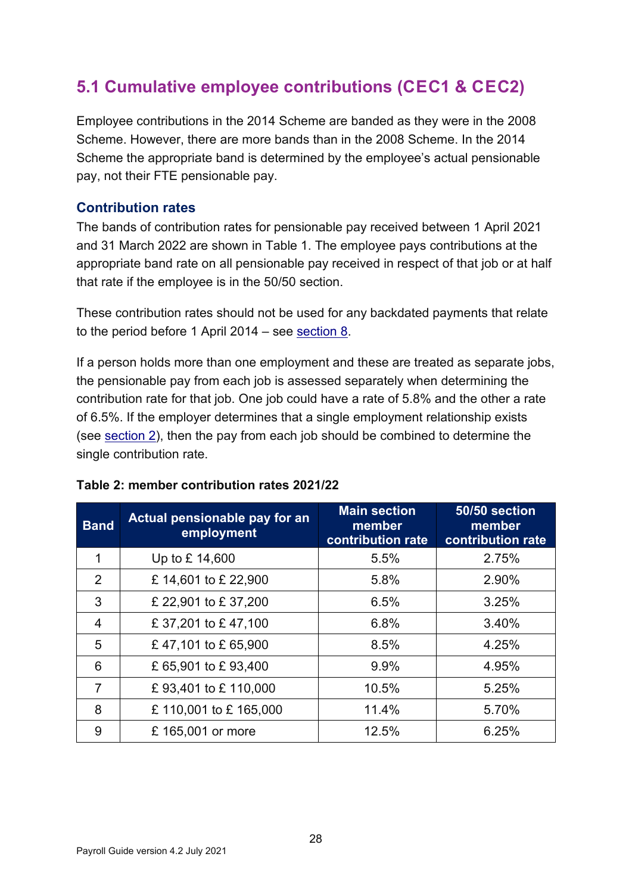## 5.1 Cumulative employee contributions (CEC1 & CEC2)

Employee contributions in the 2014 Scheme are banded as they were in the 2008 Scheme. However, there are more bands than in the 2008 Scheme. In the 2014 Scheme the appropriate band is determined by the employee's actual pensionable pay, not their FTE pensionable pay.

### Contribution rates

The bands of contribution rates for pensionable pay received between 1 April 2021 and 31 March 2022 are shown in Table 1. The employee pays contributions at the appropriate band rate on all pensionable pay received in respect of that job or at half that rate if the employee is in the 50/50 section.

These contribution rates should not be used for any backdated payments that relate to the period before 1 April 2014 – see section 8.

If a person holds more than one employment and these are treated as separate jobs, the pensionable pay from each job is assessed separately when determining the contribution rate for that job. One job could have a rate of 5.8% and the other a rate of 6.5%. If the employer determines that a single employment relationship exists (see section 2), then the pay from each job should be combined to determine the single contribution rate.

**Table 2: member contribution rates 2021/22**

| Band | Actual pensionable pay for an employment | Main section member contribution rate | 50/50 section member contribution rate |
|---|---|---|---|
| 1 | Up to £ 14,600 | 5.5% | 2.75% |
| 2 | £ 14,601 to £ 22,900 | 5.8% | 2.90% |
| 3 | £ 22,901 to £ 37,200 | 6.5% | 3.25% |
| 4 | £ 37,201 to £ 47,100 | 6.8% | 3.40% |
| 5 | £ 47,101 to £ 65,900 | 8.5% | 4.25% |
| 6 | £ 65,901 to £ 93,400 | 9.9% | 4.95% |
| 7 | £ 93,401 to £ 110,000 | 10.5% | 5.25% |
| 8 | £ 110,001 to £ 165,000 | 11.4% | 5.70% |
| 9 | £ 165,001 or more | 12.5% | 6.25% |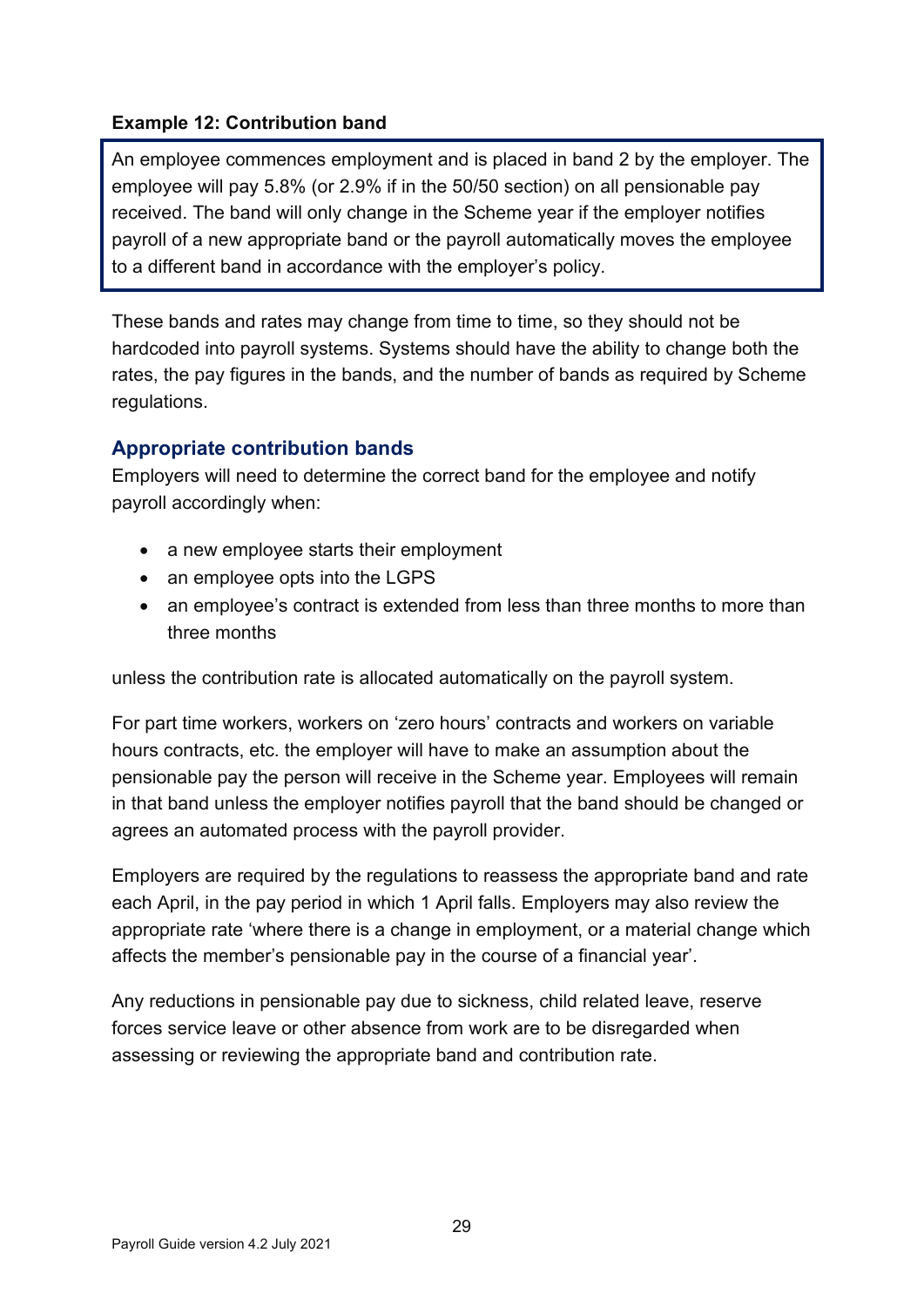**Example 12: Contribution band**

> An employee commences employment and is placed in band 2 by the employer. The employee will pay 5.8% (or 2.9% if in the 50/50 section) on all pensionable pay received. The band will only change in the Scheme year if the employer notifies payroll of a new appropriate band or the payroll automatically moves the employee to a different band in accordance with the employer's policy.

These bands and rates may change from time to time, so they should not be hardcoded into payroll systems. Systems should have the ability to change both the rates, the pay figures in the bands, and the number of bands as required by Scheme regulations.

## Appropriate contribution bands

Employers will need to determine the correct band for the employee and notify payroll accordingly when:

- a new employee starts their employment
- an employee opts into the LGPS
- an employee's contract is extended from less than three months to more than three months

unless the contribution rate is allocated automatically on the payroll system.

For part time workers, workers on 'zero hours' contracts and workers on variable hours contracts, etc. the employer will have to make an assumption about the pensionable pay the person will receive in the Scheme year. Employees will remain in that band unless the employer notifies payroll that the band should be changed or agrees an automated process with the payroll provider.

Employers are required by the regulations to reassess the appropriate band and rate each April, in the pay period in which 1 April falls. Employers may also review the appropriate rate 'where there is a change in employment, or a material change which affects the member's pensionable pay in the course of a financial year'.

Any reductions in pensionable pay due to sickness, child related leave, reserve forces service leave or other absence from work are to be disregarded when assessing or reviewing the appropriate band and contribution rate.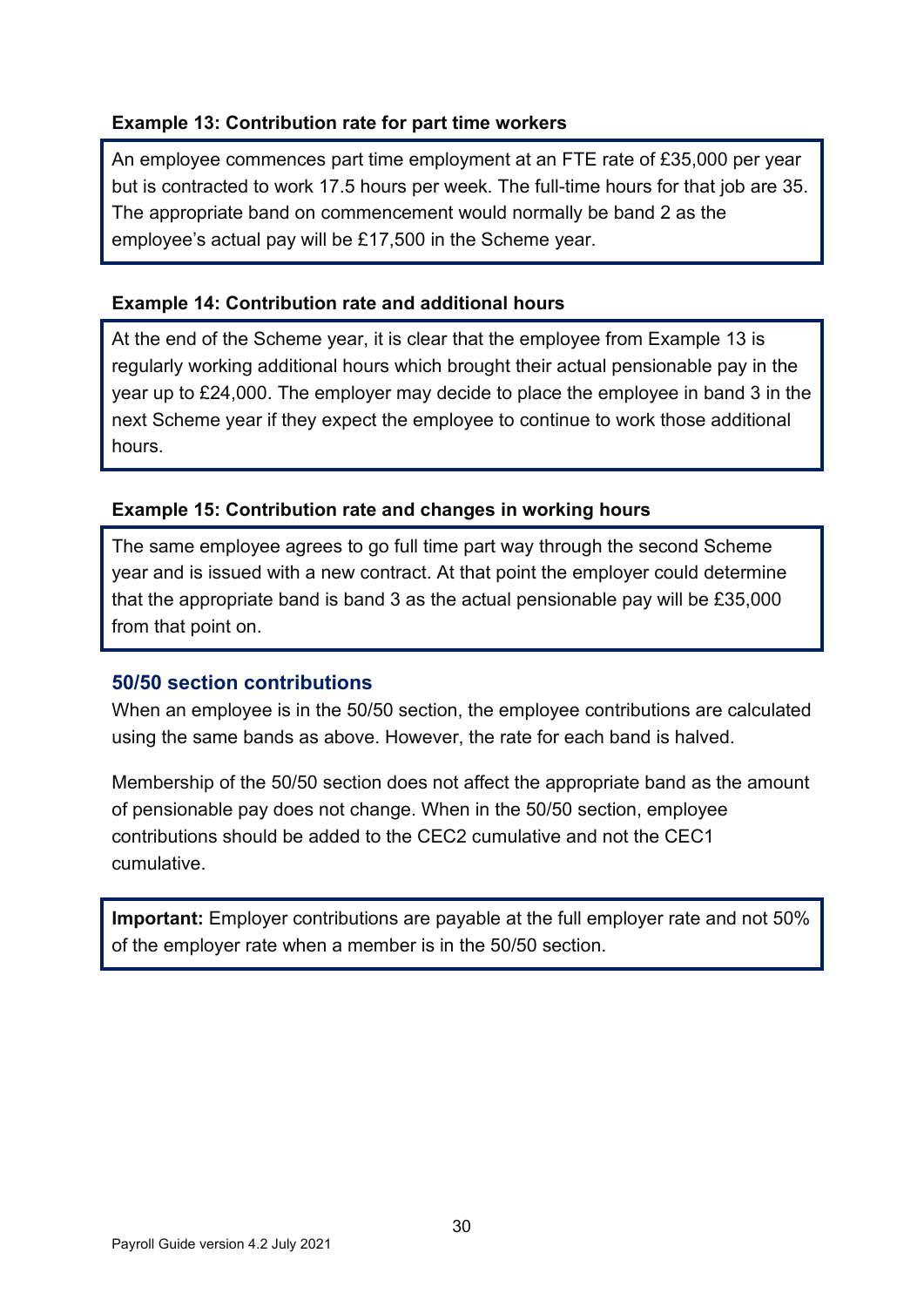**Example 13: Contribution rate for part time workers**

> An employee commences part time employment at an FTE rate of £35,000 per year but is contracted to work 17.5 hours per week. The full-time hours for that job are 35. The appropriate band on commencement would normally be band 2 as the employee's actual pay will be £17,500 in the Scheme year.

**Example 14: Contribution rate and additional hours**

> At the end of the Scheme year, it is clear that the employee from Example 13 is regularly working additional hours which brought their actual pensionable pay in the year up to £24,000. The employer may decide to place the employee in band 3 in the next Scheme year if they expect the employee to continue to work those additional hours.

**Example 15: Contribution rate and changes in working hours**

> The same employee agrees to go full time part way through the second Scheme year and is issued with a new contract. At that point the employer could determine that the appropriate band is band 3 as the actual pensionable pay will be £35,000 from that point on.

### 50/50 section contributions

When an employee is in the 50/50 section, the employee contributions are calculated using the same bands as above. However, the rate for each band is halved.

Membership of the 50/50 section does not affect the appropriate band as the amount of pensionable pay does not change. When in the 50/50 section, employee contributions should be added to the CEC2 cumulative and not the CEC1 cumulative.

> **Important:** Employer contributions are payable at the full employer rate and not 50% of the employer rate when a member is in the 50/50 section.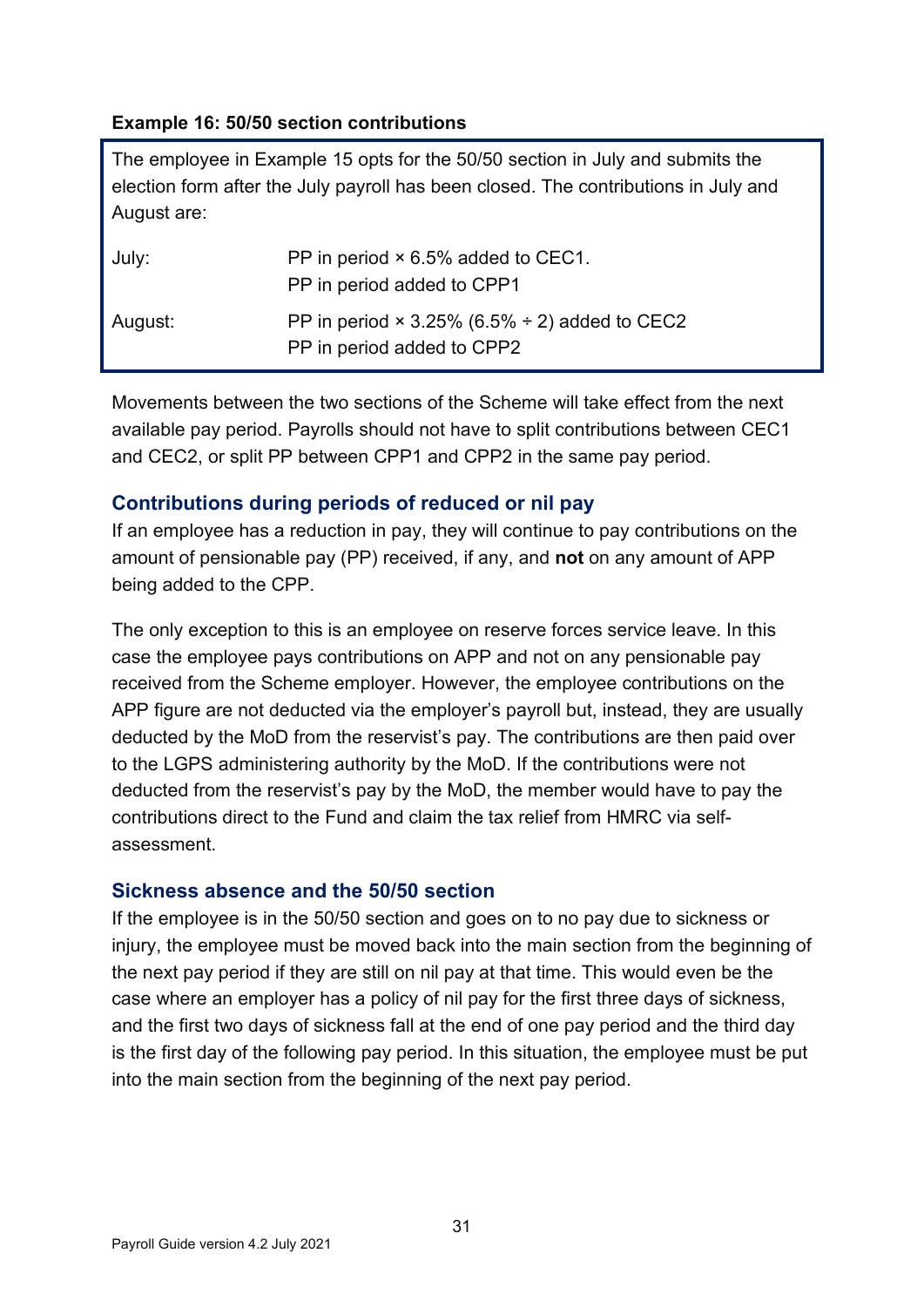**Example 16: 50/50 section contributions**

The employee in Example 15 opts for the 50/50 section in July and submits the election form after the July payroll has been closed. The contributions in July and August are:

| | |
|---|---|
| July: | PP in period × 6.5% added to CEC1.<br>PP in period added to CPP1 |
| August: | PP in period × 3.25% (6.5% ÷ 2) added to CEC2<br>PP in period added to CPP2 |

Movements between the two sections of the Scheme will take effect from the next available pay period. Payrolls should not have to split contributions between CEC1 and CEC2, or split PP between CPP1 and CPP2 in the same pay period.

## Contributions during periods of reduced or nil pay

If an employee has a reduction in pay, they will continue to pay contributions on the amount of pensionable pay (PP) received, if any, and **not** on any amount of APP being added to the CPP.

The only exception to this is an employee on reserve forces service leave. In this case the employee pays contributions on APP and not on any pensionable pay received from the Scheme employer. However, the employee contributions on the APP figure are not deducted via the employer's payroll but, instead, they are usually deducted by the MoD from the reservist's pay. The contributions are then paid over to the LGPS administering authority by the MoD. If the contributions were not deducted from the reservist's pay by the MoD, the member would have to pay the contributions direct to the Fund and claim the tax relief from HMRC via self-assessment.

## Sickness absence and the 50/50 section

If the employee is in the 50/50 section and goes on to no pay due to sickness or injury, the employee must be moved back into the main section from the beginning of the next pay period if they are still on nil pay at that time. This would even be the case where an employer has a policy of nil pay for the first three days of sickness, and the first two days of sickness fall at the end of one pay period and the third day is the first day of the following pay period. In this situation, the employee must be put into the main section from the beginning of the next pay period.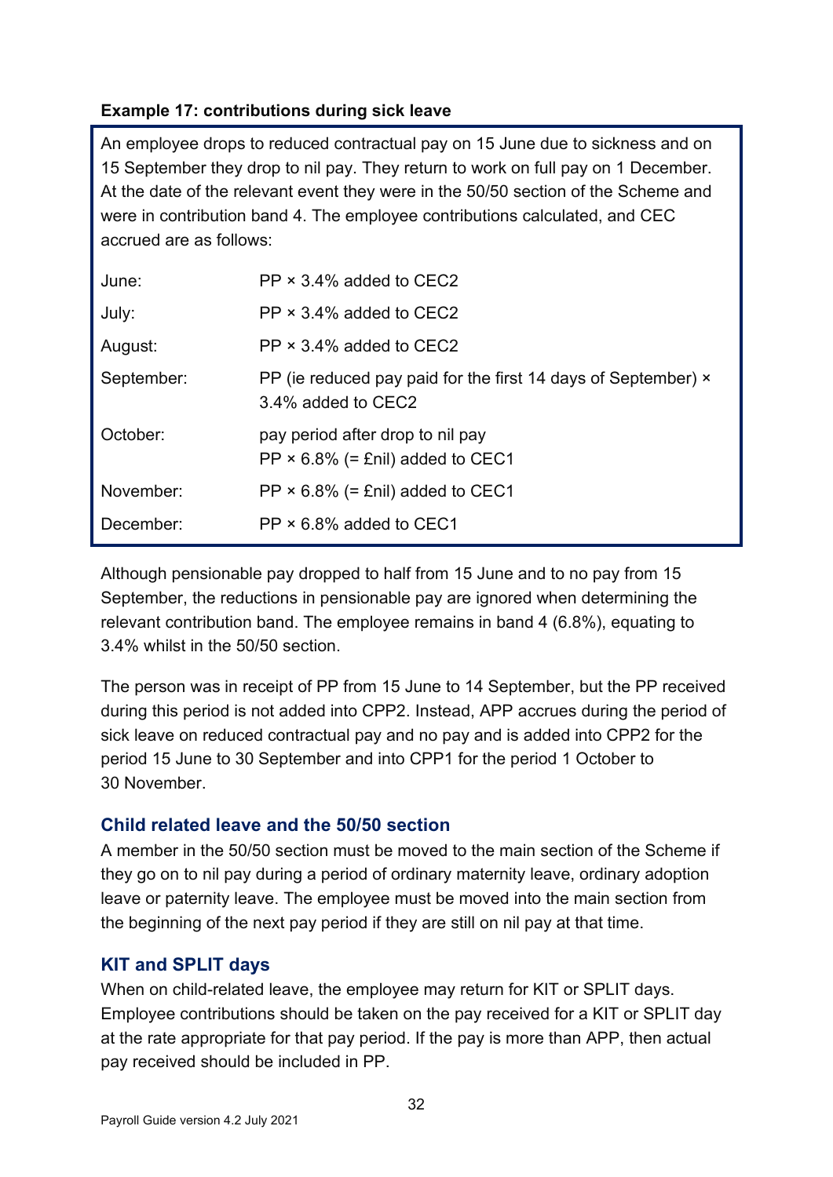**Example 17: contributions during sick leave**

An employee drops to reduced contractual pay on 15 June due to sickness and on 15 September they drop to nil pay. They return to work on full pay on 1 December. At the date of the relevant event they were in the 50/50 section of the Scheme and were in contribution band 4. The employee contributions calculated, and CEC accrued are as follows:

| | |
|---|---|
| June: | PP × 3.4% added to CEC2 |
| July: | PP × 3.4% added to CEC2 |
| August: | PP × 3.4% added to CEC2 |
| September: | PP (ie reduced pay paid for the first 14 days of September) × 3.4% added to CEC2 |
| October: | pay period after drop to nil pay<br>PP × 6.8% (= £nil) added to CEC1 |
| November: | PP × 6.8% (= £nil) added to CEC1 |
| December: | PP × 6.8% added to CEC1 |

Although pensionable pay dropped to half from 15 June and to no pay from 15 September, the reductions in pensionable pay are ignored when determining the relevant contribution band. The employee remains in band 4 (6.8%), equating to 3.4% whilst in the 50/50 section.

The person was in receipt of PP from 15 June to 14 September, but the PP received during this period is not added into CPP2. Instead, APP accrues during the period of sick leave on reduced contractual pay and no pay and is added into CPP2 for the period 15 June to 30 September and into CPP1 for the period 1 October to 30 November.

## Child related leave and the 50/50 section

A member in the 50/50 section must be moved to the main section of the Scheme if they go on to nil pay during a period of ordinary maternity leave, ordinary adoption leave or paternity leave. The employee must be moved into the main section from the beginning of the next pay period if they are still on nil pay at that time.

## KIT and SPLIT days

When on child-related leave, the employee may return for KIT or SPLIT days. Employee contributions should be taken on the pay received for a KIT or SPLIT day at the rate appropriate for that pay period. If the pay is more than APP, then actual pay received should be included in PP.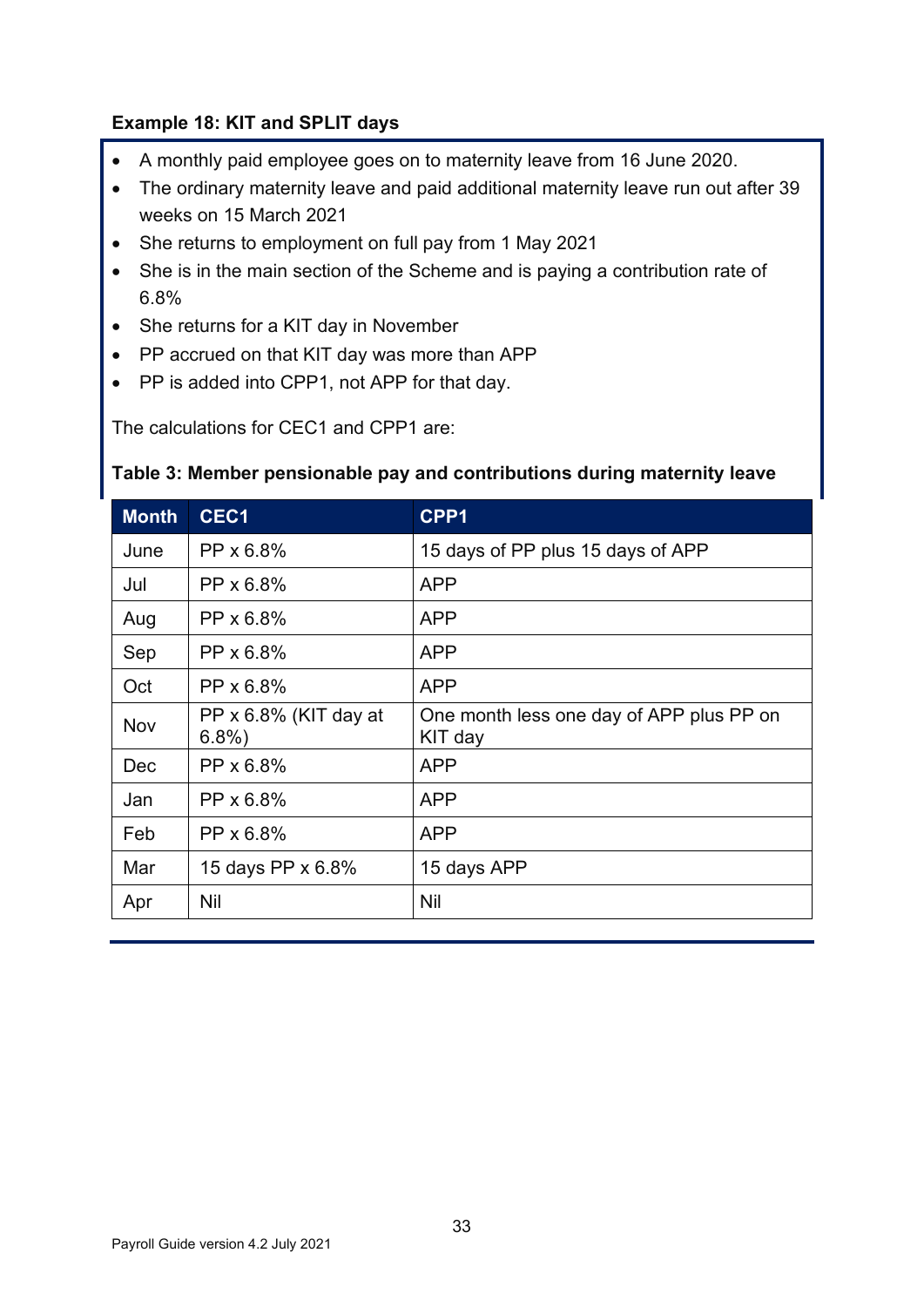**Example 18: KIT and SPLIT days**

- A monthly paid employee goes on to maternity leave from 16 June 2020.
- The ordinary maternity leave and paid additional maternity leave run out after 39 weeks on 15 March 2021
- She returns to employment on full pay from 1 May 2021
- She is in the main section of the Scheme and is paying a contribution rate of 6.8%
- She returns for a KIT day in November
- PP accrued on that KIT day was more than APP
- PP is added into CPP1, not APP for that day.

The calculations for CEC1 and CPP1 are:

**Table 3: Member pensionable pay and contributions during maternity leave**

| Month | CEC1 | CPP1 |
|---|---|---|
| June | PP x 6.8% | 15 days of PP plus 15 days of APP |
| Jul | PP x 6.8% | APP |
| Aug | PP x 6.8% | APP |
| Sep | PP x 6.8% | APP |
| Oct | PP x 6.8% | APP |
| Nov | PP x 6.8% (KIT day at 6.8%) | One month less one day of APP plus PP on KIT day |
| Dec | PP x 6.8% | APP |
| Jan | PP x 6.8% | APP |
| Feb | PP x 6.8% | APP |
| Mar | 15 days PP x 6.8% | 15 days APP |
| Apr | Nil | Nil |

Payroll Guide version 4.2 July 2021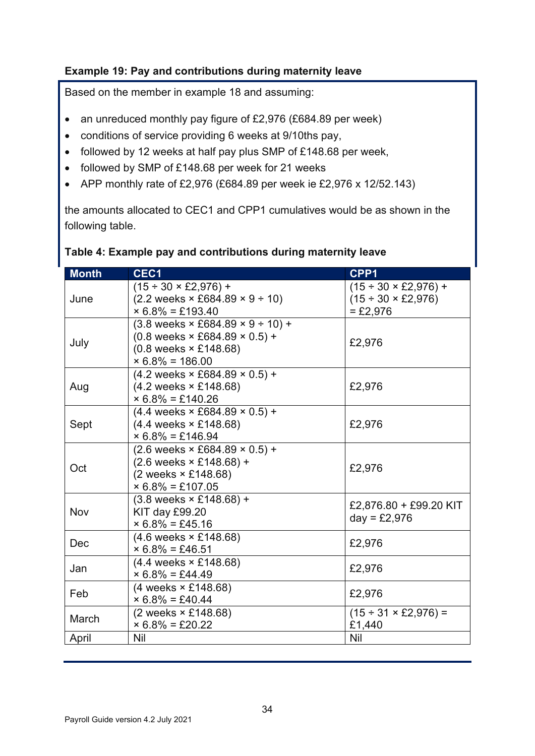### Example 19: Pay and contributions during maternity leave

Based on the member in example 18 and assuming:

- an unreduced monthly pay figure of £2,976 (£684.89 per week)
- conditions of service providing 6 weeks at 9/10ths pay,
- followed by 12 weeks at half pay plus SMP of £148.68 per week,
- followed by SMP of £148.68 per week for 21 weeks
- APP monthly rate of £2,976 (£684.89 per week ie £2,976 x 12/52.143)

the amounts allocated to CEC1 and CPP1 cumulatives would be as shown in the following table.

**Table 4: Example pay and contributions during maternity leave**

| Month | CEC1 | CPP1 |
|---|---|---|
| June | (15 ÷ 30 × £2,976) + (2.2 weeks × £684.89 × 9 ÷ 10) × 6.8% = £193.40 | (15 ÷ 30 × £2,976) + (15 ÷ 30 × £2,976) = £2,976 |
| July | (3.8 weeks × £684.89 × 9 ÷ 10) + (0.8 weeks × £684.89 × 0.5) + (0.8 weeks × £148.68) × 6.8% = 186.00 | £2,976 |
| Aug | (4.2 weeks × £684.89 × 0.5) + (4.2 weeks × £148.68) × 6.8% = £140.26 | £2,976 |
| Sept | (4.4 weeks × £684.89 × 0.5) + (4.4 weeks × £148.68) × 6.8% = £146.94 | £2,976 |
| Oct | (2.6 weeks × £684.89 × 0.5) + (2.6 weeks × £148.68) + (2 weeks × £148.68) × 6.8% = £107.05 | £2,976 |
| Nov | (3.8 weeks × £148.68) + KIT day £99.20 × 6.8% = £45.16 | £2,876.80 + £99.20 KIT day = £2,976 |
| Dec | (4.6 weeks × £148.68) × 6.8% = £46.51 | £2,976 |
| Jan | (4.4 weeks × £148.68) × 6.8% = £44.49 | £2,976 |
| Feb | (4 weeks × £148.68) × 6.8% = £40.44 | £2,976 |
| March | (2 weeks × £148.68) × 6.8% = £20.22 | (15 ÷ 31 × £2,976) = £1,440 |
| April | Nil | Nil |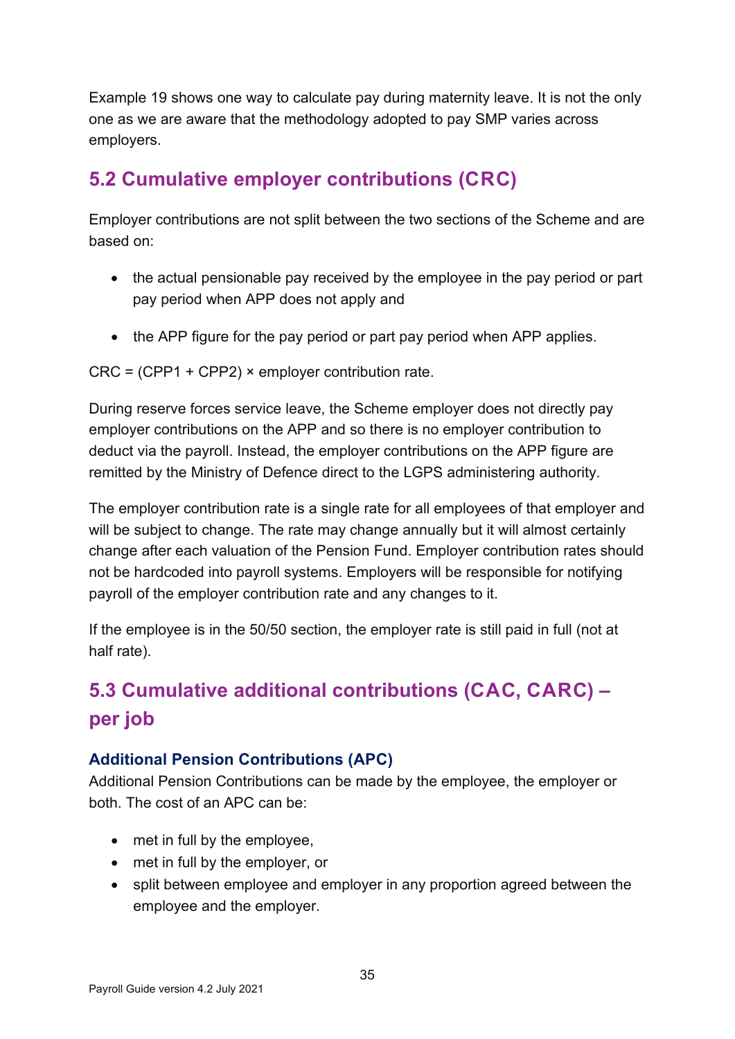Example 19 shows one way to calculate pay during maternity leave. It is not the only one as we are aware that the methodology adopted to pay SMP varies across employers.

## 5.2 Cumulative employer contributions (CRC)

Employer contributions are not split between the two sections of the Scheme and are based on:

- the actual pensionable pay received by the employee in the pay period or part pay period when APP does not apply and
- the APP figure for the pay period or part pay period when APP applies.

CRC = (CPP1 + CPP2) × employer contribution rate.

During reserve forces service leave, the Scheme employer does not directly pay employer contributions on the APP and so there is no employer contribution to deduct via the payroll. Instead, the employer contributions on the APP figure are remitted by the Ministry of Defence direct to the LGPS administering authority.

The employer contribution rate is a single rate for all employees of that employer and will be subject to change. The rate may change annually but it will almost certainly change after each valuation of the Pension Fund. Employer contribution rates should not be hardcoded into payroll systems. Employers will be responsible for notifying payroll of the employer contribution rate and any changes to it.

If the employee is in the 50/50 section, the employer rate is still paid in full (not at half rate).

## 5.3 Cumulative additional contributions (CAC, CARC) – per job

### Additional Pension Contributions (APC)

Additional Pension Contributions can be made by the employee, the employer or both. The cost of an APC can be:

- met in full by the employee,
- met in full by the employer, or
- split between employee and employer in any proportion agreed between the employee and the employer.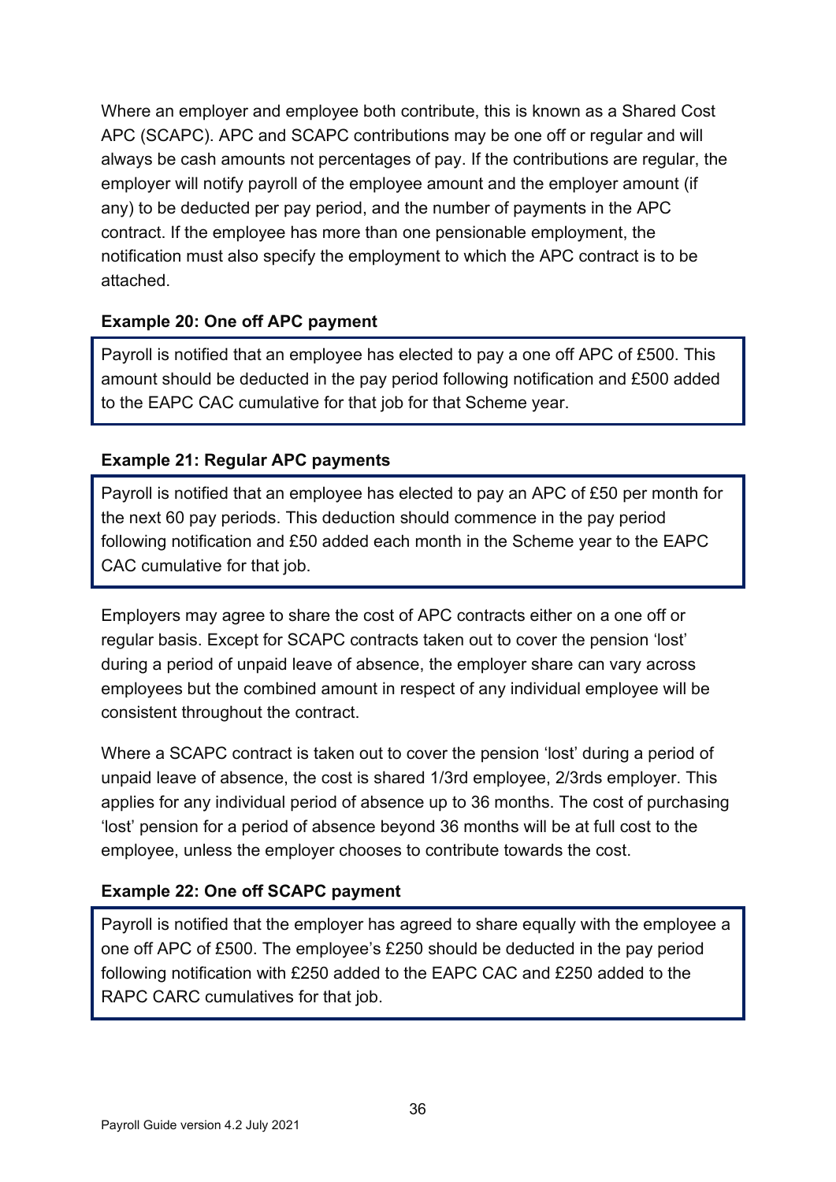Where an employer and employee both contribute, this is known as a Shared Cost APC (SCAPC). APC and SCAPC contributions may be one off or regular and will always be cash amounts not percentages of pay. If the contributions are regular, the employer will notify payroll of the employee amount and the employer amount (if any) to be deducted per pay period, and the number of payments in the APC contract. If the employee has more than one pensionable employment, the notification must also specify the employment to which the APC contract is to be attached.

**Example 20: One off APC payment**

> Payroll is notified that an employee has elected to pay a one off APC of £500. This amount should be deducted in the pay period following notification and £500 added to the EAPC CAC cumulative for that job for that Scheme year.

**Example 21: Regular APC payments**

> Payroll is notified that an employee has elected to pay an APC of £50 per month for the next 60 pay periods. This deduction should commence in the pay period following notification and £50 added each month in the Scheme year to the EAPC CAC cumulative for that job.

Employers may agree to share the cost of APC contracts either on a one off or regular basis. Except for SCAPC contracts taken out to cover the pension 'lost' during a period of unpaid leave of absence, the employer share can vary across employees but the combined amount in respect of any individual employee will be consistent throughout the contract.

Where a SCAPC contract is taken out to cover the pension 'lost' during a period of unpaid leave of absence, the cost is shared 1/3rd employee, 2/3rds employer. This applies for any individual period of absence up to 36 months. The cost of purchasing 'lost' pension for a period of absence beyond 36 months will be at full cost to the employee, unless the employer chooses to contribute towards the cost.

**Example 22: One off SCAPC payment**

> Payroll is notified that the employer has agreed to share equally with the employee a one off APC of £500. The employee's £250 should be deducted in the pay period following notification with £250 added to the EAPC CAC and £250 added to the RAPC CARC cumulatives for that job.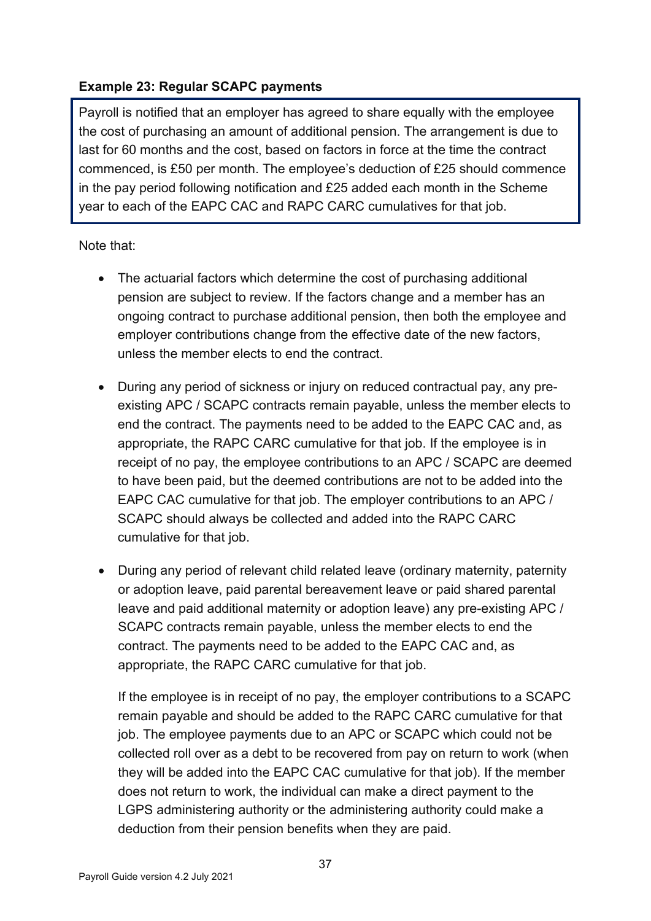**Example 23: Regular SCAPC payments**

Payroll is notified that an employer has agreed to share equally with the employee the cost of purchasing an amount of additional pension. The arrangement is due to last for 60 months and the cost, based on factors in force at the time the contract commenced, is £50 per month. The employee's deduction of £25 should commence in the pay period following notification and £25 added each month in the Scheme year to each of the EAPC CAC and RAPC CARC cumulatives for that job.

Note that:

- The actuarial factors which determine the cost of purchasing additional pension are subject to review. If the factors change and a member has an ongoing contract to purchase additional pension, then both the employee and employer contributions change from the effective date of the new factors, unless the member elects to end the contract.
- During any period of sickness or injury on reduced contractual pay, any pre-existing APC / SCAPC contracts remain payable, unless the member elects to end the contract. The payments need to be added to the EAPC CAC and, as appropriate, the RAPC CARC cumulative for that job. If the employee is in receipt of no pay, the employee contributions to an APC / SCAPC are deemed to have been paid, but the deemed contributions are not to be added into the EAPC CAC cumulative for that job. The employer contributions to an APC / SCAPC should always be collected and added into the RAPC CARC cumulative for that job.
- During any period of relevant child related leave (ordinary maternity, paternity or adoption leave, paid parental bereavement leave or paid shared parental leave and paid additional maternity or adoption leave) any pre-existing APC / SCAPC contracts remain payable, unless the member elects to end the contract. The payments need to be added to the EAPC CAC and, as appropriate, the RAPC CARC cumulative for that job.

  If the employee is in receipt of no pay, the employer contributions to a SCAPC remain payable and should be added to the RAPC CARC cumulative for that job. The employee payments due to an APC or SCAPC which could not be collected roll over as a debt to be recovered from pay on return to work (when they will be added into the EAPC CAC cumulative for that job). If the member does not return to work, the individual can make a direct payment to the LGPS administering authority or the administering authority could make a deduction from their pension benefits when they are paid.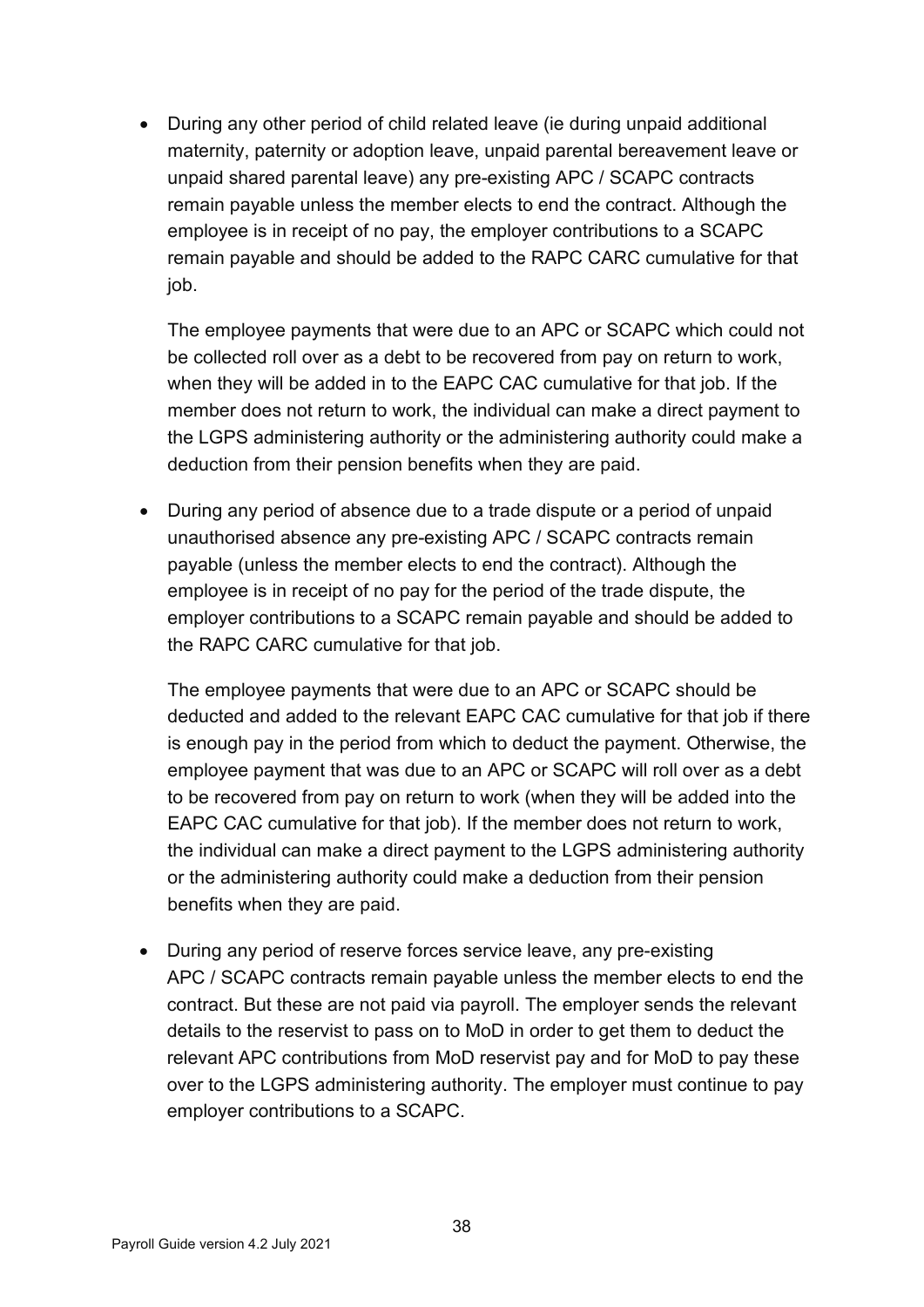- During any other period of child related leave (ie during unpaid additional maternity, paternity or adoption leave, unpaid parental bereavement leave or unpaid shared parental leave) any pre-existing APC / SCAPC contracts remain payable unless the member elects to end the contract. Although the employee is in receipt of no pay, the employer contributions to a SCAPC remain payable and should be added to the RAPC CARC cumulative for that job.

  The employee payments that were due to an APC or SCAPC which could not be collected roll over as a debt to be recovered from pay on return to work, when they will be added in to the EAPC CAC cumulative for that job. If the member does not return to work, the individual can make a direct payment to the LGPS administering authority or the administering authority could make a deduction from their pension benefits when they are paid.

- During any period of absence due to a trade dispute or a period of unpaid unauthorised absence any pre-existing APC / SCAPC contracts remain payable (unless the member elects to end the contract). Although the employee is in receipt of no pay for the period of the trade dispute, the employer contributions to a SCAPC remain payable and should be added to the RAPC CARC cumulative for that job.

  The employee payments that were due to an APC or SCAPC should be deducted and added to the relevant EAPC CAC cumulative for that job if there is enough pay in the period from which to deduct the payment. Otherwise, the employee payment that was due to an APC or SCAPC will roll over as a debt to be recovered from pay on return to work (when they will be added into the EAPC CAC cumulative for that job). If the member does not return to work, the individual can make a direct payment to the LGPS administering authority or the administering authority could make a deduction from their pension benefits when they are paid.

- During any period of reserve forces service leave, any pre-existing APC / SCAPC contracts remain payable unless the member elects to end the contract. But these are not paid via payroll. The employer sends the relevant details to the reservist to pass on to MoD in order to get them to deduct the relevant APC contributions from MoD reservist pay and for MoD to pay these over to the LGPS administering authority. The employer must continue to pay employer contributions to a SCAPC.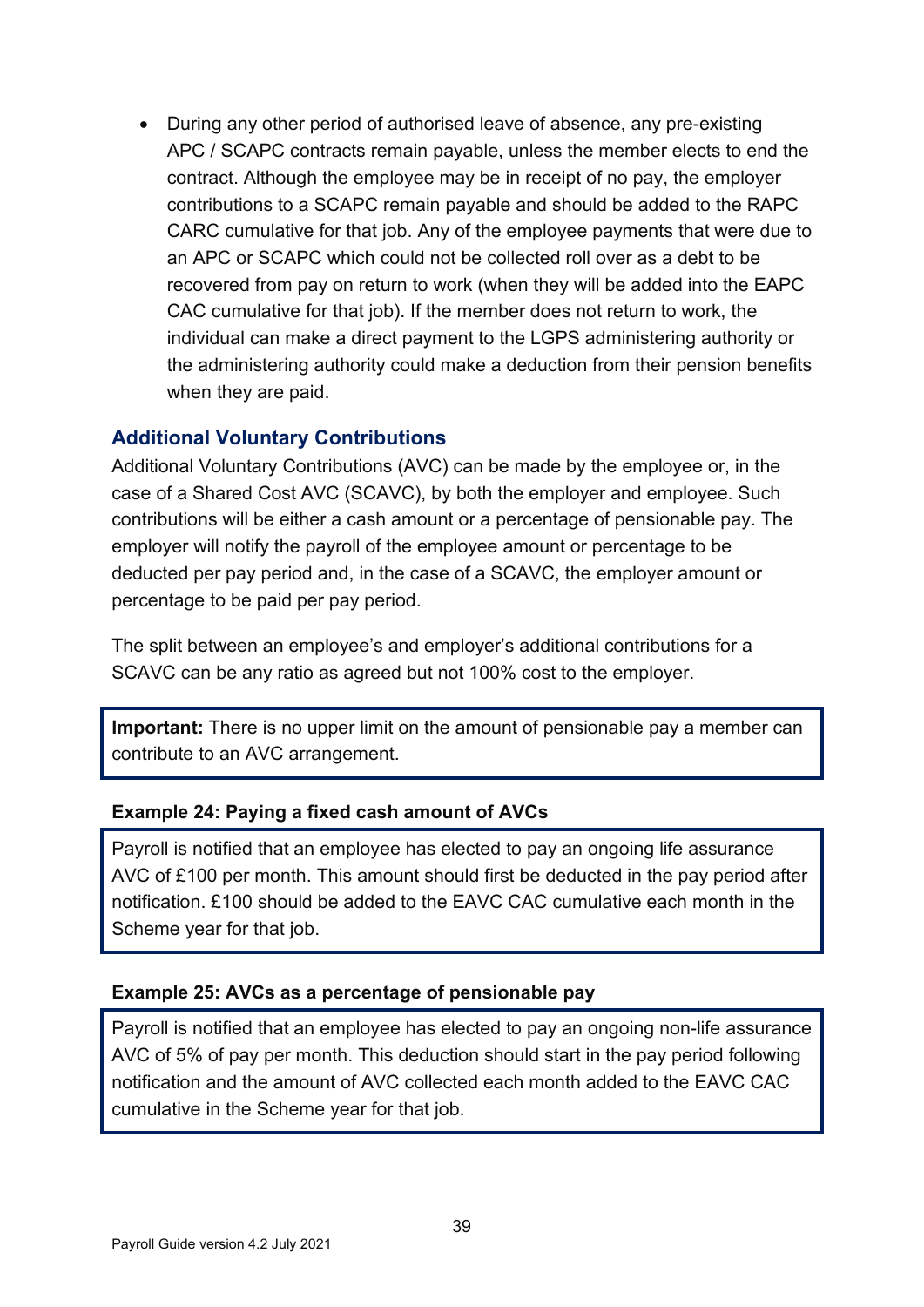- During any other period of authorised leave of absence, any pre-existing APC / SCAPC contracts remain payable, unless the member elects to end the contract. Although the employee may be in receipt of no pay, the employer contributions to a SCAPC remain payable and should be added to the RAPC CARC cumulative for that job. Any of the employee payments that were due to an APC or SCAPC which could not be collected roll over as a debt to be recovered from pay on return to work (when they will be added into the EAPC CAC cumulative for that job). If the member does not return to work, the individual can make a direct payment to the LGPS administering authority or the administering authority could make a deduction from their pension benefits when they are paid.

## Additional Voluntary Contributions

Additional Voluntary Contributions (AVC) can be made by the employee or, in the case of a Shared Cost AVC (SCAVC), by both the employer and employee. Such contributions will be either a cash amount or a percentage of pensionable pay. The employer will notify the payroll of the employee amount or percentage to be deducted per pay period and, in the case of a SCAVC, the employer amount or percentage to be paid per pay period.

The split between an employee's and employer's additional contributions for a SCAVC can be any ratio as agreed but not 100% cost to the employer.

**Important:** There is no upper limit on the amount of pensionable pay a member can contribute to an AVC arrangement.

**Example 24: Paying a fixed cash amount of AVCs**

Payroll is notified that an employee has elected to pay an ongoing life assurance AVC of £100 per month. This amount should first be deducted in the pay period after notification. £100 should be added to the EAVC CAC cumulative each month in the Scheme year for that job.

**Example 25: AVCs as a percentage of pensionable pay**

Payroll is notified that an employee has elected to pay an ongoing non-life assurance AVC of 5% of pay per month. This deduction should start in the pay period following notification and the amount of AVC collected each month added to the EAVC CAC cumulative in the Scheme year for that job.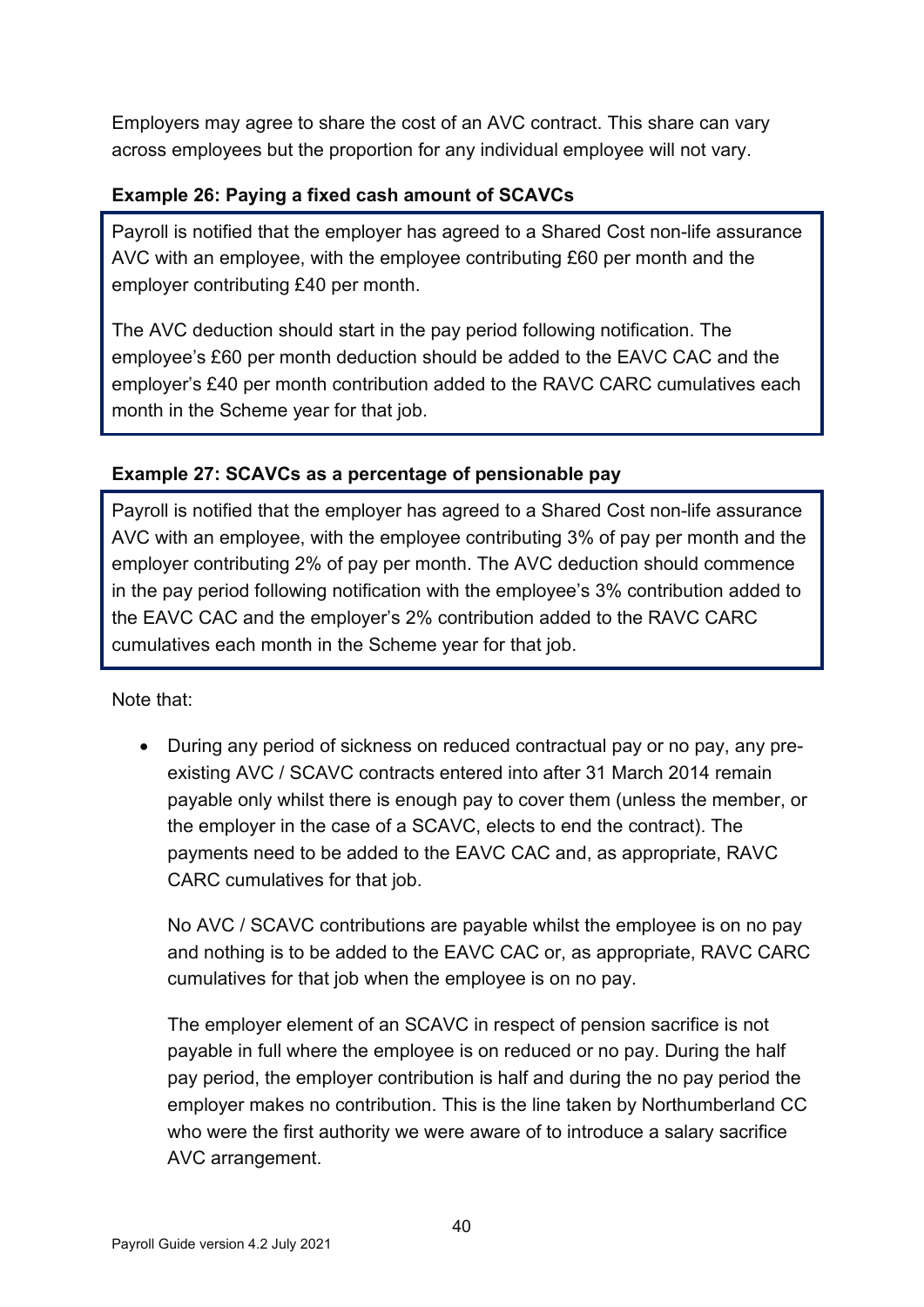Employers may agree to share the cost of an AVC contract. This share can vary across employees but the proportion for any individual employee will not vary.

**Example 26: Paying a fixed cash amount of SCAVCs**

> Payroll is notified that the employer has agreed to a Shared Cost non-life assurance AVC with an employee, with the employee contributing £60 per month and the employer contributing £40 per month.
>
> The AVC deduction should start in the pay period following notification. The employee's £60 per month deduction should be added to the EAVC CAC and the employer's £40 per month contribution added to the RAVC CARC cumulatives each month in the Scheme year for that job.

**Example 27: SCAVCs as a percentage of pensionable pay**

> Payroll is notified that the employer has agreed to a Shared Cost non-life assurance AVC with an employee, with the employee contributing 3% of pay per month and the employer contributing 2% of pay per month. The AVC deduction should commence in the pay period following notification with the employee's 3% contribution added to the EAVC CAC and the employer's 2% contribution added to the RAVC CARC cumulatives each month in the Scheme year for that job.

Note that:

- During any period of sickness on reduced contractual pay or no pay, any pre-existing AVC / SCAVC contracts entered into after 31 March 2014 remain payable only whilst there is enough pay to cover them (unless the member, or the employer in the case of a SCAVC, elects to end the contract). The payments need to be added to the EAVC CAC and, as appropriate, RAVC CARC cumulatives for that job.

  No AVC / SCAVC contributions are payable whilst the employee is on no pay and nothing is to be added to the EAVC CAC or, as appropriate, RAVC CARC cumulatives for that job when the employee is on no pay.

  The employer element of an SCAVC in respect of pension sacrifice is not payable in full where the employee is on reduced or no pay. During the half pay period, the employer contribution is half and during the no pay period the employer makes no contribution. This is the line taken by Northumberland CC who were the first authority we were aware of to introduce a salary sacrifice AVC arrangement.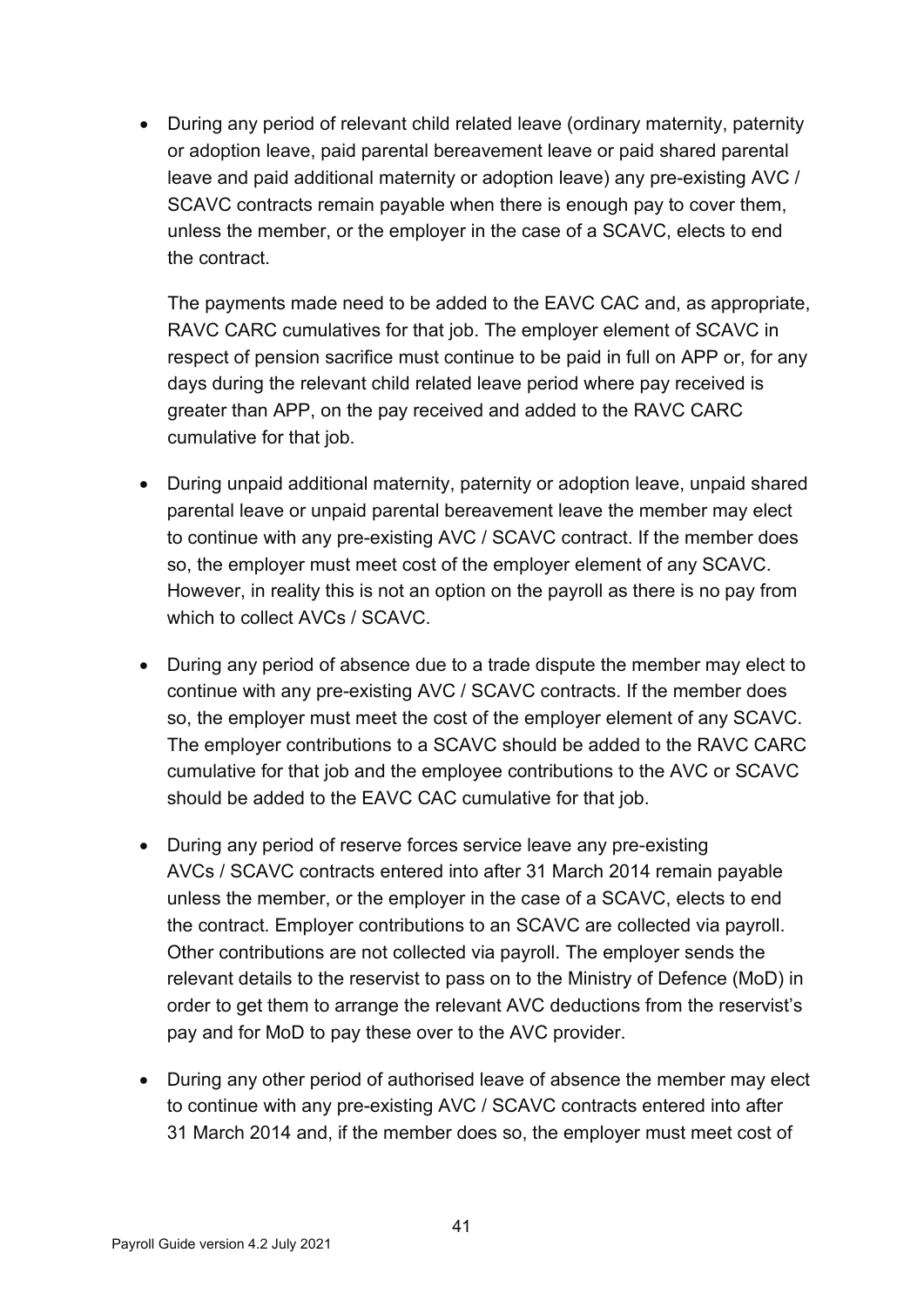- During any period of relevant child related leave (ordinary maternity, paternity or adoption leave, paid parental bereavement leave or paid shared parental leave and paid additional maternity or adoption leave) any pre-existing AVC / SCAVC contracts remain payable when there is enough pay to cover them, unless the member, or the employer in the case of a SCAVC, elects to end the contract.

  The payments made need to be added to the EAVC CAC and, as appropriate, RAVC CARC cumulatives for that job. The employer element of SCAVC in respect of pension sacrifice must continue to be paid in full on APP or, for any days during the relevant child related leave period where pay received is greater than APP, on the pay received and added to the RAVC CARC cumulative for that job.

- During unpaid additional maternity, paternity or adoption leave, unpaid shared parental leave or unpaid parental bereavement leave the member may elect to continue with any pre-existing AVC / SCAVC contract. If the member does so, the employer must meet cost of the employer element of any SCAVC. However, in reality this is not an option on the payroll as there is no pay from which to collect AVCs / SCAVC.

- During any period of absence due to a trade dispute the member may elect to continue with any pre-existing AVC / SCAVC contracts. If the member does so, the employer must meet the cost of the employer element of any SCAVC. The employer contributions to a SCAVC should be added to the RAVC CARC cumulative for that job and the employee contributions to the AVC or SCAVC should be added to the EAVC CAC cumulative for that job.

- During any period of reserve forces service leave any pre-existing AVCs / SCAVC contracts entered into after 31 March 2014 remain payable unless the member, or the employer in the case of a SCAVC, elects to end the contract. Employer contributions to an SCAVC are collected via payroll. Other contributions are not collected via payroll. The employer sends the relevant details to the reservist to pass on to the Ministry of Defence (MoD) in order to get them to arrange the relevant AVC deductions from the reservist's pay and for MoD to pay these over to the AVC provider.

- During any other period of authorised leave of absence the member may elect to continue with any pre-existing AVC / SCAVC contracts entered into after 31 March 2014 and, if the member does so, the employer must meet cost of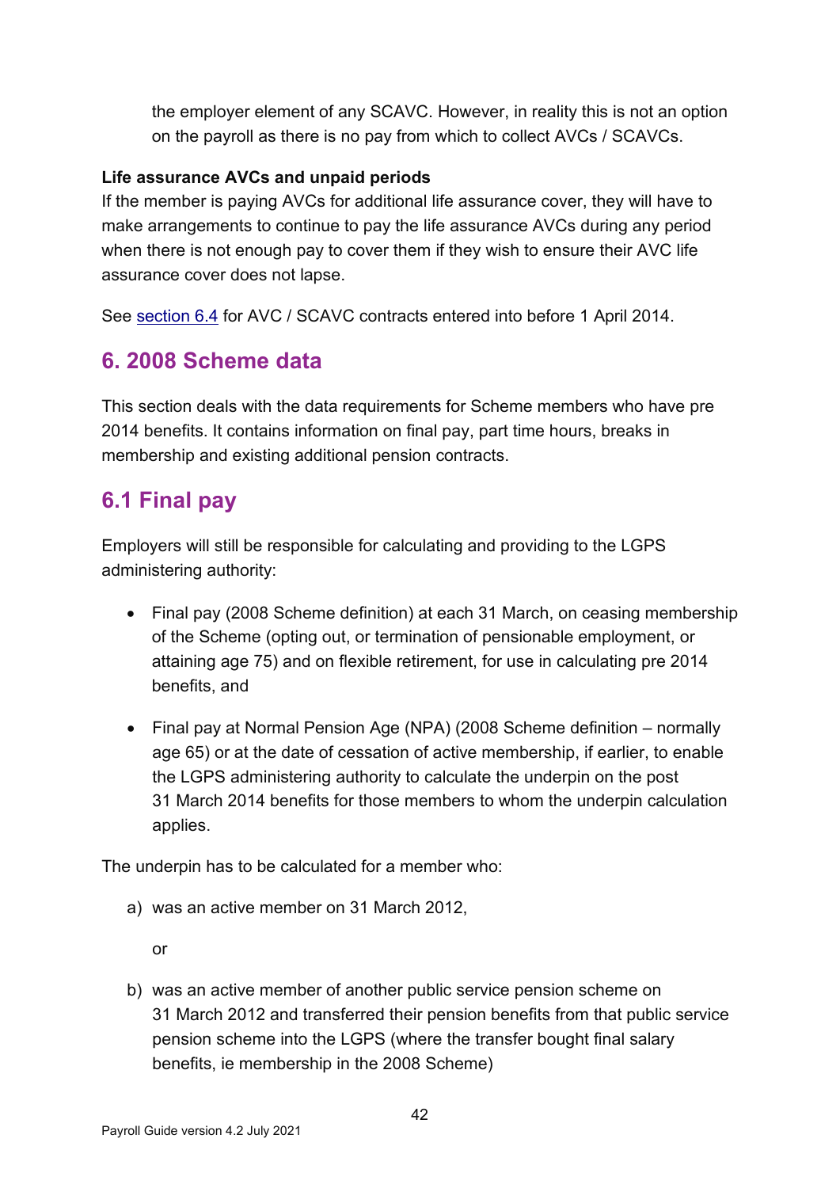the employer element of any SCAVC. However, in reality this is not an option on the payroll as there is no pay from which to collect AVCs / SCAVCs.

**Life assurance AVCs and unpaid periods**

If the member is paying AVCs for additional life assurance cover, they will have to make arrangements to continue to pay the life assurance AVCs during any period when there is not enough pay to cover them if they wish to ensure their AVC life assurance cover does not lapse.

See section 6.4 for AVC / SCAVC contracts entered into before 1 April 2014.

## 6. 2008 Scheme data

This section deals with the data requirements for Scheme members who have pre 2014 benefits. It contains information on final pay, part time hours, breaks in membership and existing additional pension contracts.

## 6.1 Final pay

Employers will still be responsible for calculating and providing to the LGPS administering authority:

- Final pay (2008 Scheme definition) at each 31 March, on ceasing membership of the Scheme (opting out, or termination of pensionable employment, or attaining age 75) and on flexible retirement, for use in calculating pre 2014 benefits, and
- Final pay at Normal Pension Age (NPA) (2008 Scheme definition – normally age 65) or at the date of cessation of active membership, if earlier, to enable the LGPS administering authority to calculate the underpin on the post 31 March 2014 benefits for those members to whom the underpin calculation applies.

The underpin has to be calculated for a member who:

a) was an active member on 31 March 2012,

   or

b) was an active member of another public service pension scheme on 31 March 2012 and transferred their pension benefits from that public service pension scheme into the LGPS (where the transfer bought final salary benefits, ie membership in the 2008 Scheme)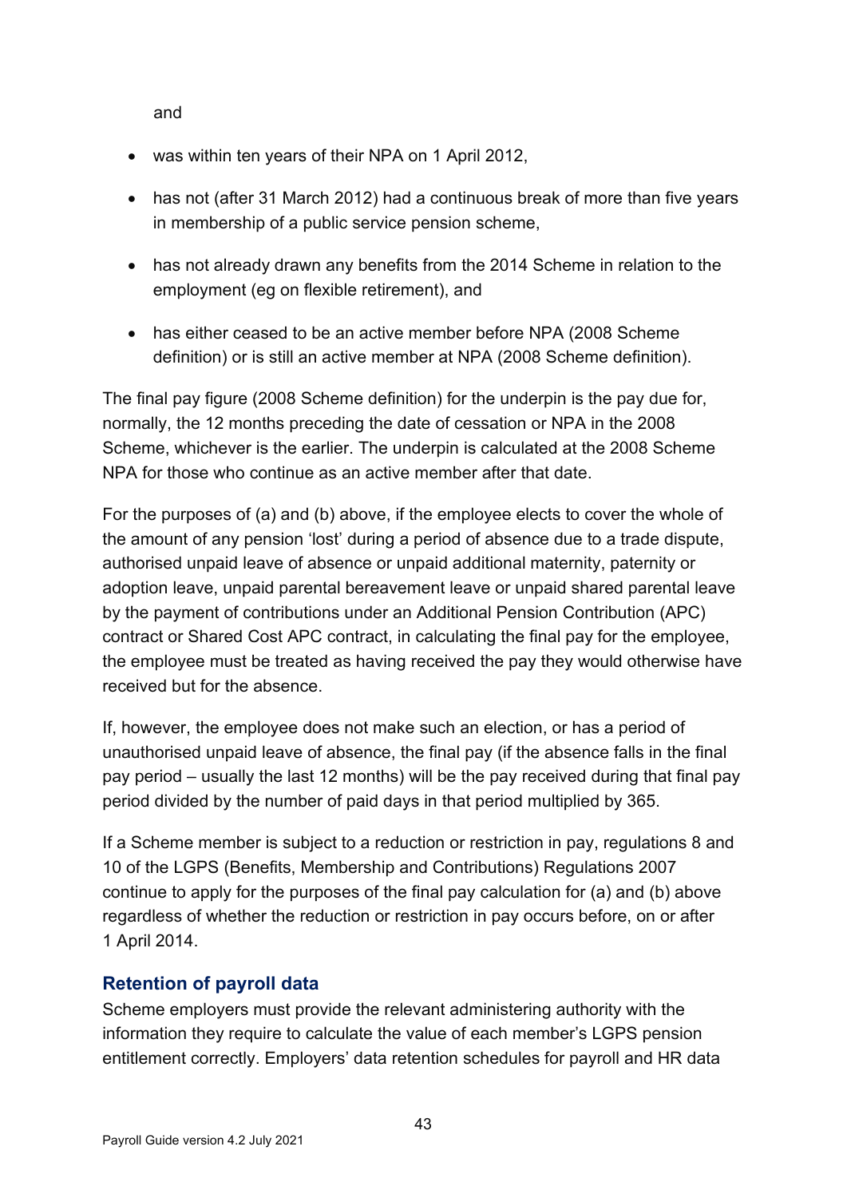and

- was within ten years of their NPA on 1 April 2012,
- has not (after 31 March 2012) had a continuous break of more than five years in membership of a public service pension scheme,
- has not already drawn any benefits from the 2014 Scheme in relation to the employment (eg on flexible retirement), and
- has either ceased to be an active member before NPA (2008 Scheme definition) or is still an active member at NPA (2008 Scheme definition).

The final pay figure (2008 Scheme definition) for the underpin is the pay due for, normally, the 12 months preceding the date of cessation or NPA in the 2008 Scheme, whichever is the earlier. The underpin is calculated at the 2008 Scheme NPA for those who continue as an active member after that date.

For the purposes of (a) and (b) above, if the employee elects to cover the whole of the amount of any pension 'lost' during a period of absence due to a trade dispute, authorised unpaid leave of absence or unpaid additional maternity, paternity or adoption leave, unpaid parental bereavement leave or unpaid shared parental leave by the payment of contributions under an Additional Pension Contribution (APC) contract or Shared Cost APC contract, in calculating the final pay for the employee, the employee must be treated as having received the pay they would otherwise have received but for the absence.

If, however, the employee does not make such an election, or has a period of unauthorised unpaid leave of absence, the final pay (if the absence falls in the final pay period – usually the last 12 months) will be the pay received during that final pay period divided by the number of paid days in that period multiplied by 365.

If a Scheme member is subject to a reduction or restriction in pay, regulations 8 and 10 of the LGPS (Benefits, Membership and Contributions) Regulations 2007 continue to apply for the purposes of the final pay calculation for (a) and (b) above regardless of whether the reduction or restriction in pay occurs before, on or after 1 April 2014.

## Retention of payroll data

Scheme employers must provide the relevant administering authority with the information they require to calculate the value of each member's LGPS pension entitlement correctly. Employers' data retention schedules for payroll and HR data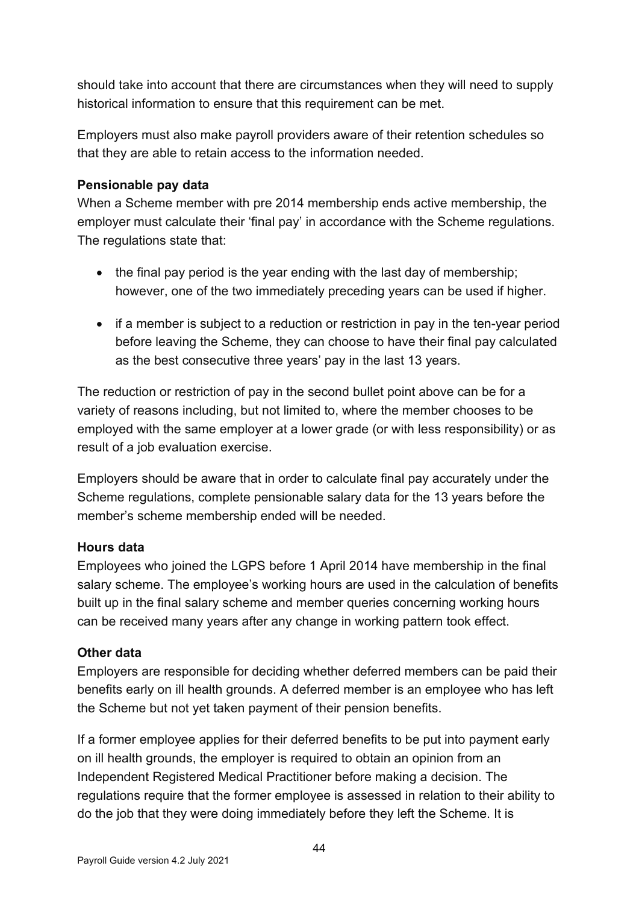should take into account that there are circumstances when they will need to supply historical information to ensure that this requirement can be met.

Employers must also make payroll providers aware of their retention schedules so that they are able to retain access to the information needed.

**Pensionable pay data**

When a Scheme member with pre 2014 membership ends active membership, the employer must calculate their 'final pay' in accordance with the Scheme regulations. The regulations state that:

- the final pay period is the year ending with the last day of membership; however, one of the two immediately preceding years can be used if higher.
- if a member is subject to a reduction or restriction in pay in the ten-year period before leaving the Scheme, they can choose to have their final pay calculated as the best consecutive three years' pay in the last 13 years.

The reduction or restriction of pay in the second bullet point above can be for a variety of reasons including, but not limited to, where the member chooses to be employed with the same employer at a lower grade (or with less responsibility) or as result of a job evaluation exercise.

Employers should be aware that in order to calculate final pay accurately under the Scheme regulations, complete pensionable salary data for the 13 years before the member's scheme membership ended will be needed.

**Hours data**

Employees who joined the LGPS before 1 April 2014 have membership in the final salary scheme. The employee's working hours are used in the calculation of benefits built up in the final salary scheme and member queries concerning working hours can be received many years after any change in working pattern took effect.

**Other data**

Employers are responsible for deciding whether deferred members can be paid their benefits early on ill health grounds. A deferred member is an employee who has left the Scheme but not yet taken payment of their pension benefits.

If a former employee applies for their deferred benefits to be put into payment early on ill health grounds, the employer is required to obtain an opinion from an Independent Registered Medical Practitioner before making a decision. The regulations require that the former employee is assessed in relation to their ability to do the job that they were doing immediately before they left the Scheme. It is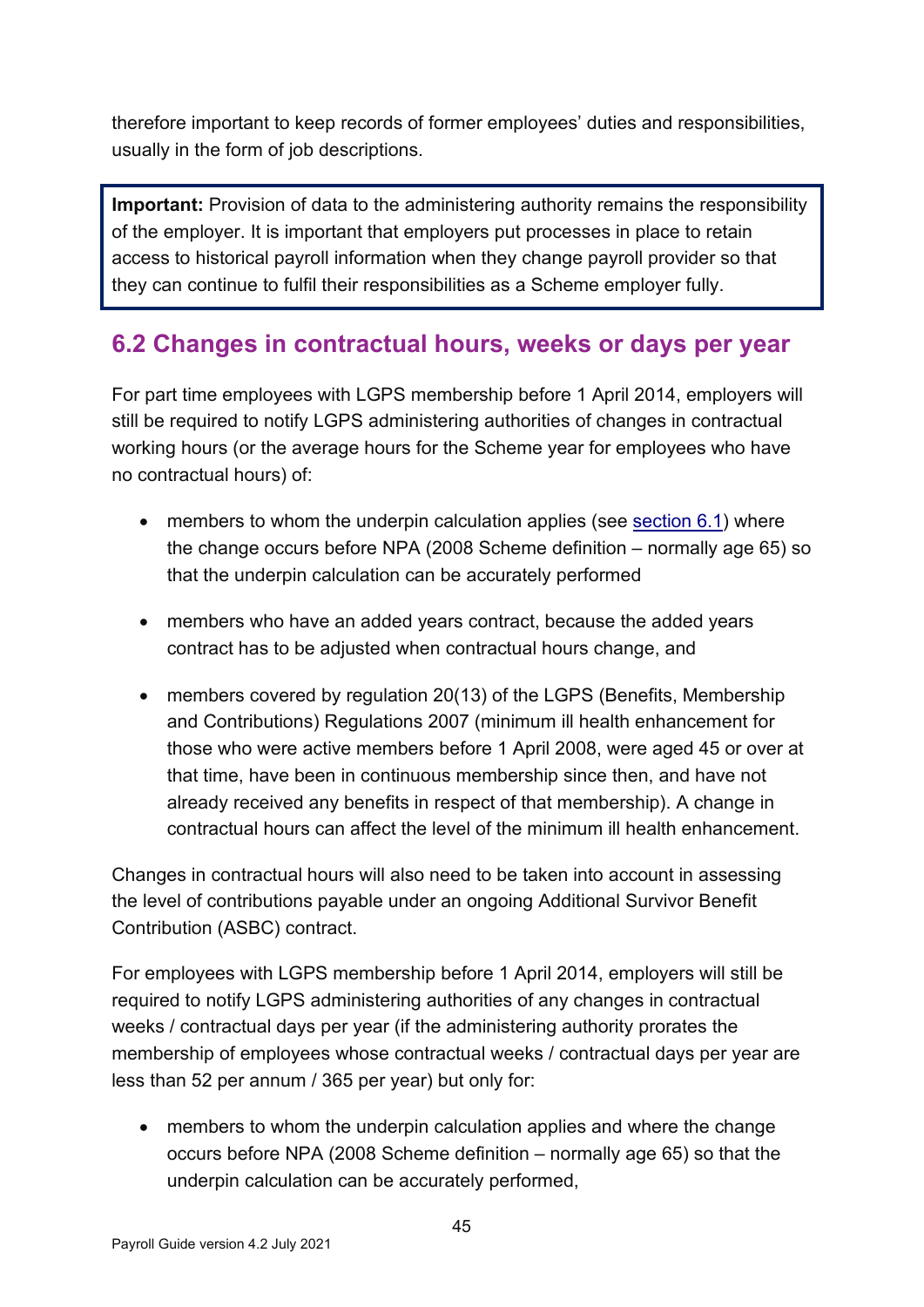therefore important to keep records of former employees' duties and responsibilities, usually in the form of job descriptions.

> **Important:** Provision of data to the administering authority remains the responsibility of the employer. It is important that employers put processes in place to retain access to historical payroll information when they change payroll provider so that they can continue to fulfil their responsibilities as a Scheme employer fully.

## 6.2 Changes in contractual hours, weeks or days per year

For part time employees with LGPS membership before 1 April 2014, employers will still be required to notify LGPS administering authorities of changes in contractual working hours (or the average hours for the Scheme year for employees who have no contractual hours) of:

- members to whom the underpin calculation applies (see section 6.1) where the change occurs before NPA (2008 Scheme definition – normally age 65) so that the underpin calculation can be accurately performed
- members who have an added years contract, because the added years contract has to be adjusted when contractual hours change, and
- members covered by regulation 20(13) of the LGPS (Benefits, Membership and Contributions) Regulations 2007 (minimum ill health enhancement for those who were active members before 1 April 2008, were aged 45 or over at that time, have been in continuous membership since then, and have not already received any benefits in respect of that membership). A change in contractual hours can affect the level of the minimum ill health enhancement.

Changes in contractual hours will also need to be taken into account in assessing the level of contributions payable under an ongoing Additional Survivor Benefit Contribution (ASBC) contract.

For employees with LGPS membership before 1 April 2014, employers will still be required to notify LGPS administering authorities of any changes in contractual weeks / contractual days per year (if the administering authority prorates the membership of employees whose contractual weeks / contractual days per year are less than 52 per annum / 365 per year) but only for:

- members to whom the underpin calculation applies and where the change occurs before NPA (2008 Scheme definition – normally age 65) so that the underpin calculation can be accurately performed,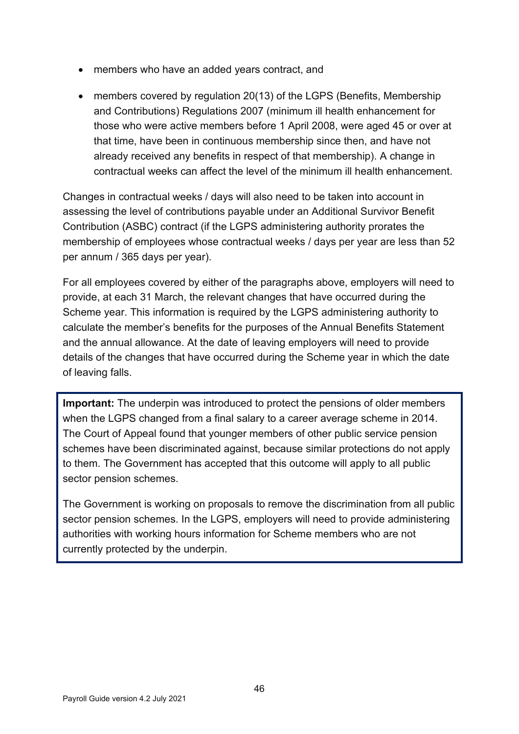- members who have an added years contract, and
- members covered by regulation 20(13) of the LGPS (Benefits, Membership and Contributions) Regulations 2007 (minimum ill health enhancement for those who were active members before 1 April 2008, were aged 45 or over at that time, have been in continuous membership since then, and have not already received any benefits in respect of that membership). A change in contractual weeks can affect the level of the minimum ill health enhancement.

Changes in contractual weeks / days will also need to be taken into account in assessing the level of contributions payable under an Additional Survivor Benefit Contribution (ASBC) contract (if the LGPS administering authority prorates the membership of employees whose contractual weeks / days per year are less than 52 per annum / 365 days per year).

For all employees covered by either of the paragraphs above, employers will need to provide, at each 31 March, the relevant changes that have occurred during the Scheme year. This information is required by the LGPS administering authority to calculate the member's benefits for the purposes of the Annual Benefits Statement and the annual allowance. At the date of leaving employers will need to provide details of the changes that have occurred during the Scheme year in which the date of leaving falls.

**Important:** The underpin was introduced to protect the pensions of older members when the LGPS changed from a final salary to a career average scheme in 2014. The Court of Appeal found that younger members of other public service pension schemes have been discriminated against, because similar protections do not apply to them. The Government has accepted that this outcome will apply to all public sector pension schemes.

The Government is working on proposals to remove the discrimination from all public sector pension schemes. In the LGPS, employers will need to provide administering authorities with working hours information for Scheme members who are not currently protected by the underpin.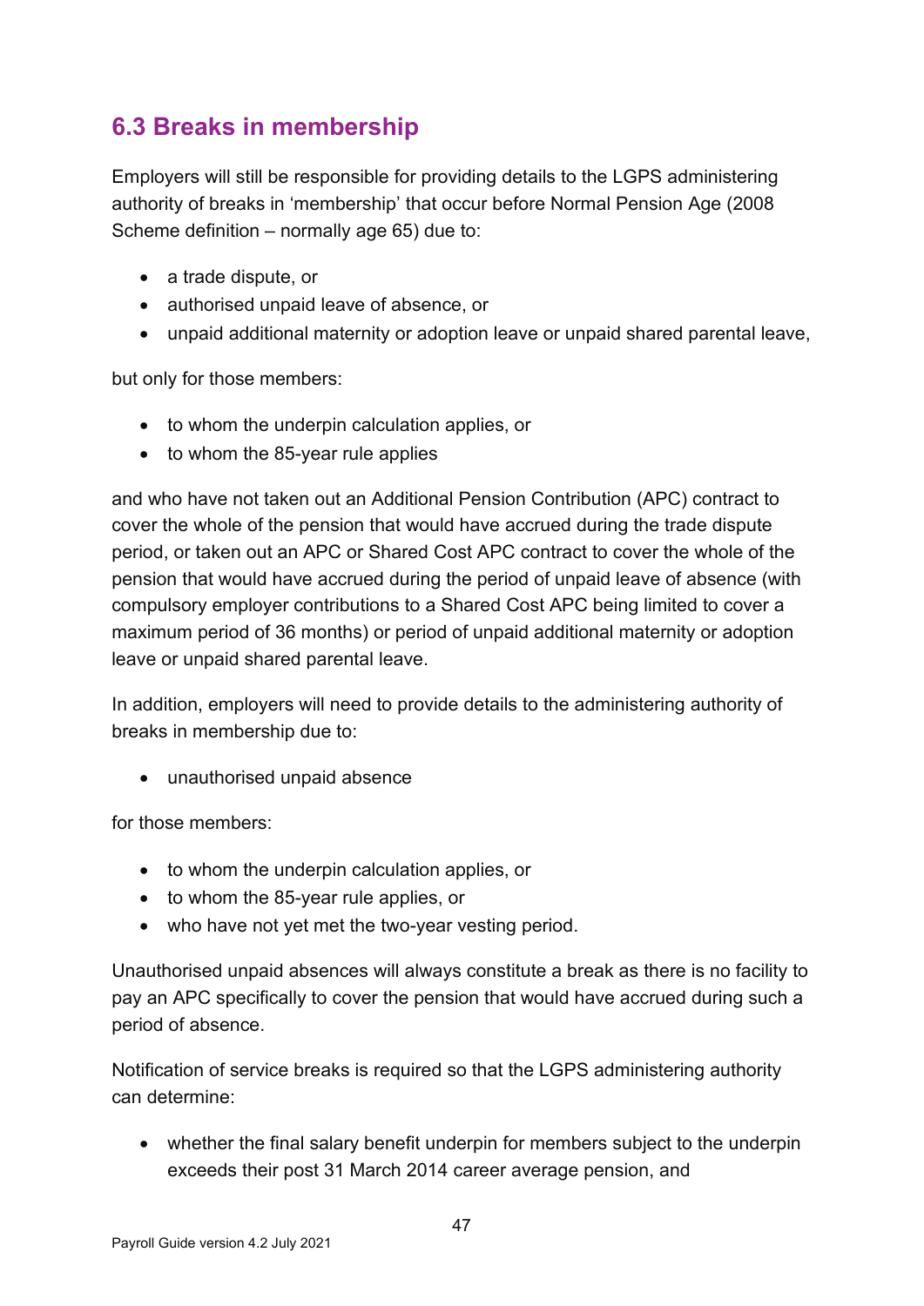## 6.3 Breaks in membership

Employers will still be responsible for providing details to the LGPS administering authority of breaks in 'membership' that occur before Normal Pension Age (2008 Scheme definition – normally age 65) due to:

- a trade dispute, or
- authorised unpaid leave of absence, or
- unpaid additional maternity or adoption leave or unpaid shared parental leave,

but only for those members:

- to whom the underpin calculation applies, or
- to whom the 85-year rule applies

and who have not taken out an Additional Pension Contribution (APC) contract to cover the whole of the pension that would have accrued during the trade dispute period, or taken out an APC or Shared Cost APC contract to cover the whole of the pension that would have accrued during the period of unpaid leave of absence (with compulsory employer contributions to a Shared Cost APC being limited to cover a maximum period of 36 months) or period of unpaid additional maternity or adoption leave or unpaid shared parental leave.

In addition, employers will need to provide details to the administering authority of breaks in membership due to:

- unauthorised unpaid absence

for those members:

- to whom the underpin calculation applies, or
- to whom the 85-year rule applies, or
- who have not yet met the two-year vesting period.

Unauthorised unpaid absences will always constitute a break as there is no facility to pay an APC specifically to cover the pension that would have accrued during such a period of absence.

Notification of service breaks is required so that the LGPS administering authority can determine:

- whether the final salary benefit underpin for members subject to the underpin exceeds their post 31 March 2014 career average pension, and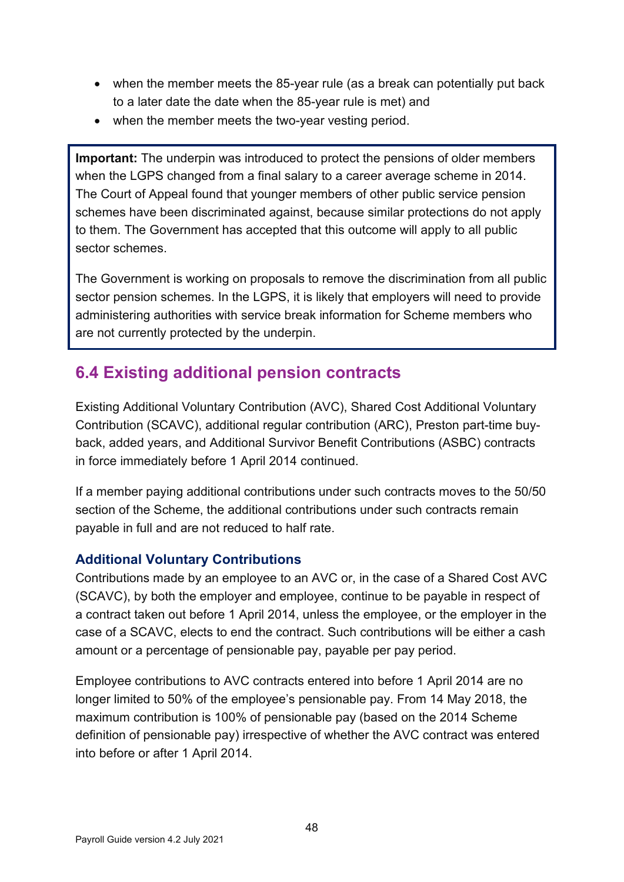- when the member meets the 85-year rule (as a break can potentially put back to a later date the date when the 85-year rule is met) and
- when the member meets the two-year vesting period.

> **Important:** The underpin was introduced to protect the pensions of older members when the LGPS changed from a final salary to a career average scheme in 2014. The Court of Appeal found that younger members of other public service pension schemes have been discriminated against, because similar protections do not apply to them. The Government has accepted that this outcome will apply to all public sector schemes.
>
> The Government is working on proposals to remove the discrimination from all public sector pension schemes. In the LGPS, it is likely that employers will need to provide administering authorities with service break information for Scheme members who are not currently protected by the underpin.

## 6.4 Existing additional pension contracts

Existing Additional Voluntary Contribution (AVC), Shared Cost Additional Voluntary Contribution (SCAVC), additional regular contribution (ARC), Preston part-time buy-back, added years, and Additional Survivor Benefit Contributions (ASBC) contracts in force immediately before 1 April 2014 continued.

If a member paying additional contributions under such contracts moves to the 50/50 section of the Scheme, the additional contributions under such contracts remain payable in full and are not reduced to half rate.

### Additional Voluntary Contributions

Contributions made by an employee to an AVC or, in the case of a Shared Cost AVC (SCAVC), by both the employer and employee, continue to be payable in respect of a contract taken out before 1 April 2014, unless the employee, or the employer in the case of a SCAVC, elects to end the contract. Such contributions will be either a cash amount or a percentage of pensionable pay, payable per pay period.

Employee contributions to AVC contracts entered into before 1 April 2014 are no longer limited to 50% of the employee's pensionable pay. From 14 May 2018, the maximum contribution is 100% of pensionable pay (based on the 2014 Scheme definition of pensionable pay) irrespective of whether the AVC contract was entered into before or after 1 April 2014.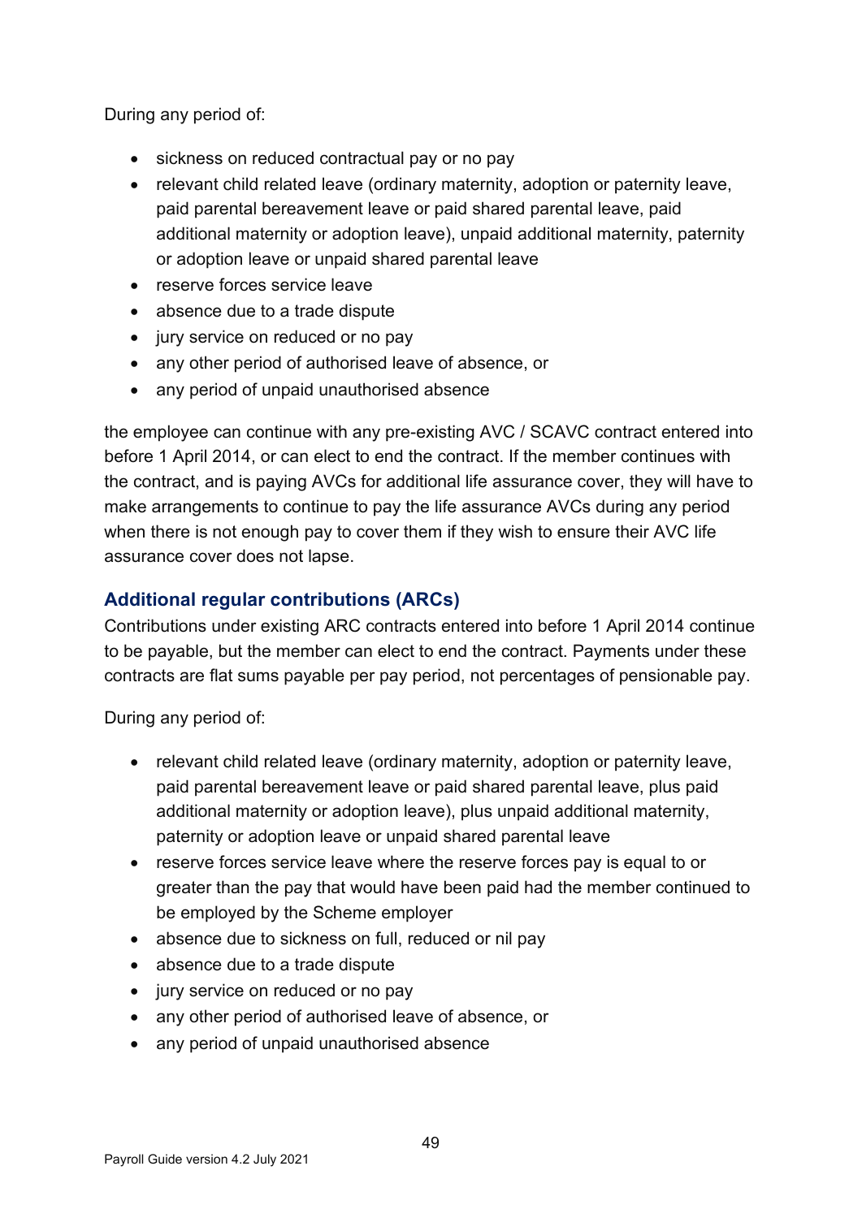During any period of:

- sickness on reduced contractual pay or no pay
- relevant child related leave (ordinary maternity, adoption or paternity leave, paid parental bereavement leave or paid shared parental leave, paid additional maternity or adoption leave), unpaid additional maternity, paternity or adoption leave or unpaid shared parental leave
- reserve forces service leave
- absence due to a trade dispute
- jury service on reduced or no pay
- any other period of authorised leave of absence, or
- any period of unpaid unauthorised absence

the employee can continue with any pre-existing AVC / SCAVC contract entered into before 1 April 2014, or can elect to end the contract. If the member continues with the contract, and is paying AVCs for additional life assurance cover, they will have to make arrangements to continue to pay the life assurance AVCs during any period when there is not enough pay to cover them if they wish to ensure their AVC life assurance cover does not lapse.

### Additional regular contributions (ARCs)

Contributions under existing ARC contracts entered into before 1 April 2014 continue to be payable, but the member can elect to end the contract. Payments under these contracts are flat sums payable per pay period, not percentages of pensionable pay.

During any period of:

- relevant child related leave (ordinary maternity, adoption or paternity leave, paid parental bereavement leave or paid shared parental leave, plus paid additional maternity or adoption leave), plus unpaid additional maternity, paternity or adoption leave or unpaid shared parental leave
- reserve forces service leave where the reserve forces pay is equal to or greater than the pay that would have been paid had the member continued to be employed by the Scheme employer
- absence due to sickness on full, reduced or nil pay
- absence due to a trade dispute
- jury service on reduced or no pay
- any other period of authorised leave of absence, or
- any period of unpaid unauthorised absence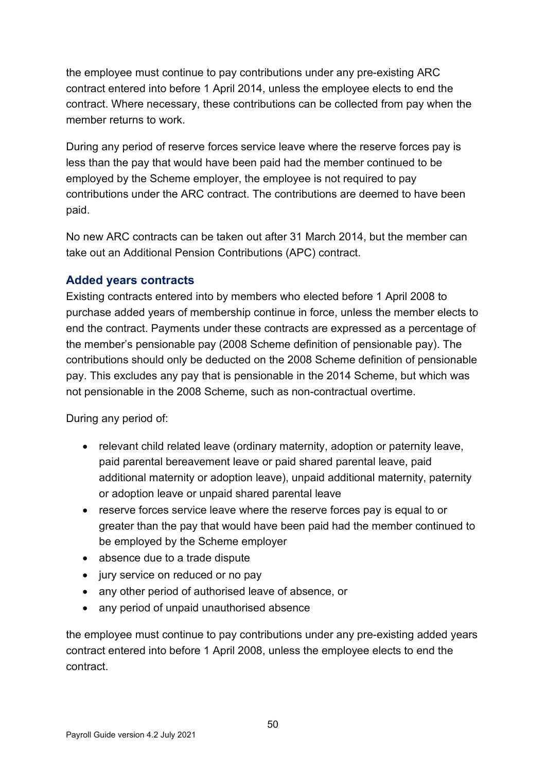the employee must continue to pay contributions under any pre-existing ARC contract entered into before 1 April 2014, unless the employee elects to end the contract. Where necessary, these contributions can be collected from pay when the member returns to work.

During any period of reserve forces service leave where the reserve forces pay is less than the pay that would have been paid had the member continued to be employed by the Scheme employer, the employee is not required to pay contributions under the ARC contract. The contributions are deemed to have been paid.

No new ARC contracts can be taken out after 31 March 2014, but the member can take out an Additional Pension Contributions (APC) contract.

### Added years contracts

Existing contracts entered into by members who elected before 1 April 2008 to purchase added years of membership continue in force, unless the member elects to end the contract. Payments under these contracts are expressed as a percentage of the member's pensionable pay (2008 Scheme definition of pensionable pay). The contributions should only be deducted on the 2008 Scheme definition of pensionable pay. This excludes any pay that is pensionable in the 2014 Scheme, but which was not pensionable in the 2008 Scheme, such as non-contractual overtime.

During any period of:

- relevant child related leave (ordinary maternity, adoption or paternity leave, paid parental bereavement leave or paid shared parental leave, paid additional maternity or adoption leave), unpaid additional maternity, paternity or adoption leave or unpaid shared parental leave
- reserve forces service leave where the reserve forces pay is equal to or greater than the pay that would have been paid had the member continued to be employed by the Scheme employer
- absence due to a trade dispute
- jury service on reduced or no pay
- any other period of authorised leave of absence, or
- any period of unpaid unauthorised absence

the employee must continue to pay contributions under any pre-existing added years contract entered into before 1 April 2008, unless the employee elects to end the contract.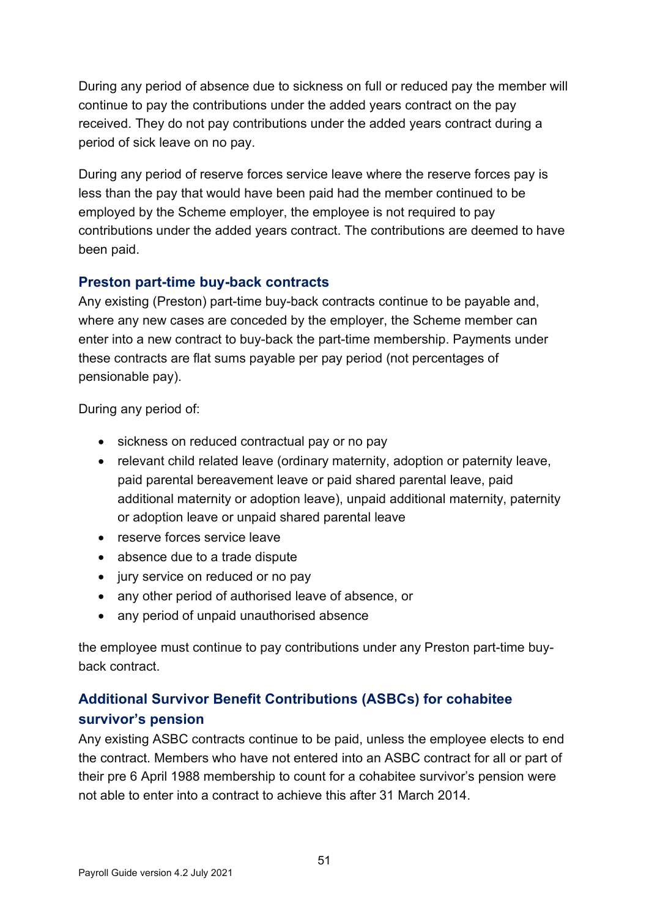During any period of absence due to sickness on full or reduced pay the member will continue to pay the contributions under the added years contract on the pay received. They do not pay contributions under the added years contract during a period of sick leave on no pay.

During any period of reserve forces service leave where the reserve forces pay is less than the pay that would have been paid had the member continued to be employed by the Scheme employer, the employee is not required to pay contributions under the added years contract. The contributions are deemed to have been paid.

### Preston part-time buy-back contracts

Any existing (Preston) part-time buy-back contracts continue to be payable and, where any new cases are conceded by the employer, the Scheme member can enter into a new contract to buy-back the part-time membership. Payments under these contracts are flat sums payable per pay period (not percentages of pensionable pay).

During any period of:

- sickness on reduced contractual pay or no pay
- relevant child related leave (ordinary maternity, adoption or paternity leave, paid parental bereavement leave or paid shared parental leave, paid additional maternity or adoption leave), unpaid additional maternity, paternity or adoption leave or unpaid shared parental leave
- reserve forces service leave
- absence due to a trade dispute
- jury service on reduced or no pay
- any other period of authorised leave of absence, or
- any period of unpaid unauthorised absence

the employee must continue to pay contributions under any Preston part-time buy-back contract.

### Additional Survivor Benefit Contributions (ASBCs) for cohabitee survivor's pension

Any existing ASBC contracts continue to be paid, unless the employee elects to end the contract. Members who have not entered into an ASBC contract for all or part of their pre 6 April 1988 membership to count for a cohabitee survivor's pension were not able to enter into a contract to achieve this after 31 March 2014.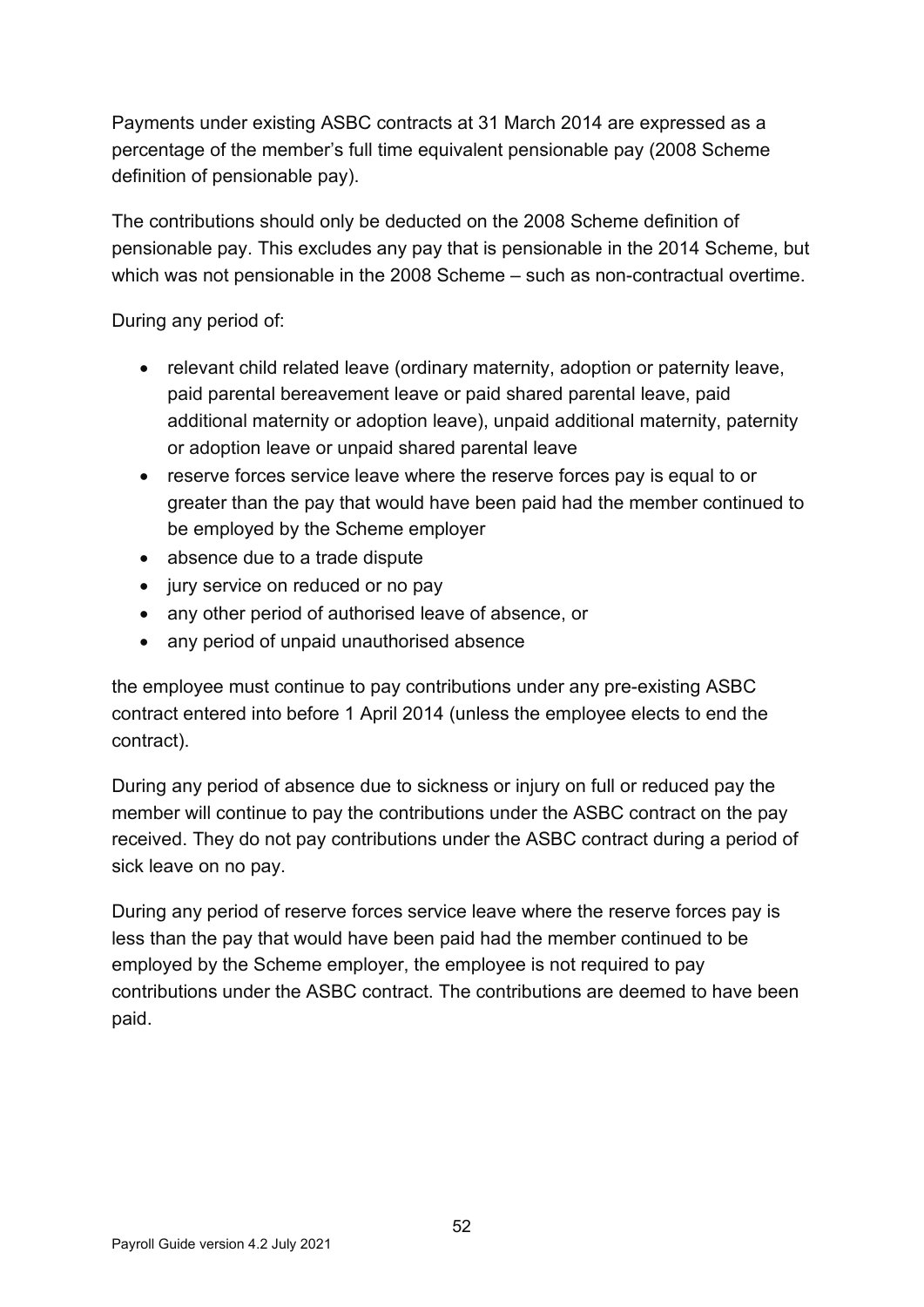Payments under existing ASBC contracts at 31 March 2014 are expressed as a percentage of the member's full time equivalent pensionable pay (2008 Scheme definition of pensionable pay).

The contributions should only be deducted on the 2008 Scheme definition of pensionable pay. This excludes any pay that is pensionable in the 2014 Scheme, but which was not pensionable in the 2008 Scheme – such as non-contractual overtime.

During any period of:

- relevant child related leave (ordinary maternity, adoption or paternity leave, paid parental bereavement leave or paid shared parental leave, paid additional maternity or adoption leave), unpaid additional maternity, paternity or adoption leave or unpaid shared parental leave
- reserve forces service leave where the reserve forces pay is equal to or greater than the pay that would have been paid had the member continued to be employed by the Scheme employer
- absence due to a trade dispute
- jury service on reduced or no pay
- any other period of authorised leave of absence, or
- any period of unpaid unauthorised absence

the employee must continue to pay contributions under any pre-existing ASBC contract entered into before 1 April 2014 (unless the employee elects to end the contract).

During any period of absence due to sickness or injury on full or reduced pay the member will continue to pay the contributions under the ASBC contract on the pay received. They do not pay contributions under the ASBC contract during a period of sick leave on no pay.

During any period of reserve forces service leave where the reserve forces pay is less than the pay that would have been paid had the member continued to be employed by the Scheme employer, the employee is not required to pay contributions under the ASBC contract. The contributions are deemed to have been paid.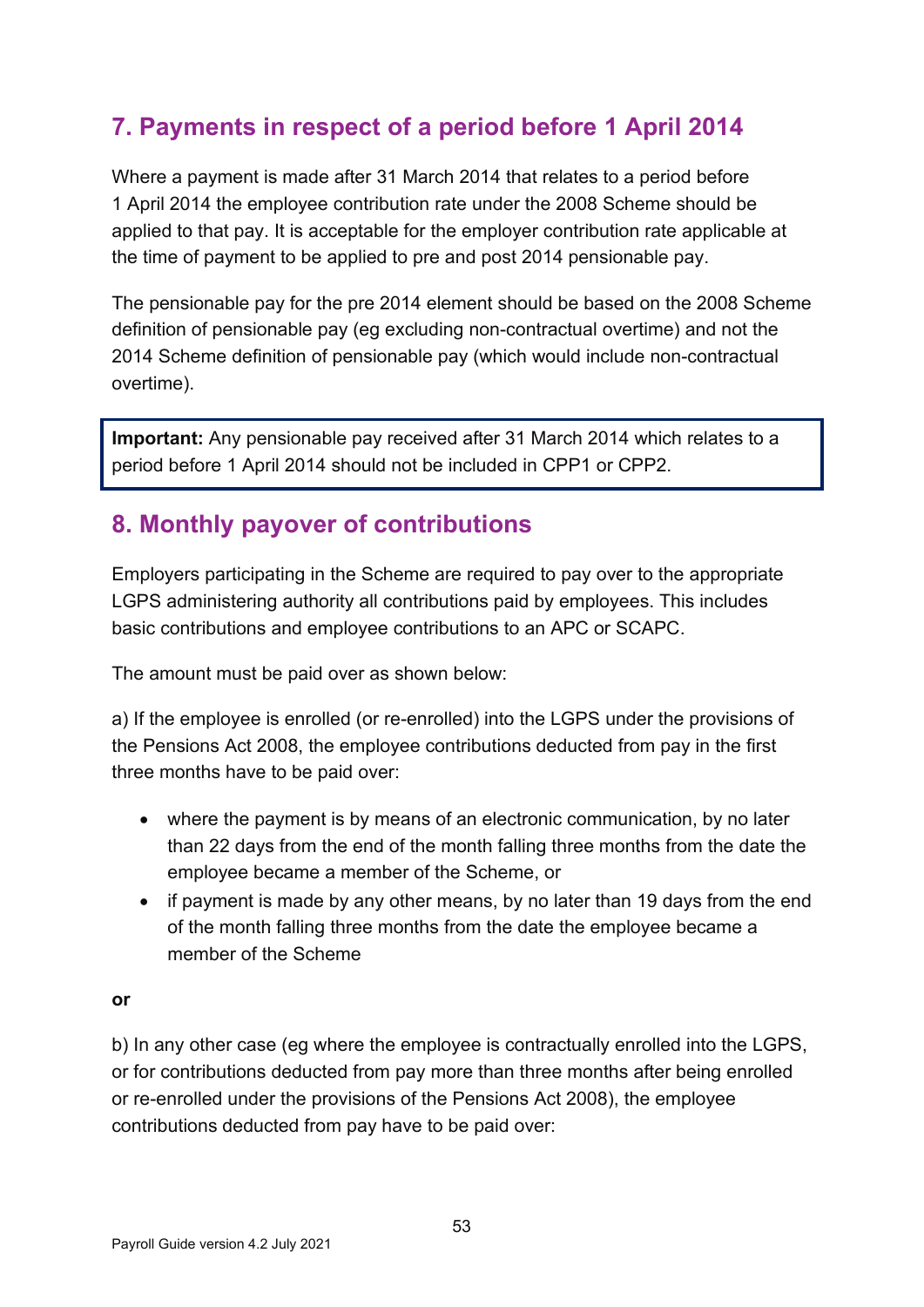## 7. Payments in respect of a period before 1 April 2014

Where a payment is made after 31 March 2014 that relates to a period before 1 April 2014 the employee contribution rate under the 2008 Scheme should be applied to that pay. It is acceptable for the employer contribution rate applicable at the time of payment to be applied to pre and post 2014 pensionable pay.

The pensionable pay for the pre 2014 element should be based on the 2008 Scheme definition of pensionable pay (eg excluding non-contractual overtime) and not the 2014 Scheme definition of pensionable pay (which would include non-contractual overtime).

**Important:** Any pensionable pay received after 31 March 2014 which relates to a period before 1 April 2014 should not be included in CPP1 or CPP2.

## 8. Monthly payover of contributions

Employers participating in the Scheme are required to pay over to the appropriate LGPS administering authority all contributions paid by employees. This includes basic contributions and employee contributions to an APC or SCAPC.

The amount must be paid over as shown below:

a) If the employee is enrolled (or re-enrolled) into the LGPS under the provisions of the Pensions Act 2008, the employee contributions deducted from pay in the first three months have to be paid over:

- where the payment is by means of an electronic communication, by no later than 22 days from the end of the month falling three months from the date the employee became a member of the Scheme, or
- if payment is made by any other means, by no later than 19 days from the end of the month falling three months from the date the employee became a member of the Scheme

**or**

b) In any other case (eg where the employee is contractually enrolled into the LGPS, or for contributions deducted from pay more than three months after being enrolled or re-enrolled under the provisions of the Pensions Act 2008), the employee contributions deducted from pay have to be paid over: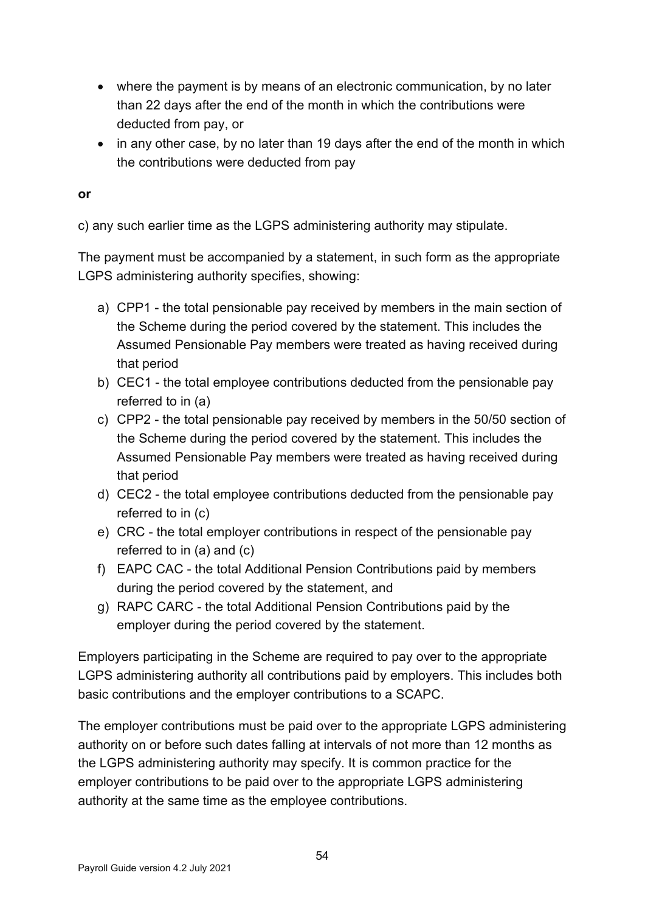- where the payment is by means of an electronic communication, by no later than 22 days after the end of the month in which the contributions were deducted from pay, or
- in any other case, by no later than 19 days after the end of the month in which the contributions were deducted from pay

**or**

c) any such earlier time as the LGPS administering authority may stipulate.

The payment must be accompanied by a statement, in such form as the appropriate LGPS administering authority specifies, showing:

a) CPP1 - the total pensionable pay received by members in the main section of the Scheme during the period covered by the statement. This includes the Assumed Pensionable Pay members were treated as having received during that period
b) CEC1 - the total employee contributions deducted from the pensionable pay referred to in (a)
c) CPP2 - the total pensionable pay received by members in the 50/50 section of the Scheme during the period covered by the statement. This includes the Assumed Pensionable Pay members were treated as having received during that period
d) CEC2 - the total employee contributions deducted from the pensionable pay referred to in (c)
e) CRC - the total employer contributions in respect of the pensionable pay referred to in (a) and (c)
f) EAPC CAC - the total Additional Pension Contributions paid by members during the period covered by the statement, and
g) RAPC CARC - the total Additional Pension Contributions paid by the employer during the period covered by the statement.

Employers participating in the Scheme are required to pay over to the appropriate LGPS administering authority all contributions paid by employers. This includes both basic contributions and the employer contributions to a SCAPC.

The employer contributions must be paid over to the appropriate LGPS administering authority on or before such dates falling at intervals of not more than 12 months as the LGPS administering authority may specify. It is common practice for the employer contributions to be paid over to the appropriate LGPS administering authority at the same time as the employee contributions.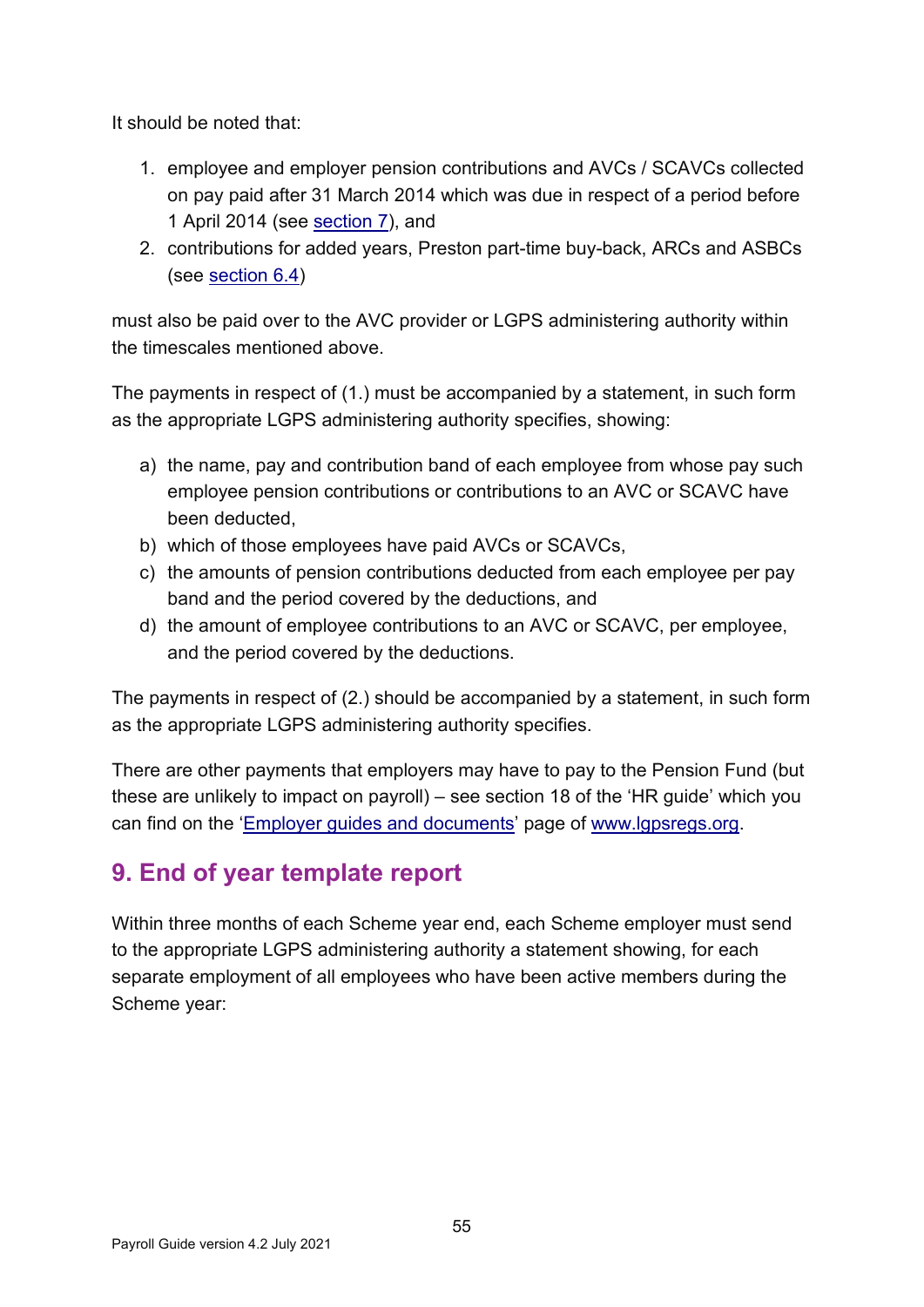It should be noted that:

1. employee and employer pension contributions and AVCs / SCAVCs collected on pay paid after 31 March 2014 which was due in respect of a period before 1 April 2014 (see [section 7](#)), and
2. contributions for added years, Preston part-time buy-back, ARCs and ASBCs (see [section 6.4](#))

must also be paid over to the AVC provider or LGPS administering authority within the timescales mentioned above.

The payments in respect of (1.) must be accompanied by a statement, in such form as the appropriate LGPS administering authority specifies, showing:

a) the name, pay and contribution band of each employee from whose pay such employee pension contributions or contributions to an AVC or SCAVC have been deducted,
b) which of those employees have paid AVCs or SCAVCs,
c) the amounts of pension contributions deducted from each employee per pay band and the period covered by the deductions, and
d) the amount of employee contributions to an AVC or SCAVC, per employee, and the period covered by the deductions.

The payments in respect of (2.) should be accompanied by a statement, in such form as the appropriate LGPS administering authority specifies.

There are other payments that employers may have to pay to the Pension Fund (but these are unlikely to impact on payroll) – see section 18 of the 'HR guide' which you can find on the '[Employer guides and documents](#)' page of [www.lgpsregs.org](http://www.lgpsregs.org).

## 9. End of year template report

Within three months of each Scheme year end, each Scheme employer must send to the appropriate LGPS administering authority a statement showing, for each separate employment of all employees who have been active members during the Scheme year: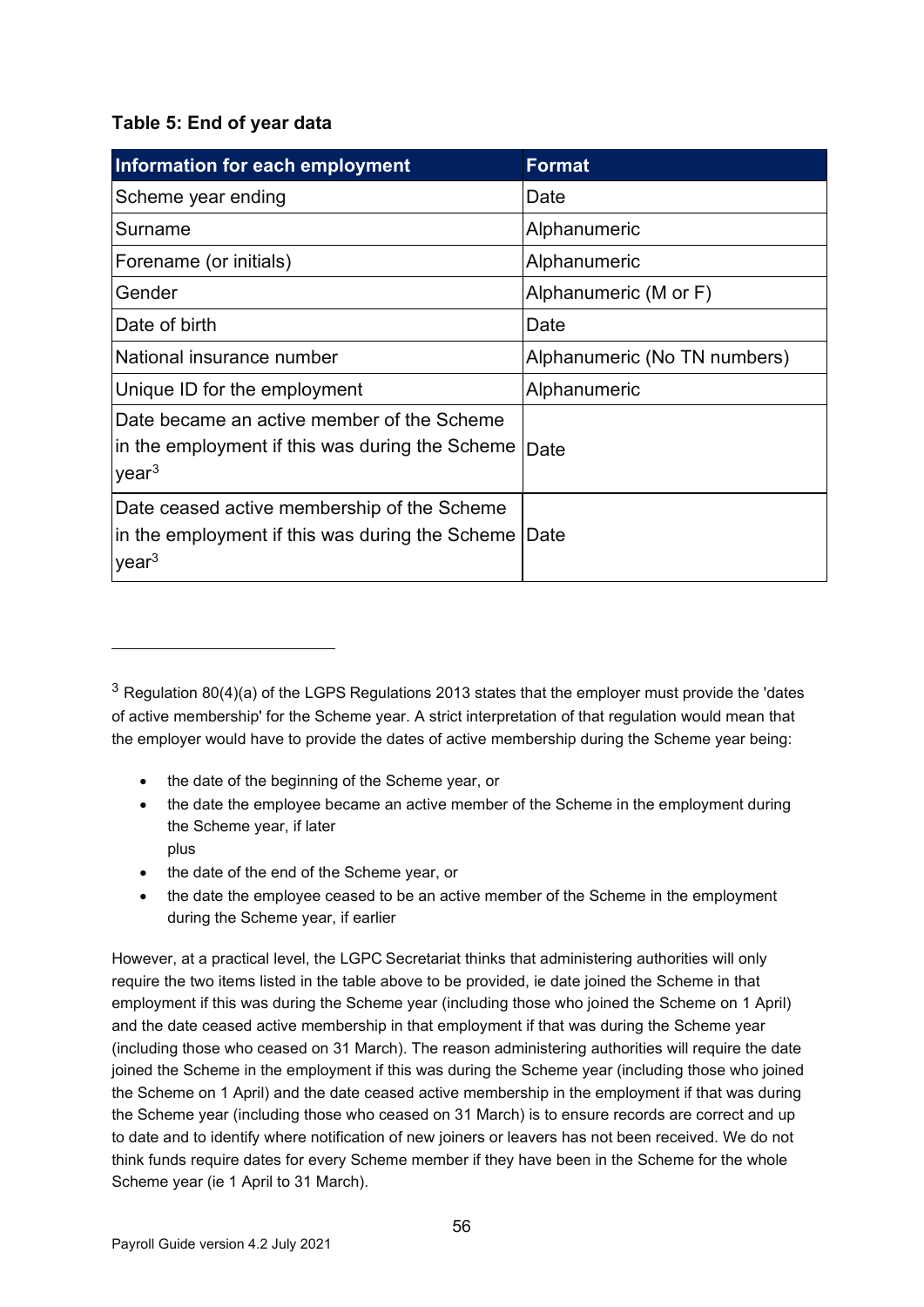**Table 5: End of year data**

| Information for each employment | Format |
|---|---|
| Scheme year ending | Date |
| Surname | Alphanumeric |
| Forename (or initials) | Alphanumeric |
| Gender | Alphanumeric (M or F) |
| Date of birth | Date |
| National insurance number | Alphanumeric (No TN numbers) |
| Unique ID for the employment | Alphanumeric |
| Date became an active member of the Scheme in the employment if this was during the Scheme year[3] | Date |
| Date ceased active membership of the Scheme in the employment if this was during the Scheme year[3] | Date |

---

[3] Regulation 80(4)(a) of the LGPS Regulations 2013 states that the employer must provide the 'dates of active membership' for the Scheme year. A strict interpretation of that regulation would mean that the employer would have to provide the dates of active membership during the Scheme year being:

- the date of the beginning of the Scheme year, or
- the date the employee became an active member of the Scheme in the employment during the Scheme year, if later
  plus
- the date of the end of the Scheme year, or
- the date the employee ceased to be an active member of the Scheme in the employment during the Scheme year, if earlier

However, at a practical level, the LGPC Secretariat thinks that administering authorities will only require the two items listed in the table above to be provided, ie date joined the Scheme in that employment if this was during the Scheme year (including those who joined the Scheme on 1 April) and the date ceased active membership in that employment if that was during the Scheme year (including those who ceased on 31 March). The reason administering authorities will require the date joined the Scheme in the employment if this was during the Scheme year (including those who joined the Scheme on 1 April) and the date ceased active membership in the employment if that was during the Scheme year (including those who ceased on 31 March) is to ensure records are correct and up to date and to identify where notification of new joiners or leavers has not been received. We do not think funds require dates for every Scheme member if they have been in the Scheme for the whole Scheme year (ie 1 April to 31 March).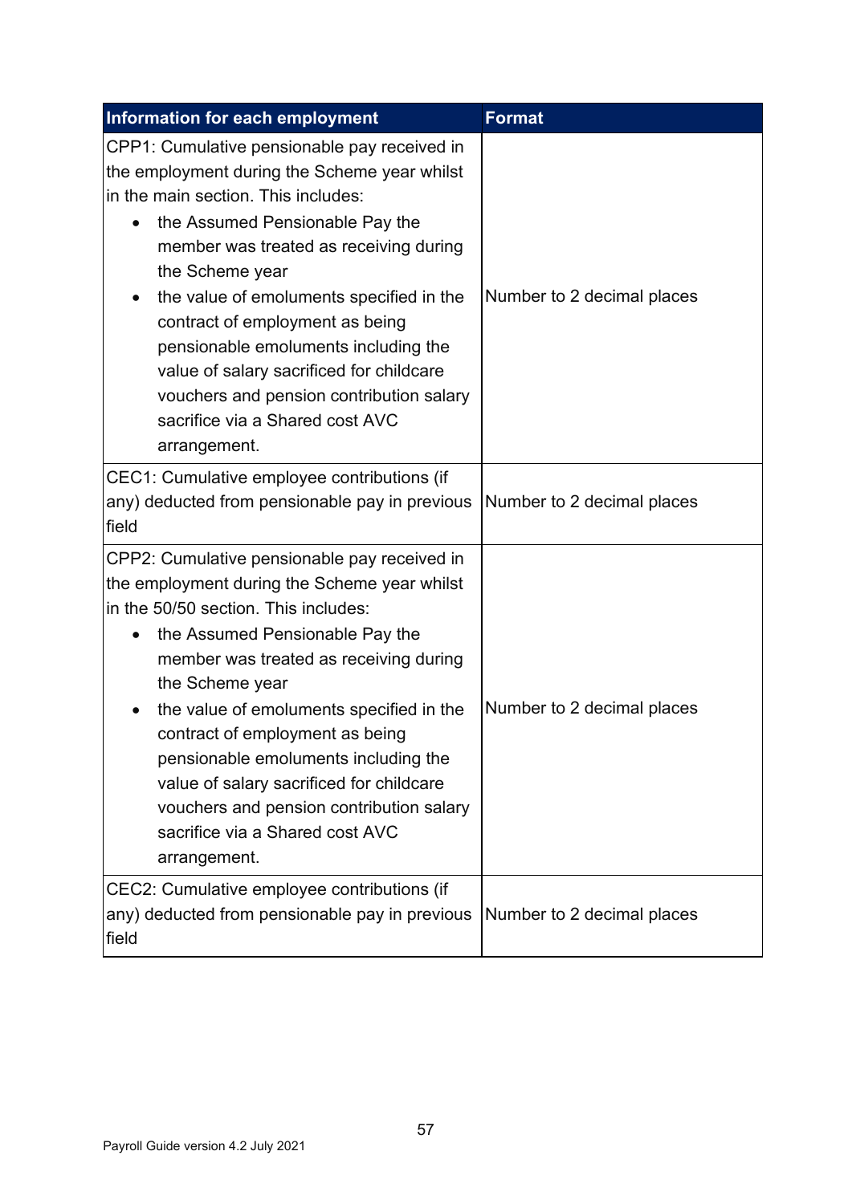| Information for each employment | Format |
|---|---|
| CPP1: Cumulative pensionable pay received in the employment during the Scheme year whilst in the main section. This includes:<br>• the Assumed Pensionable Pay the member was treated as receiving during the Scheme year<br>• the value of emoluments specified in the contract of employment as being pensionable emoluments including the value of salary sacrificed for childcare vouchers and pension contribution salary sacrifice via a Shared cost AVC arrangement. | Number to 2 decimal places |
| CEC1: Cumulative employee contributions (if any) deducted from pensionable pay in previous field | Number to 2 decimal places |
| CPP2: Cumulative pensionable pay received in the employment during the Scheme year whilst in the 50/50 section. This includes:<br>• the Assumed Pensionable Pay the member was treated as receiving during the Scheme year<br>• the value of emoluments specified in the contract of employment as being pensionable emoluments including the value of salary sacrificed for childcare vouchers and pension contribution salary sacrifice via a Shared cost AVC arrangement. | Number to 2 decimal places |
| CEC2: Cumulative employee contributions (if any) deducted from pensionable pay in previous field | Number to 2 decimal places |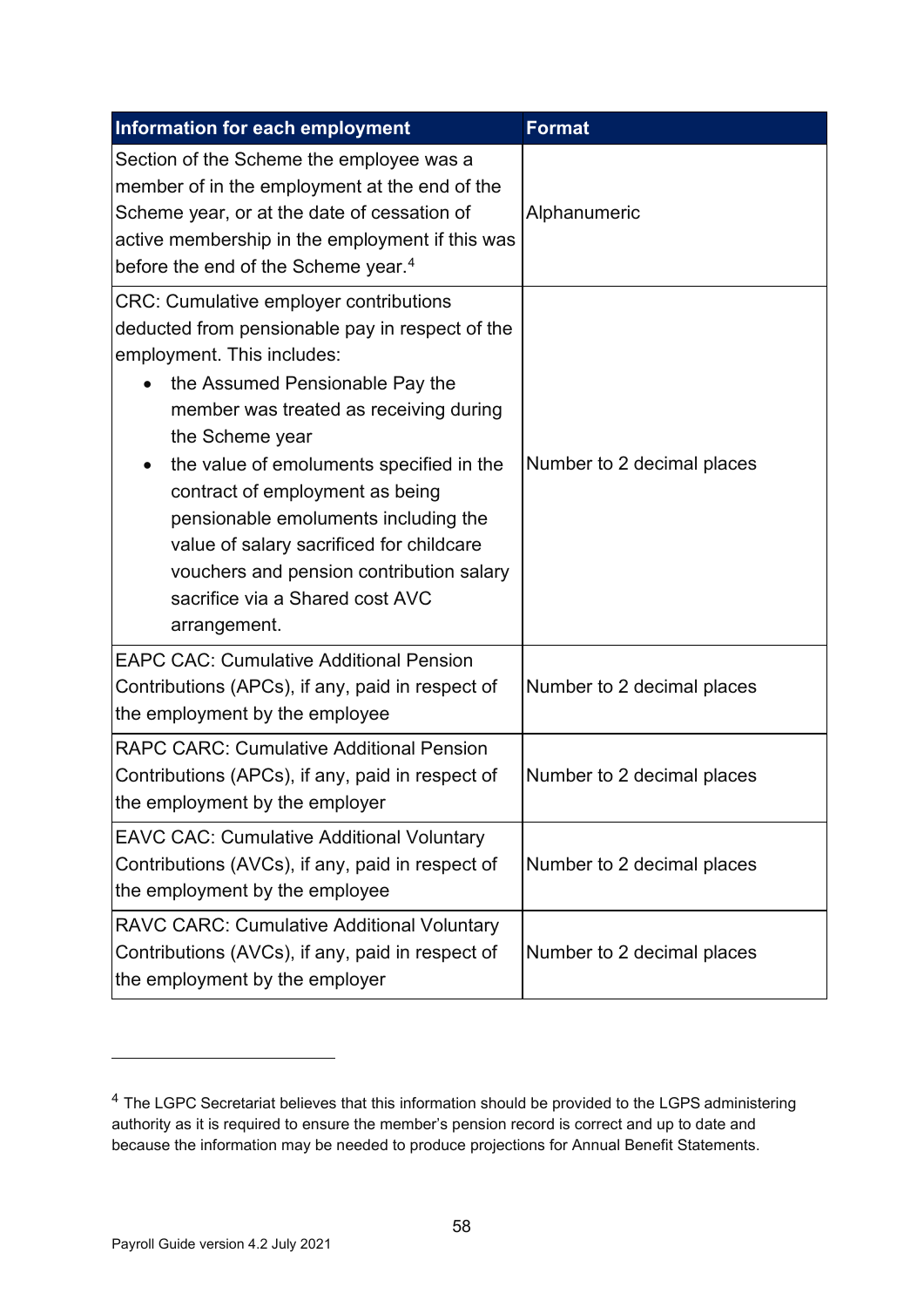| Information for each employment | Format |
|---|---|
| Section of the Scheme the employee was a member of in the employment at the end of the Scheme year, or at the date of cessation of active membership in the employment if this was before the end of the Scheme year.[4] | Alphanumeric |
| CRC: Cumulative employer contributions deducted from pensionable pay in respect of the employment. This includes:<br>• the Assumed Pensionable Pay the member was treated as receiving during the Scheme year<br>• the value of emoluments specified in the contract of employment as being pensionable emoluments including the value of salary sacrificed for childcare vouchers and pension contribution salary sacrifice via a Shared cost AVC arrangement. | Number to 2 decimal places |
| EAPC CAC: Cumulative Additional Pension Contributions (APCs), if any, paid in respect of the employment by the employee | Number to 2 decimal places |
| RAPC CARC: Cumulative Additional Pension Contributions (APCs), if any, paid in respect of the employment by the employer | Number to 2 decimal places |
| EAVC CAC: Cumulative Additional Voluntary Contributions (AVCs), if any, paid in respect of the employment by the employee | Number to 2 decimal places |
| RAVC CARC: Cumulative Additional Voluntary Contributions (AVCs), if any, paid in respect of the employment by the employer | Number to 2 decimal places |

[4] The LGPC Secretariat believes that this information should be provided to the LGPS administering authority as it is required to ensure the member's pension record is correct and up to date and because the information may be needed to produce projections for Annual Benefit Statements.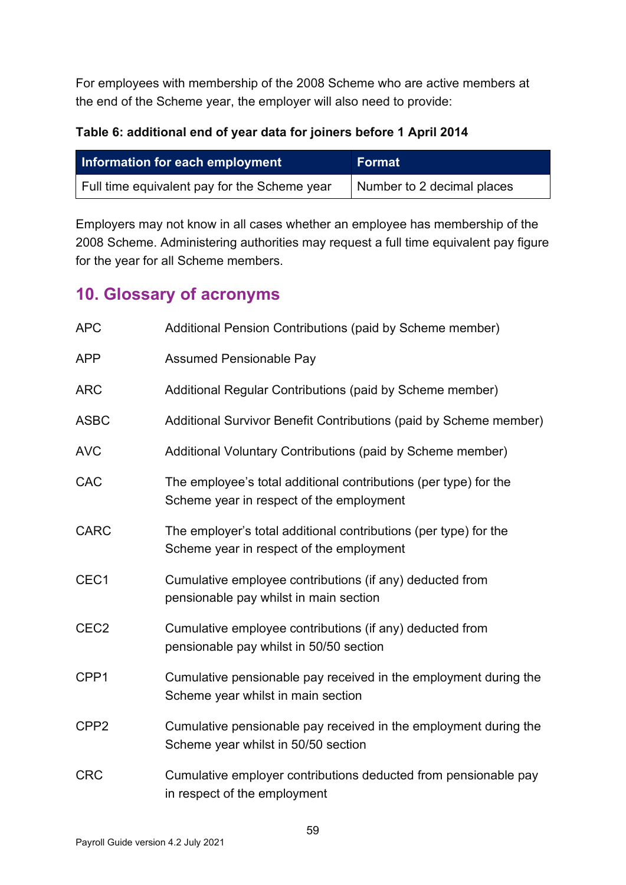For employees with membership of the 2008 Scheme who are active members at the end of the Scheme year, the employer will also need to provide:

**Table 6: additional end of year data for joiners before 1 April 2014**

| Information for each employment | Format |
| --- | --- |
| Full time equivalent pay for the Scheme year | Number to 2 decimal places |

Employers may not know in all cases whether an employee has membership of the 2008 Scheme. Administering authorities may request a full time equivalent pay figure for the year for all Scheme members.

## 10. Glossary of acronyms

| | |
| --- | --- |
| APC | Additional Pension Contributions (paid by Scheme member) |
| APP | Assumed Pensionable Pay |
| ARC | Additional Regular Contributions (paid by Scheme member) |
| ASBC | Additional Survivor Benefit Contributions (paid by Scheme member) |
| AVC | Additional Voluntary Contributions (paid by Scheme member) |
| CAC | The employee's total additional contributions (per type) for the Scheme year in respect of the employment |
| CARC | The employer's total additional contributions (per type) for the Scheme year in respect of the employment |
| CEC1 | Cumulative employee contributions (if any) deducted from pensionable pay whilst in main section |
| CEC2 | Cumulative employee contributions (if any) deducted from pensionable pay whilst in 50/50 section |
| CPP1 | Cumulative pensionable pay received in the employment during the Scheme year whilst in main section |
| CPP2 | Cumulative pensionable pay received in the employment during the Scheme year whilst in 50/50 section |
| CRC | Cumulative employer contributions deducted from pensionable pay in respect of the employment |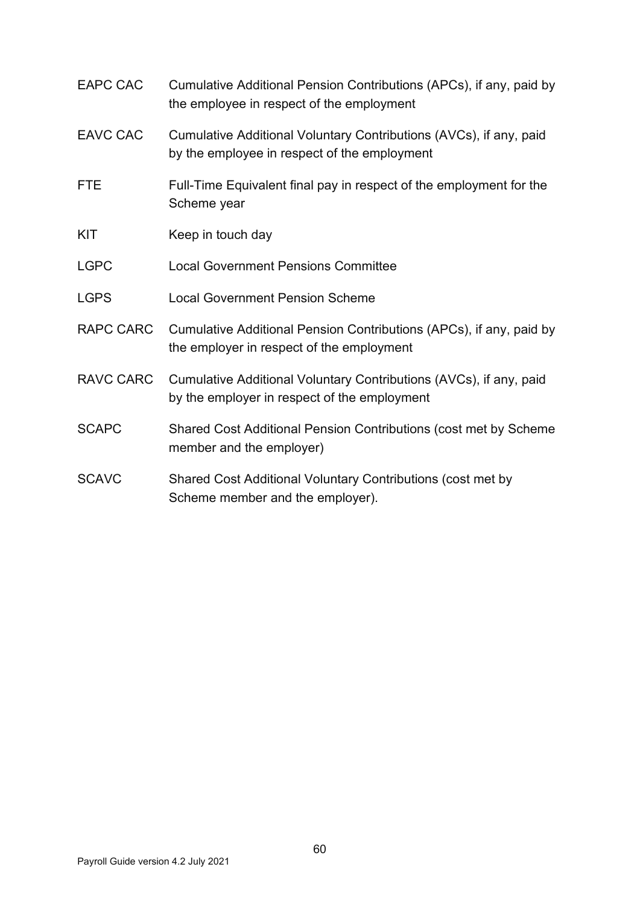| | |
|---|---|
| EAPC CAC | Cumulative Additional Pension Contributions (APCs), if any, paid by the employee in respect of the employment |
| EAVC CAC | Cumulative Additional Voluntary Contributions (AVCs), if any, paid by the employee in respect of the employment |
| FTE | Full-Time Equivalent final pay in respect of the employment for the Scheme year |
| KIT | Keep in touch day |
| LGPC | Local Government Pensions Committee |
| LGPS | Local Government Pension Scheme |
| RAPC CARC | Cumulative Additional Pension Contributions (APCs), if any, paid by the employer in respect of the employment |
| RAVC CARC | Cumulative Additional Voluntary Contributions (AVCs), if any, paid by the employer in respect of the employment |
| SCAPC | Shared Cost Additional Pension Contributions (cost met by Scheme member and the employer) |
| SCAVC | Shared Cost Additional Voluntary Contributions (cost met by Scheme member and the employer). |